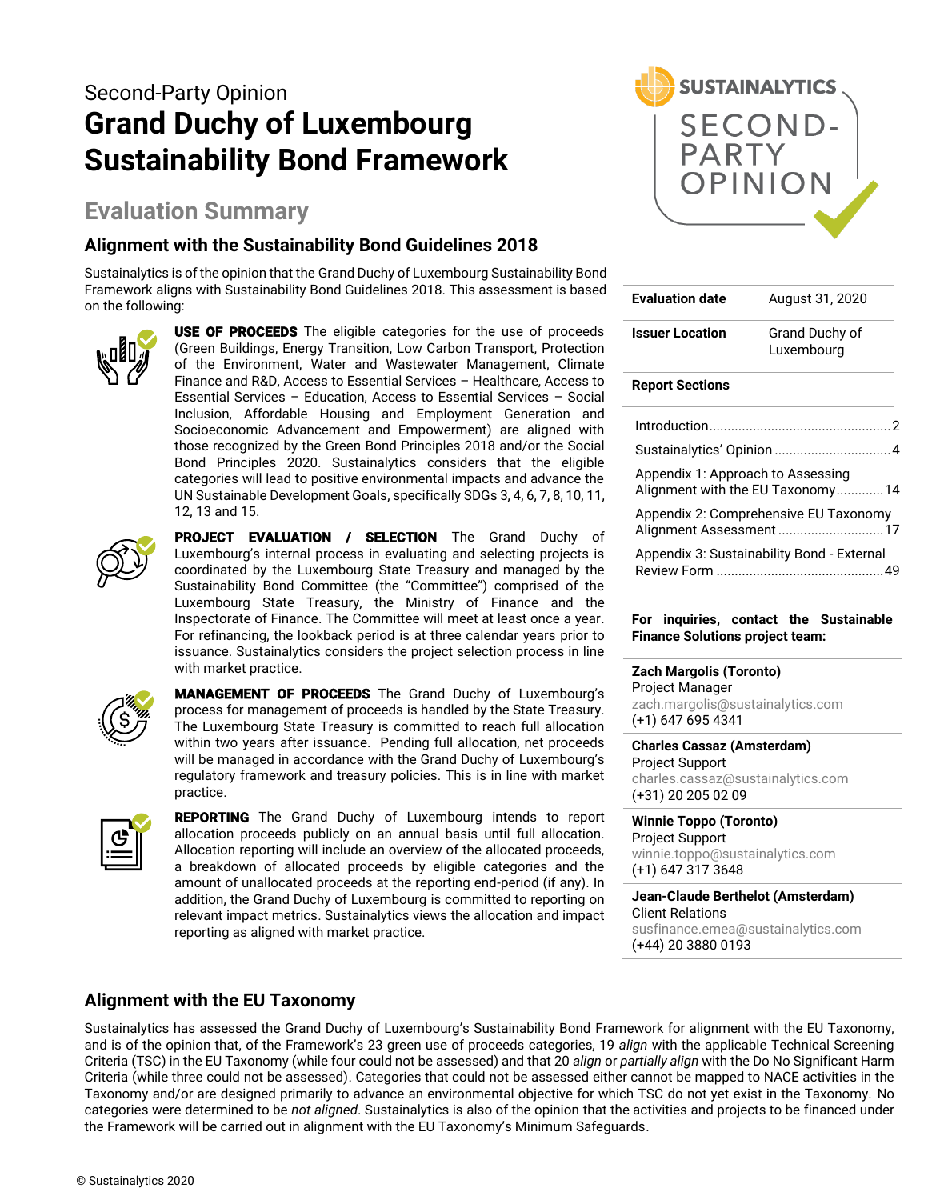Second-Party Opinion

# Grand Duchy of Luxembourg Sustainability Bond Framework

## Evaluation Summary

### Alignment with the Sustainability Bond Guidelines 2018

Sustainalytics is of the opinion that the Grand Duchy of Luxembourg Sustainability Bond Framework aligns with Sustainability Bond Guidelines 2018. This assessment is based on the following:

**USE OF PROCEEDS** The eligible categories for the use of proceeds (Green Buildings, Energy Transition, Low Carbon Transport, Protection of the Environment, Water and Wastewater Management, Climate Finance and R&D, Access to Essential Services – Healthcare, Access to Essential Services – Education, Access to Essential Services – Social Inclusion, Affordable Housing and Employment Generation and Socioeconomic Advancement and Empowerment) are aligned with those recognized by the Green Bond Principles 2018 and/or the Social Bond Principles 2020. Sustainalytics considers that the eligible categories will lead to positive environmental impacts and advance the UN Sustainable Development Goals, specifically SDGs 3, 4, 6, 7, 8, 10, 11, 12, 13 and 15.

**PROJECT EVALUATION / SELECTION** The Grand Duchy of Luxembourg's internal process in evaluating and selecting projects is coordinated by the Luxembourg State Treasury and managed by the Sustainability Bond Committee (the "Committee") comprised of the Luxembourg State Treasury, the Ministry of Finance and the Inspectorate of Finance. The Committee will meet at least once a year. For refinancing, the lookback period is at three calendar years prior to issuance. Sustainalytics considers the project selection process in line with market practice.

**MANAGEMENT OF PROCEEDS** The Grand Duchy of Luxembourg's process for management of proceeds is handled by the State Treasury. The Luxembourg State Treasury is committed to reach full allocation within two years after issuance. Pending full allocation, net proceeds will be managed in accordance with the Grand Duchy of Luxembourg's regulatory framework and treasury policies. This is in line with market practice.

**REPORTING** The Grand Duchy of Luxembourg intends to report allocation proceeds publicly on an annual basis until full allocation. Allocation reporting will include an overview of the allocated proceeds, a breakdown of allocated proceeds by eligible categories and the amount of unallocated proceeds at the reporting end-period (if any). In addition, the Grand Duchy of Luxembourg is committed to reporting on relevant impact metrics. Sustainalytics views the allocation and impact reporting as aligned with market practice.

| | |
|---|---|
| **Evaluation date** | August 31, 2020 |
| **Issuer Location** | Grand Duchy of Luxembourg |

**Report Sections**

- Introduction .......... 2
- Sustainalytics' Opinion .......... 4
- Appendix 1: Approach to Assessing Alignment with the EU Taxonomy .......... 14
- Appendix 2: Comprehensive EU Taxonomy Alignment Assessment .......... 17
- Appendix 3: Sustainability Bond - External Review Form .......... 49

**For inquiries, contact the Sustainable Finance Solutions project team:**

**Zach Margolis (Toronto)**
Project Manager
zach.margolis@sustainalytics.com
(+1) 647 695 4341

**Charles Cassaz (Amsterdam)**
Project Support
charles.cassaz@sustainalytics.com
(+31) 20 205 02 09

**Winnie Toppo (Toronto)**
Project Support
winnie.toppo@sustainalytics.com
(+1) 647 317 3648

**Jean-Claude Berthelot (Amsterdam)**
Client Relations
susfinance.emea@sustainalytics.com
(+44) 20 3880 0193

### Alignment with the EU Taxonomy

Sustainalytics has assessed the Grand Duchy of Luxembourg's Sustainability Bond Framework for alignment with the EU Taxonomy, and is of the opinion that, of the Framework's 23 green use of proceeds categories, 19 *align* with the applicable Technical Screening Criteria (TSC) in the EU Taxonomy (while four could not be assessed) and that 20 *align* or *partially align* with the Do No Significant Harm Criteria (while three could not be assessed). Categories that could not be assessed either cannot be mapped to NACE activities in the Taxonomy and/or are designed primarily to advance an environmental objective for which TSC do not yet exist in the Taxonomy. No categories were determined to be *not aligned*. Sustainalytics is also of the opinion that the activities and projects to be financed under the Framework will be carried out in alignment with the EU Taxonomy's Minimum Safeguards.

© Sustainalytics 2020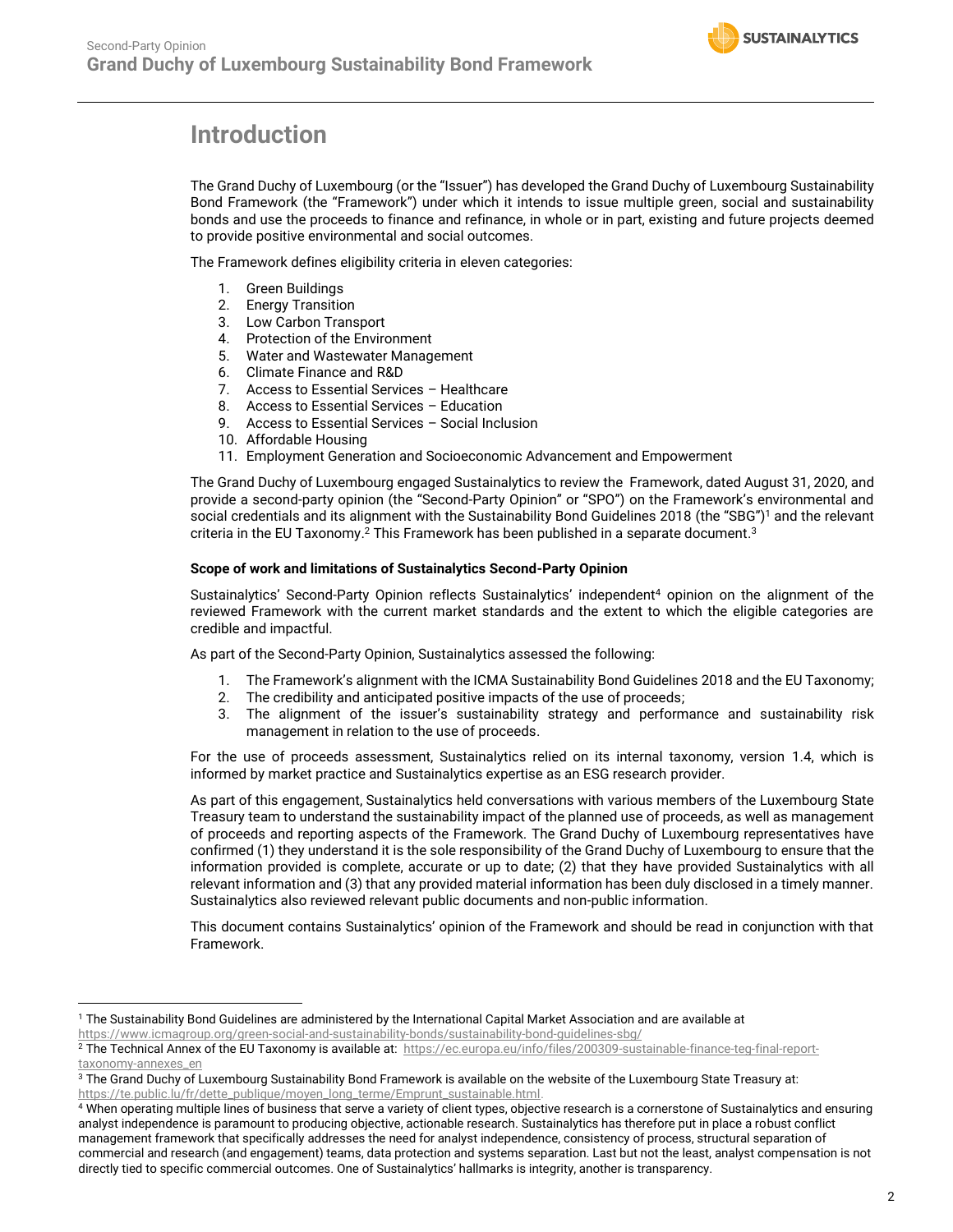# Introduction

The Grand Duchy of Luxembourg (or the "Issuer") has developed the Grand Duchy of Luxembourg Sustainability Bond Framework (the "Framework") under which it intends to issue multiple green, social and sustainability bonds and use the proceeds to finance and refinance, in whole or in part, existing and future projects deemed to provide positive environmental and social outcomes.

The Framework defines eligibility criteria in eleven categories:

1. Green Buildings
2. Energy Transition
3. Low Carbon Transport
4. Protection of the Environment
5. Water and Wastewater Management
6. Climate Finance and R&D
7. Access to Essential Services – Healthcare
8. Access to Essential Services – Education
9. Access to Essential Services – Social Inclusion
10. Affordable Housing
11. Employment Generation and Socioeconomic Advancement and Empowerment

The Grand Duchy of Luxembourg engaged Sustainalytics to review the Framework, dated August 31, 2020, and provide a second-party opinion (the "Second-Party Opinion" or "SPO") on the Framework's environmental and social credentials and its alignment with the Sustainability Bond Guidelines 2018 (the "SBG")[1] and the relevant criteria in the EU Taxonomy.[2] This Framework has been published in a separate document.[3]

**Scope of work and limitations of Sustainalytics Second-Party Opinion**

Sustainalytics' Second-Party Opinion reflects Sustainalytics' independent[4] opinion on the alignment of the reviewed Framework with the current market standards and the extent to which the eligible categories are credible and impactful.

As part of the Second-Party Opinion, Sustainalytics assessed the following:

1. The Framework's alignment with the ICMA Sustainability Bond Guidelines 2018 and the EU Taxonomy;
2. The credibility and anticipated positive impacts of the use of proceeds;
3. The alignment of the issuer's sustainability strategy and performance and sustainability risk management in relation to the use of proceeds.

For the use of proceeds assessment, Sustainalytics relied on its internal taxonomy, version 1.4, which is informed by market practice and Sustainalytics expertise as an ESG research provider.

As part of this engagement, Sustainalytics held conversations with various members of the Luxembourg State Treasury team to understand the sustainability impact of the planned use of proceeds, as well as management of proceeds and reporting aspects of the Framework. The Grand Duchy of Luxembourg representatives have confirmed (1) they understand it is the sole responsibility of the Grand Duchy of Luxembourg to ensure that the information provided is complete, accurate or up to date; (2) that they have provided Sustainalytics with all relevant information and (3) that any provided material information has been duly disclosed in a timely manner. Sustainalytics also reviewed relevant public documents and non-public information.

This document contains Sustainalytics' opinion of the Framework and should be read in conjunction with that Framework.

---

[1] The Sustainability Bond Guidelines are administered by the International Capital Market Association and are available at https://www.icmagroup.org/green-social-and-sustainability-bonds/sustainability-bond-guidelines-sbg/

[2] The Technical Annex of the EU Taxonomy is available at: https://ec.europa.eu/info/files/200309-sustainable-finance-teg-final-report-taxonomy-annexes_en

[3] The Grand Duchy of Luxembourg Sustainability Bond Framework is available on the website of the Luxembourg State Treasury at: https://te.public.lu/fr/dette_publique/moyen_long_terme/Emprunt_sustainable.html.

[4] When operating multiple lines of business that serve a variety of client types, objective research is a cornerstone of Sustainalytics and ensuring analyst independence is paramount to producing objective, actionable research. Sustainalytics has therefore put in place a robust conflict management framework that specifically addresses the need for analyst independence, consistency of process, structural separation of commercial and research (and engagement) teams, data protection and systems separation. Last but not the least, analyst compensation is not directly tied to specific commercial outcomes. One of Sustainalytics' hallmarks is integrity, another is transparency.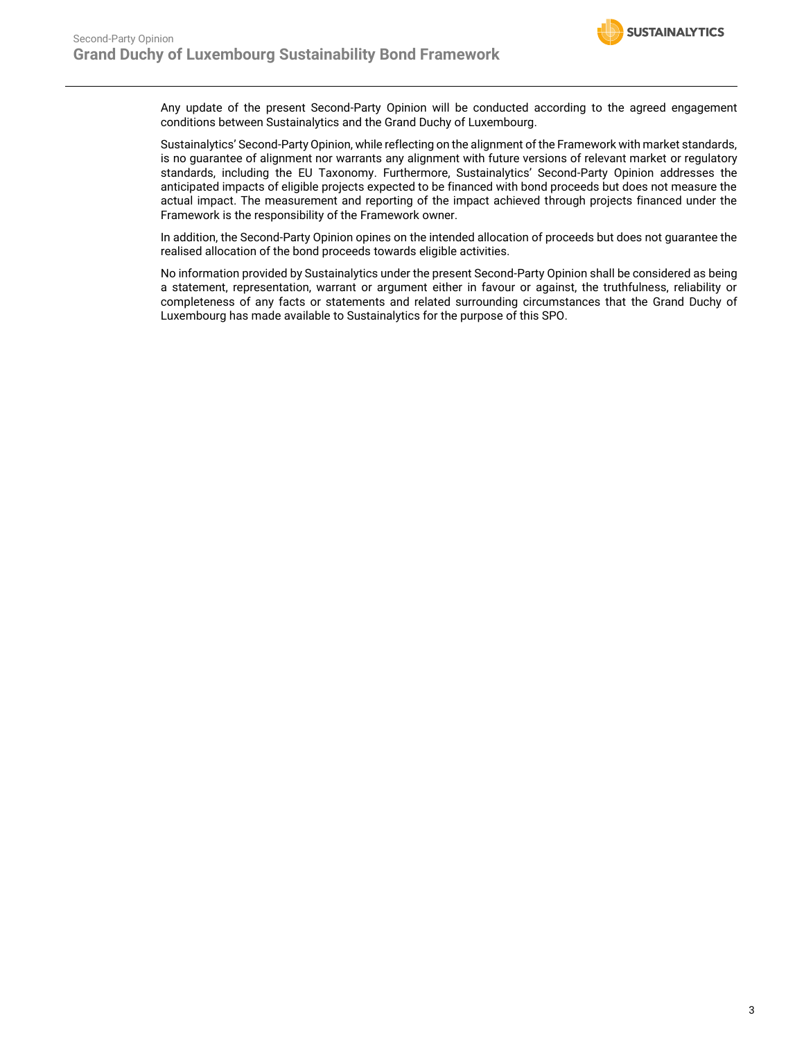Any update of the present Second-Party Opinion will be conducted according to the agreed engagement conditions between Sustainalytics and the Grand Duchy of Luxembourg.

Sustainalytics' Second-Party Opinion, while reflecting on the alignment of the Framework with market standards, is no guarantee of alignment nor warrants any alignment with future versions of relevant market or regulatory standards, including the EU Taxonomy. Furthermore, Sustainalytics' Second-Party Opinion addresses the anticipated impacts of eligible projects expected to be financed with bond proceeds but does not measure the actual impact. The measurement and reporting of the impact achieved through projects financed under the Framework is the responsibility of the Framework owner.

In addition, the Second-Party Opinion opines on the intended allocation of proceeds but does not guarantee the realised allocation of the bond proceeds towards eligible activities.

No information provided by Sustainalytics under the present Second-Party Opinion shall be considered as being a statement, representation, warrant or argument either in favour or against, the truthfulness, reliability or completeness of any facts or statements and related surrounding circumstances that the Grand Duchy of Luxembourg has made available to Sustainalytics for the purpose of this SPO.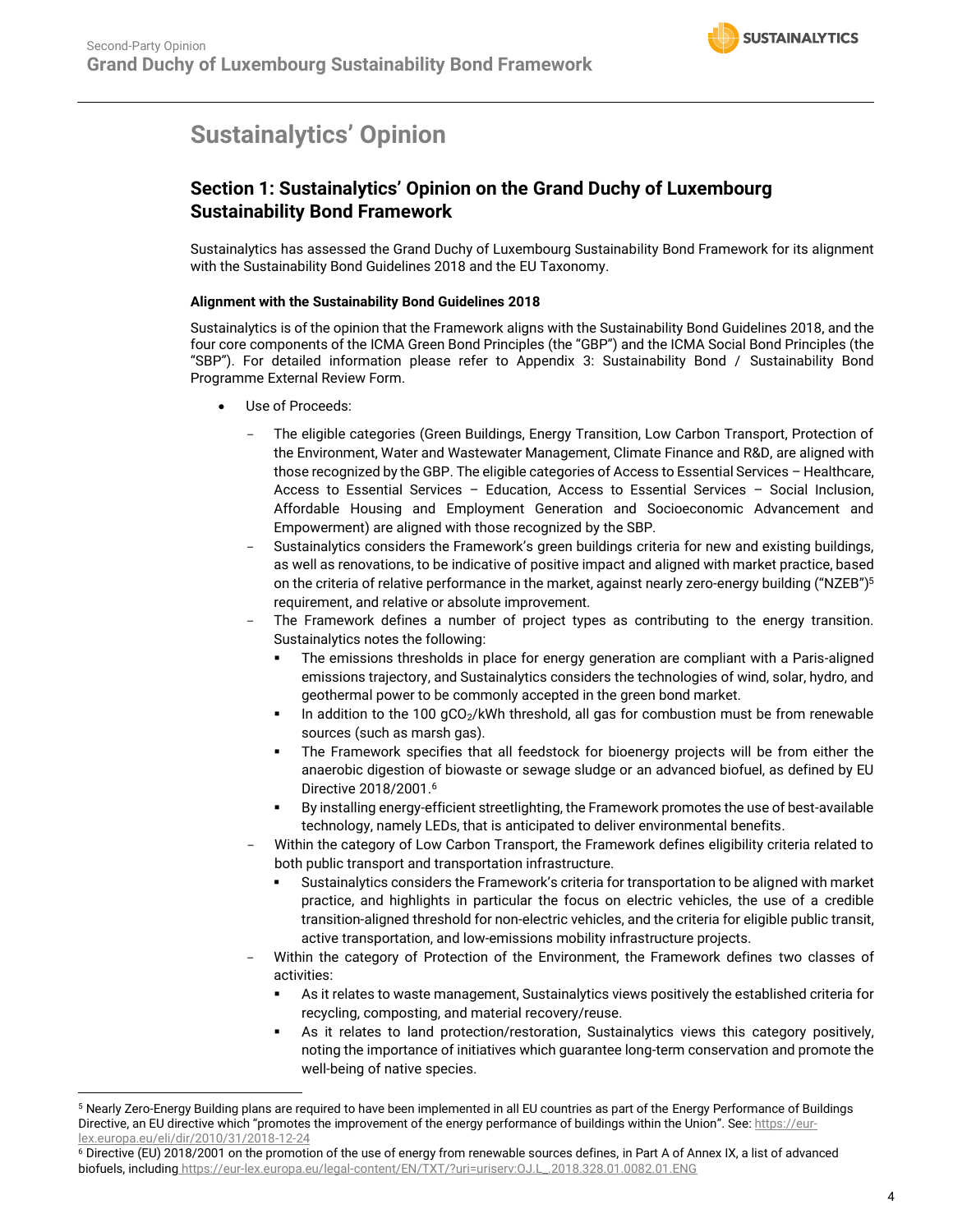# Sustainalytics' Opinion

## Section 1: Sustainalytics' Opinion on the Grand Duchy of Luxembourg Sustainability Bond Framework

Sustainalytics has assessed the Grand Duchy of Luxembourg Sustainability Bond Framework for its alignment with the Sustainability Bond Guidelines 2018 and the EU Taxonomy.

**Alignment with the Sustainability Bond Guidelines 2018**

Sustainalytics is of the opinion that the Framework aligns with the Sustainability Bond Guidelines 2018, and the four core components of the ICMA Green Bond Principles (the "GBP") and the ICMA Social Bond Principles (the "SBP"). For detailed information please refer to Appendix 3: Sustainability Bond / Sustainability Bond Programme External Review Form.

- Use of Proceeds:
  - The eligible categories (Green Buildings, Energy Transition, Low Carbon Transport, Protection of the Environment, Water and Wastewater Management, Climate Finance and R&D, are aligned with those recognized by the GBP. The eligible categories of Access to Essential Services – Healthcare, Access to Essential Services – Education, Access to Essential Services – Social Inclusion, Affordable Housing and Employment Generation and Socioeconomic Advancement and Empowerment) are aligned with those recognized by the SBP.
  - Sustainalytics considers the Framework's green buildings criteria for new and existing buildings, as well as renovations, to be indicative of positive impact and aligned with market practice, based on the criteria of relative performance in the market, against nearly zero-energy building ("NZEB")[5] requirement, and relative or absolute improvement.
  - The Framework defines a number of project types as contributing to the energy transition. Sustainalytics notes the following:
    - The emissions thresholds in place for energy generation are compliant with a Paris-aligned emissions trajectory, and Sustainalytics considers the technologies of wind, solar, hydro, and geothermal power to be commonly accepted in the green bond market.
    - In addition to the 100 $gCO_2$/kWh threshold, all gas for combustion must be from renewable sources (such as marsh gas).
    - The Framework specifies that all feedstock for bioenergy projects will be from either the anaerobic digestion of biowaste or sewage sludge or an advanced biofuel, as defined by EU Directive 2018/2001.[6]
    - By installing energy-efficient streetlighting, the Framework promotes the use of best-available technology, namely LEDs, that is anticipated to deliver environmental benefits.
  - Within the category of Low Carbon Transport, the Framework defines eligibility criteria related to both public transport and transportation infrastructure.
    - Sustainalytics considers the Framework's criteria for transportation to be aligned with market practice, and highlights in particular the focus on electric vehicles, the use of a credible transition-aligned threshold for non-electric vehicles, and the criteria for eligible public transit, active transportation, and low-emissions mobility infrastructure projects.
  - Within the category of Protection of the Environment, the Framework defines two classes of activities:
    - As it relates to waste management, Sustainalytics views positively the established criteria for recycling, composting, and material recovery/reuse.
    - As it relates to land protection/restoration, Sustainalytics views this category positively, noting the importance of initiatives which guarantee long-term conservation and promote the well-being of native species.

---

[5] Nearly Zero-Energy Building plans are required to have been implemented in all EU countries as part of the Energy Performance of Buildings Directive, an EU directive which "promotes the improvement of the energy performance of buildings within the Union". See: https://eur-lex.europa.eu/eli/dir/2010/31/2018-12-24

[6] Directive (EU) 2018/2001 on the promotion of the use of energy from renewable sources defines, in Part A of Annex IX, a list of advanced biofuels, including https://eur-lex.europa.eu/legal-content/EN/TXT/?uri=uriserv:OJ.L_.2018.328.01.0082.01.ENG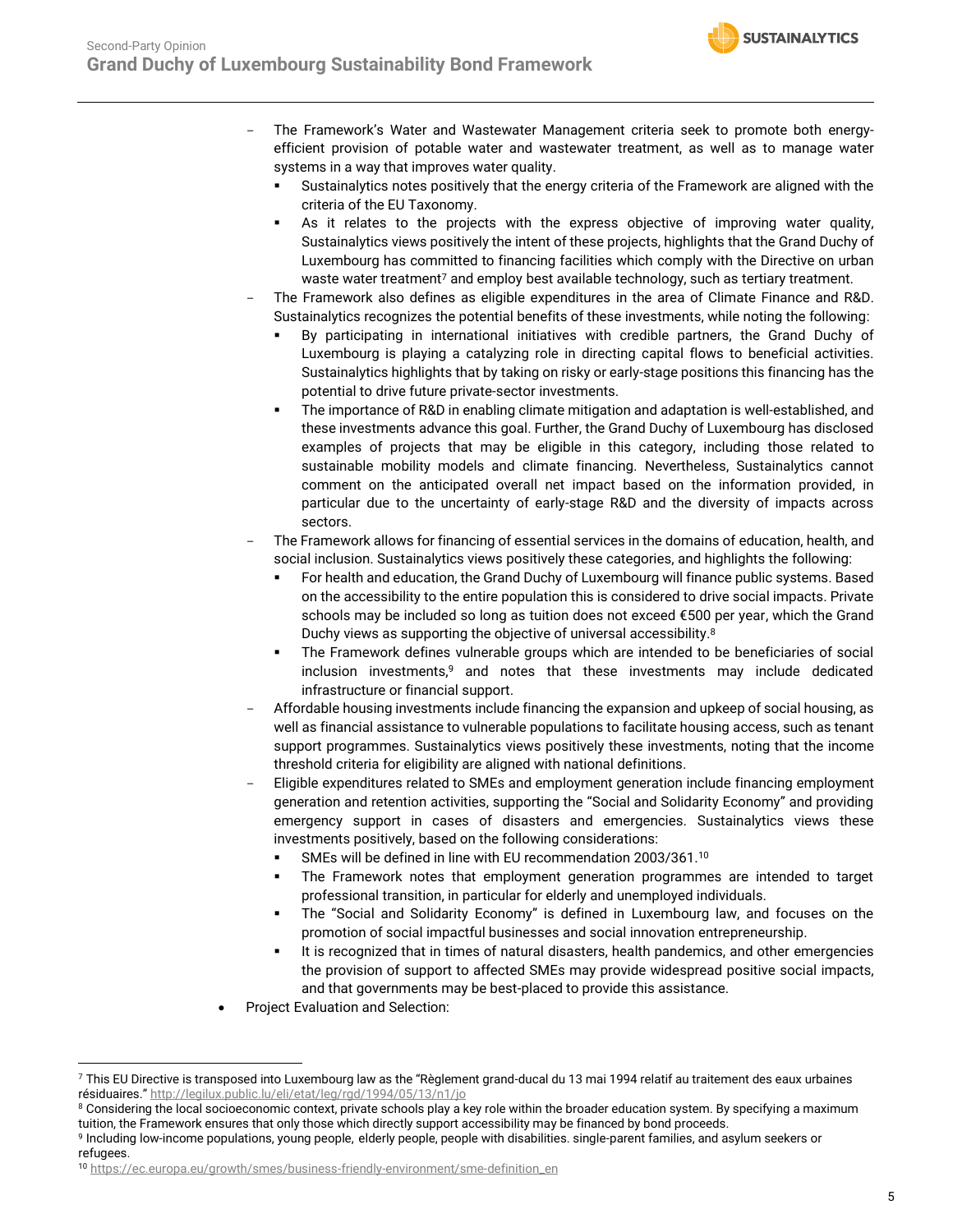- The Framework's Water and Wastewater Management criteria seek to promote both energy-efficient provision of potable water and wastewater treatment, as well as to manage water systems in a way that improves water quality.
  - Sustainalytics notes positively that the energy criteria of the Framework are aligned with the criteria of the EU Taxonomy.
  - As it relates to the projects with the express objective of improving water quality, Sustainalytics views positively the intent of these projects, highlights that the Grand Duchy of Luxembourg has committed to financing facilities which comply with the Directive on urban waste water treatment[7] and employ best available technology, such as tertiary treatment.
- The Framework also defines as eligible expenditures in the area of Climate Finance and R&D. Sustainalytics recognizes the potential benefits of these investments, while noting the following:
  - By participating in international initiatives with credible partners, the Grand Duchy of Luxembourg is playing a catalyzing role in directing capital flows to beneficial activities. Sustainalytics highlights that by taking on risky or early-stage positions this financing has the potential to drive future private-sector investments.
  - The importance of R&D in enabling climate mitigation and adaptation is well-established, and these investments advance this goal. Further, the Grand Duchy of Luxembourg has disclosed examples of projects that may be eligible in this category, including those related to sustainable mobility models and climate financing. Nevertheless, Sustainalytics cannot comment on the anticipated overall net impact based on the information provided, in particular due to the uncertainty of early-stage R&D and the diversity of impacts across sectors.
- The Framework allows for financing of essential services in the domains of education, health, and social inclusion. Sustainalytics views positively these categories, and highlights the following:
  - For health and education, the Grand Duchy of Luxembourg will finance public systems. Based on the accessibility to the entire population this is considered to drive social impacts. Private schools may be included so long as tuition does not exceed €500 per year, which the Grand Duchy views as supporting the objective of universal accessibility.[8]
  - The Framework defines vulnerable groups which are intended to be beneficiaries of social inclusion investments,[9] and notes that these investments may include dedicated infrastructure or financial support.
- Affordable housing investments include financing the expansion and upkeep of social housing, as well as financial assistance to vulnerable populations to facilitate housing access, such as tenant support programmes. Sustainalytics views positively these investments, noting that the income threshold criteria for eligibility are aligned with national definitions.
- Eligible expenditures related to SMEs and employment generation include financing employment generation and retention activities, supporting the "Social and Solidarity Economy" and providing emergency support in cases of disasters and emergencies. Sustainalytics views these investments positively, based on the following considerations:
  - SMEs will be defined in line with EU recommendation 2003/361.[10]
  - The Framework notes that employment generation programmes are intended to target professional transition, in particular for elderly and unemployed individuals.
  - The "Social and Solidarity Economy" is defined in Luxembourg law, and focuses on the promotion of social impactful businesses and social innovation entrepreneurship.
  - It is recognized that in times of natural disasters, health pandemics, and other emergencies the provision of support to affected SMEs may provide widespread positive social impacts, and that governments may be best-placed to provide this assistance.

- Project Evaluation and Selection:

---

[7] This EU Directive is transposed into Luxembourg law as the "Règlement grand-ducal du 13 mai 1994 relatif au traitement des eaux urbaines résiduaires." http://legilux.public.lu/eli/etat/leg/rgd/1994/05/13/n1/jo

[8] Considering the local socioeconomic context, private schools play a key role within the broader education system. By specifying a maximum tuition, the Framework ensures that only those which directly support accessibility may be financed by bond proceeds.

[9] Including low-income populations, young people, elderly people, people with disabilities. single-parent families, and asylum seekers or refugees.

[10] https://ec.europa.eu/growth/smes/business-friendly-environment/sme-definition_en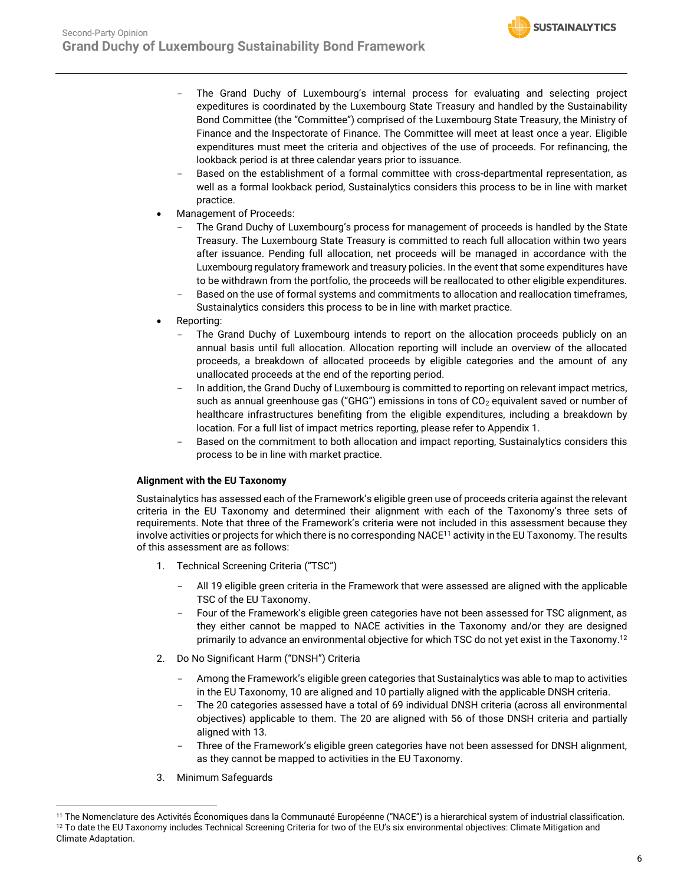- The Grand Duchy of Luxembourg's internal process for evaluating and selecting project expeditures is coordinated by the Luxembourg State Treasury and handled by the Sustainability Bond Committee (the "Committee") comprised of the Luxembourg State Treasury, the Ministry of Finance and the Inspectorate of Finance. The Committee will meet at least once a year. Eligible expenditures must meet the criteria and objectives of the use of proceeds. For refinancing, the lookback period is at three calendar years prior to issuance.
    - Based on the establishment of a formal committee with cross-departmental representation, as well as a formal lookback period, Sustainalytics considers this process to be in line with market practice.
- Management of Proceeds:
    - The Grand Duchy of Luxembourg's process for management of proceeds is handled by the State Treasury. The Luxembourg State Treasury is committed to reach full allocation within two years after issuance. Pending full allocation, net proceeds will be managed in accordance with the Luxembourg regulatory framework and treasury policies. In the event that some expenditures have to be withdrawn from the portfolio, the proceeds will be reallocated to other eligible expenditures.
    - Based on the use of formal systems and commitments to allocation and reallocation timeframes, Sustainalytics considers this process to be in line with market practice.
- Reporting:
    - The Grand Duchy of Luxembourg intends to report on the allocation proceeds publicly on an annual basis until full allocation. Allocation reporting will include an overview of the allocated proceeds, a breakdown of allocated proceeds by eligible categories and the amount of any unallocated proceeds at the end of the reporting period.
    - In addition, the Grand Duchy of Luxembourg is committed to reporting on relevant impact metrics, such as annual greenhouse gas ("GHG") emissions in tons of $CO_2$ equivalent saved or number of healthcare infrastructures benefiting from the eligible expenditures, including a breakdown by location. For a full list of impact metrics reporting, please refer to Appendix 1.
    - Based on the commitment to both allocation and impact reporting, Sustainalytics considers this process to be in line with market practice.

**Alignment with the EU Taxonomy**

Sustainalytics has assessed each of the Framework's eligible green use of proceeds criteria against the relevant criteria in the EU Taxonomy and determined their alignment with each of the Taxonomy's three sets of requirements. Note that three of the Framework's criteria were not included in this assessment because they involve activities or projects for which there is no corresponding NACE[11] activity in the EU Taxonomy. The results of this assessment are as follows:

1. Technical Screening Criteria ("TSC")
    - All 19 eligible green criteria in the Framework that were assessed are aligned with the applicable TSC of the EU Taxonomy.
    - Four of the Framework's eligible green categories have not been assessed for TSC alignment, as they either cannot be mapped to NACE activities in the Taxonomy and/or they are designed primarily to advance an environmental objective for which TSC do not yet exist in the Taxonomy.[12]
2. Do No Significant Harm ("DNSH") Criteria
    - Among the Framework's eligible green categories that Sustainalytics was able to map to activities in the EU Taxonomy, 10 are aligned and 10 partially aligned with the applicable DNSH criteria.
    - The 20 categories assessed have a total of 69 individual DNSH criteria (across all environmental objectives) applicable to them. The 20 are aligned with 56 of those DNSH criteria and partially aligned with 13.
    - Three of the Framework's eligible green categories have not been assessed for DNSH alignment, as they cannot be mapped to activities in the EU Taxonomy.
3. Minimum Safeguards

[11] The Nomenclature des Activités Économiques dans la Communauté Européenne ("NACE") is a hierarchical system of industrial classification.

[12] To date the EU Taxonomy includes Technical Screening Criteria for two of the EU's six environmental objectives: Climate Mitigation and Climate Adaptation.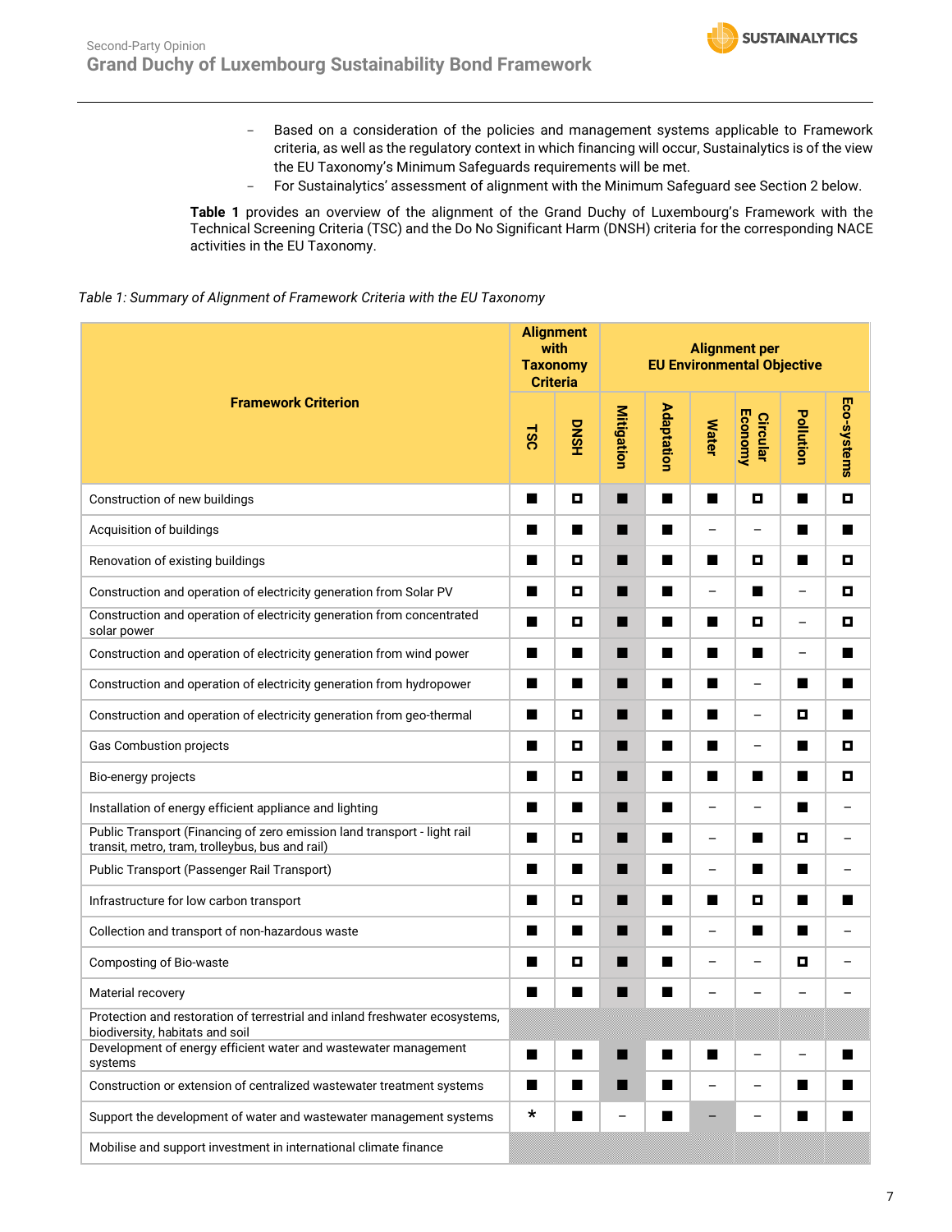- Based on a consideration of the policies and management systems applicable to Framework criteria, as well as the regulatory context in which financing will occur, Sustainalytics is of the view the EU Taxonomy's Minimum Safeguards requirements will be met.
- For Sustainalytics' assessment of alignment with the Minimum Safeguard see Section 2 below.

**Table 1** provides an overview of the alignment of the Grand Duchy of Luxembourg's Framework with the Technical Screening Criteria (TSC) and the Do No Significant Harm (DNSH) criteria for the corresponding NACE activities in the EU Taxonomy.

*Table 1: Summary of Alignment of Framework Criteria with the EU Taxonomy*

| Framework Criterion | Alignment with Taxonomy Criteria | | Alignment per EU Environmental Objective | | | | | |
|---|---|---|---|---|---|---|---|---|
| | TSC | DNSH | Mitigation | Adaptation | Water | Circular Economy | Pollution | Eco-systems |
| Construction of new buildings | ■ | ◘ | ■ | ■ | ■ | ◘ | ■ | ◘ |
| Acquisition of buildings | ■ | ■ | ■ | ■ | – | – | ■ | ■ |
| Renovation of existing buildings | ■ | ◘ | ■ | ■ | ■ | ◘ | ■ | ◘ |
| Construction and operation of electricity generation from Solar PV | ■ | ◘ | ■ | ■ | – | ■ | – | ◘ |
| Construction and operation of electricity generation from concentrated solar power | ■ | ◘ | ■ | ■ | ■ | ◘ | – | ◘ |
| Construction and operation of electricity generation from wind power | ■ | ■ | ■ | ■ | ■ | ■ | – | ■ |
| Construction and operation of electricity generation from hydropower | ■ | ■ | ■ | ■ | ■ | – | ■ | ■ |
| Construction and operation of electricity generation from geo-thermal | ■ | ◘ | ■ | ■ | ■ | – | ◘ | ■ |
| Gas Combustion projects | ■ | ◘ | ■ | ■ | ■ | – | ■ | ◘ |
| Bio-energy projects | ■ | ◘ | ■ | ■ | ■ | ■ | ■ | ◘ |
| Installation of energy efficient appliance and lighting | ■ | ■ | ■ | ■ | – | – | ■ | – |
| Public Transport (Financing of zero emission land transport - light rail transit, metro, tram, trolleybus, bus and rail) | ■ | ◘ | ■ | ■ | – | ■ | ◘ | – |
| Public Transport (Passenger Rail Transport) | ■ | ■ | ■ | ■ | – | ■ | ■ | – |
| Infrastructure for low carbon transport | ■ | ◘ | ■ | ■ | ■ | ◘ | ■ | ■ |
| Collection and transport of non-hazardous waste | ■ | ■ | ■ | ■ | – | ■ | ■ | – |
| Composting of Bio-waste | ■ | ◘ | ■ | ■ | – | – | ◘ | – |
| Material recovery | ■ | ■ | ■ | ■ | – | – | – | – |
| Protection and restoration of terrestrial and inland freshwater ecosystems, biodiversity, habitats and soil | | | | | | | | |
| Development of energy efficient water and wastewater management systems | ■ | ■ | ■ | ■ | ■ | – | – | ■ |
| Construction or extension of centralized wastewater treatment systems | ■ | ■ | ■ | ■ | – | – | ■ | ■ |
| Support the development of water and wastewater management systems | * | ■ | – | ■ | – | – | ■ | ■ |
| Mobilise and support investment in international climate finance | | | | | | | | |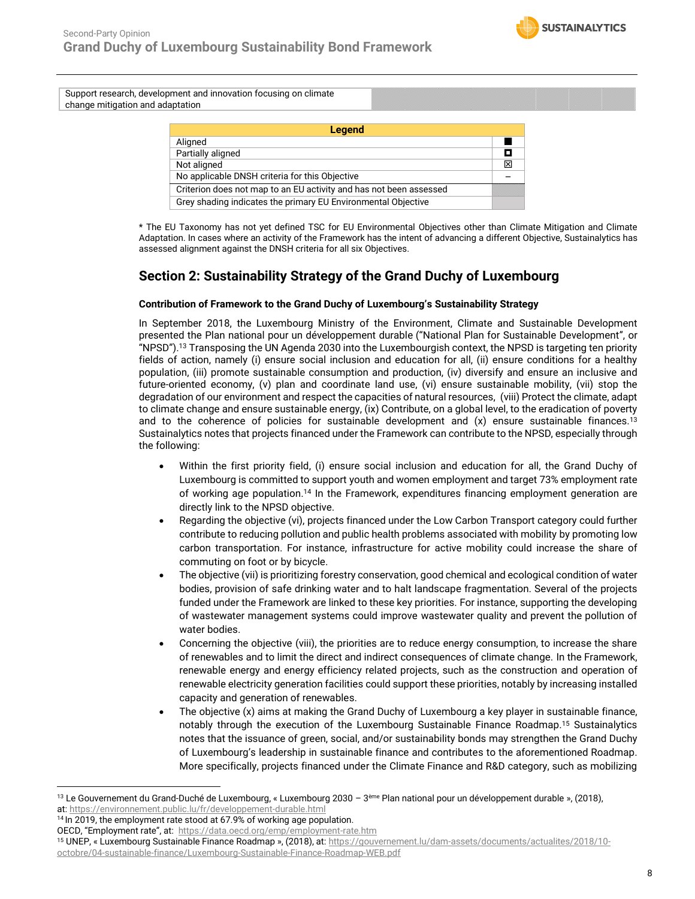| Support research, development and innovation focusing on climate change mitigation and adaptation | |
|---|---|

| Legend | |
|---|---|
| Aligned | ■ |
| Partially aligned | ◘ |
| Not aligned | ☒ |
| No applicable DNSH criteria for this Objective | – |
| Criterion does not map to an EU activity and has not been assessed | |
| Grey shading indicates the primary EU Environmental Objective | |

* The EU Taxonomy has not yet defined TSC for EU Environmental Objectives other than Climate Mitigation and Climate Adaptation. In cases where an activity of the Framework has the intent of advancing a different Objective, Sustainalytics has assessed alignment against the DNSH criteria for all six Objectives.

## Section 2: Sustainability Strategy of the Grand Duchy of Luxembourg

### Contribution of Framework to the Grand Duchy of Luxembourg's Sustainability Strategy

In September 2018, the Luxembourg Ministry of the Environment, Climate and Sustainable Development presented the Plan national pour un développement durable ("National Plan for Sustainable Development", or "NPSD").[13] Transposing the UN Agenda 2030 into the Luxembourgish context, the NPSD is targeting ten priority fields of action, namely (i) ensure social inclusion and education for all, (ii) ensure conditions for a healthy population, (iii) promote sustainable consumption and production, (iv) diversify and ensure an inclusive and future-oriented economy, (v) plan and coordinate land use, (vi) ensure sustainable mobility, (vii) stop the degradation of our environment and respect the capacities of natural resources, (viii) Protect the climate, adapt to climate change and ensure sustainable energy, (ix) Contribute, on a global level, to the eradication of poverty and to the coherence of policies for sustainable development and (x) ensure sustainable finances.[13] Sustainalytics notes that projects financed under the Framework can contribute to the NPSD, especially through the following:

- Within the first priority field, (i) ensure social inclusion and education for all, the Grand Duchy of Luxembourg is committed to support youth and women employment and target 73% employment rate of working age population.[14] In the Framework, expenditures financing employment generation are directly link to the NPSD objective.
- Regarding the objective (vi), projects financed under the Low Carbon Transport category could further contribute to reducing pollution and public health problems associated with mobility by promoting low carbon transportation. For instance, infrastructure for active mobility could increase the share of commuting on foot or by bicycle.
- The objective (vii) is prioritizing forestry conservation, good chemical and ecological condition of water bodies, provision of safe drinking water and to halt landscape fragmentation. Several of the projects funded under the Framework are linked to these key priorities. For instance, supporting the developing of wastewater management systems could improve wastewater quality and prevent the pollution of water bodies.
- Concerning the objective (viii), the priorities are to reduce energy consumption, to increase the share of renewables and to limit the direct and indirect consequences of climate change. In the Framework, renewable energy and energy efficiency related projects, such as the construction and operation of renewable electricity generation facilities could support these priorities, notably by increasing installed capacity and generation of renewables.
- The objective (x) aims at making the Grand Duchy of Luxembourg a key player in sustainable finance, notably through the execution of the Luxembourg Sustainable Finance Roadmap.[15] Sustainalytics notes that the issuance of green, social, and/or sustainability bonds may strengthen the Grand Duchy of Luxembourg's leadership in sustainable finance and contributes to the aforementioned Roadmap. More specifically, projects financed under the Climate Finance and R&D category, such as mobilizing

---

[13] Le Gouvernement du Grand-Duché de Luxembourg, « Luxembourg 2030 – 3ème Plan national pour un développement durable », (2018), at: https://environnement.public.lu/fr/developpement-durable.html

[14] In 2019, the employment rate stood at 67.9% of working age population. OECD, "Employment rate", at: https://data.oecd.org/emp/employment-rate.htm

[15] UNEP, « Luxembourg Sustainable Finance Roadmap », (2018), at: https://gouvernement.lu/dam-assets/documents/actualites/2018/10-octobre/04-sustainable-finance/Luxembourg-Sustainable-Finance-Roadmap-WEB.pdf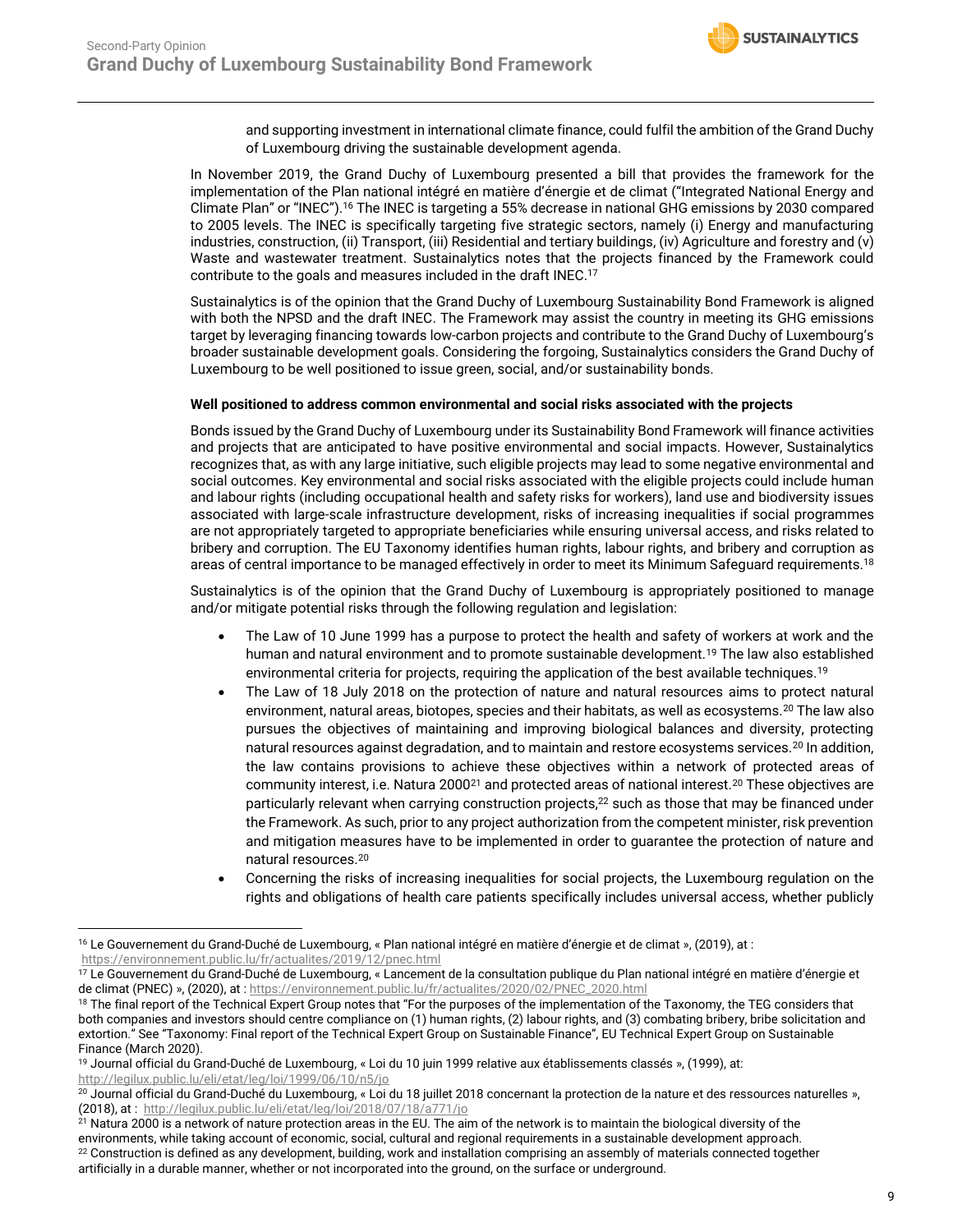and supporting investment in international climate finance, could fulfil the ambition of the Grand Duchy of Luxembourg driving the sustainable development agenda.

In November 2019, the Grand Duchy of Luxembourg presented a bill that provides the framework for the implementation of the Plan national intégré en matière d'énergie et de climat ("Integrated National Energy and Climate Plan" or "INEC").[16] The INEC is targeting a 55% decrease in national GHG emissions by 2030 compared to 2005 levels. The INEC is specifically targeting five strategic sectors, namely (i) Energy and manufacturing industries, construction, (ii) Transport, (iii) Residential and tertiary buildings, (iv) Agriculture and forestry and (v) Waste and wastewater treatment. Sustainalytics notes that the projects financed by the Framework could contribute to the goals and measures included in the draft INEC.[17]

Sustainalytics is of the opinion that the Grand Duchy of Luxembourg Sustainability Bond Framework is aligned with both the NPSD and the draft INEC. The Framework may assist the country in meeting its GHG emissions target by leveraging financing towards low-carbon projects and contribute to the Grand Duchy of Luxembourg's broader sustainable development goals. Considering the forgoing, Sustainalytics considers the Grand Duchy of Luxembourg to be well positioned to issue green, social, and/or sustainability bonds.

**Well positioned to address common environmental and social risks associated with the projects**

Bonds issued by the Grand Duchy of Luxembourg under its Sustainability Bond Framework will finance activities and projects that are anticipated to have positive environmental and social impacts. However, Sustainalytics recognizes that, as with any large initiative, such eligible projects may lead to some negative environmental and social outcomes. Key environmental and social risks associated with the eligible projects could include human and labour rights (including occupational health and safety risks for workers), land use and biodiversity issues associated with large-scale infrastructure development, risks of increasing inequalities if social programmes are not appropriately targeted to appropriate beneficiaries while ensuring universal access, and risks related to bribery and corruption. The EU Taxonomy identifies human rights, labour rights, and bribery and corruption as areas of central importance to be managed effectively in order to meet its Minimum Safeguard requirements.[18]

Sustainalytics is of the opinion that the Grand Duchy of Luxembourg is appropriately positioned to manage and/or mitigate potential risks through the following regulation and legislation:

- The Law of 10 June 1999 has a purpose to protect the health and safety of workers at work and the human and natural environment and to promote sustainable development.[19] The law also established environmental criteria for projects, requiring the application of the best available techniques.[19]
- The Law of 18 July 2018 on the protection of nature and natural resources aims to protect natural environment, natural areas, biotopes, species and their habitats, as well as ecosystems.[20] The law also pursues the objectives of maintaining and improving biological balances and diversity, protecting natural resources against degradation, and to maintain and restore ecosystems services.[20] In addition, the law contains provisions to achieve these objectives within a network of protected areas of community interest, i.e. Natura 2000[21] and protected areas of national interest.[20] These objectives are particularly relevant when carrying construction projects,[22] such as those that may be financed under the Framework. As such, prior to any project authorization from the competent minister, risk prevention and mitigation measures have to be implemented in order to guarantee the protection of nature and natural resources.[20]
- Concerning the risks of increasing inequalities for social projects, the Luxembourg regulation on the rights and obligations of health care patients specifically includes universal access, whether publicly

---

[16] Le Gouvernement du Grand-Duché de Luxembourg, « Plan national intégré en matière d'énergie et de climat », (2019), at : https://environnement.public.lu/fr/actualites/2019/12/pnec.html

[17] Le Gouvernement du Grand-Duché de Luxembourg, « Lancement de la consultation publique du Plan national intégré en matière d'énergie et de climat (PNEC) », (2020), at : https://environnement.public.lu/fr/actualites/2020/02/PNEC_2020.html

[18] The final report of the Technical Expert Group notes that "For the purposes of the implementation of the Taxonomy, the TEG considers that both companies and investors should centre compliance on (1) human rights, (2) labour rights, and (3) combating bribery, bribe solicitation and extortion." See "Taxonomy: Final report of the Technical Expert Group on Sustainable Finance", EU Technical Expert Group on Sustainable Finance (March 2020).

[19] Journal official du Grand-Duché de Luxembourg, « Loi du 10 juin 1999 relative aux établissements classés », (1999), at: http://legilux.public.lu/eli/etat/leg/loi/1999/06/10/n5/jo

[20] Journal official du Grand-Duché du Luxembourg, « Loi du 18 juillet 2018 concernant la protection de la nature et des ressources naturelles », (2018), at : http://legilux.public.lu/eli/etat/leg/loi/2018/07/18/a771/jo

[21] Natura 2000 is a network of nature protection areas in the EU. The aim of the network is to maintain the biological diversity of the environments, while taking account of economic, social, cultural and regional requirements in a sustainable development approach.

[22] Construction is defined as any development, building, work and installation comprising an assembly of materials connected together artificially in a durable manner, whether or not incorporated into the ground, on the surface or underground.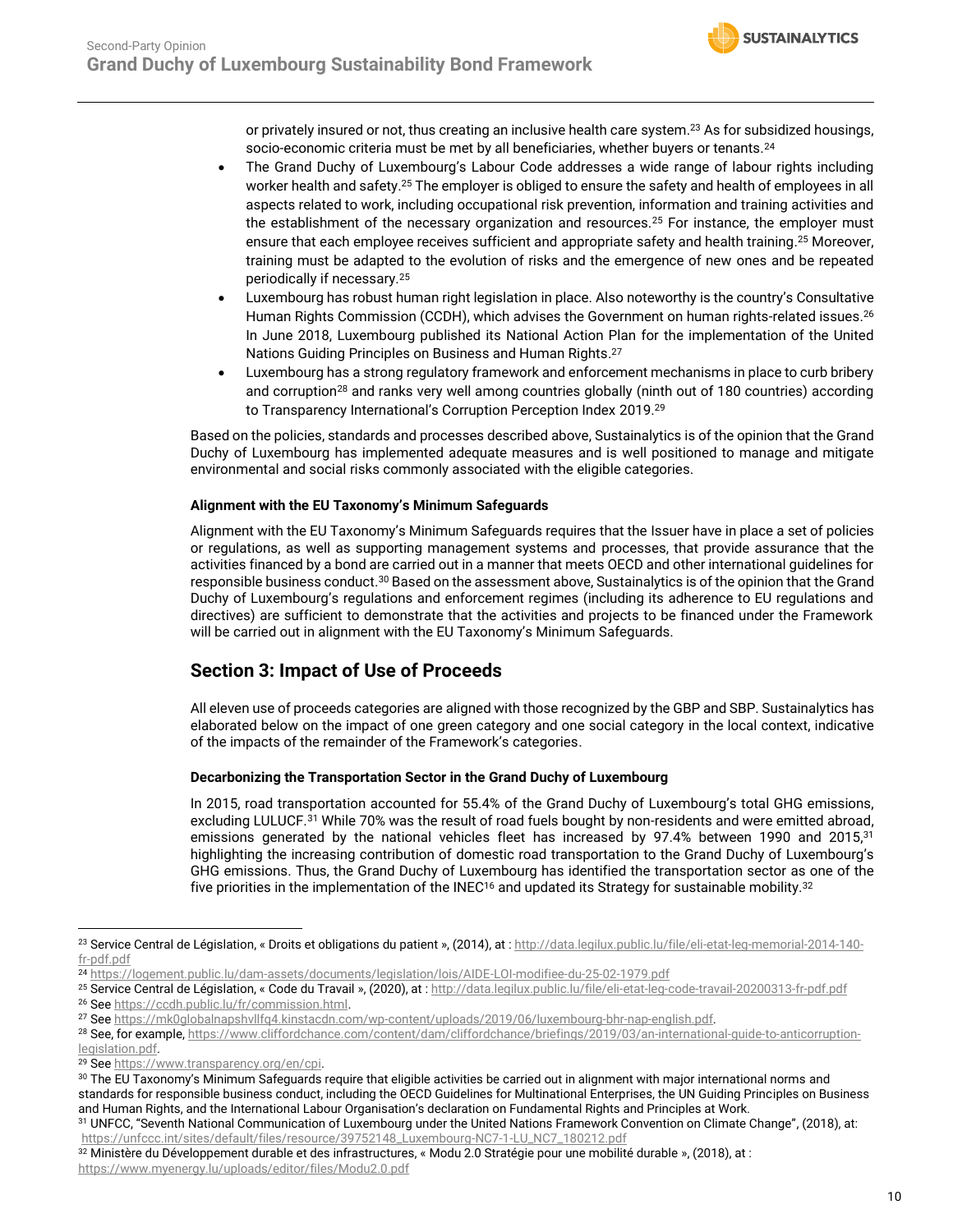or privately insured or not, thus creating an inclusive health care system.[23] As for subsidized housings, socio-economic criteria must be met by all beneficiaries, whether buyers or tenants.[24]

- The Grand Duchy of Luxembourg's Labour Code addresses a wide range of labour rights including worker health and safety.[25] The employer is obliged to ensure the safety and health of employees in all aspects related to work, including occupational risk prevention, information and training activities and the establishment of the necessary organization and resources.[25] For instance, the employer must ensure that each employee receives sufficient and appropriate safety and health training.[25] Moreover, training must be adapted to the evolution of risks and the emergence of new ones and be repeated periodically if necessary.[25]
- Luxembourg has robust human right legislation in place. Also noteworthy is the country's Consultative Human Rights Commission (CCDH), which advises the Government on human rights-related issues.[26] In June 2018, Luxembourg published its National Action Plan for the implementation of the United Nations Guiding Principles on Business and Human Rights.[27]
- Luxembourg has a strong regulatory framework and enforcement mechanisms in place to curb bribery and corruption[28] and ranks very well among countries globally (ninth out of 180 countries) according to Transparency International's Corruption Perception Index 2019.[29]

Based on the policies, standards and processes described above, Sustainalytics is of the opinion that the Grand Duchy of Luxembourg has implemented adequate measures and is well positioned to manage and mitigate environmental and social risks commonly associated with the eligible categories.

### Alignment with the EU Taxonomy's Minimum Safeguards

Alignment with the EU Taxonomy's Minimum Safeguards requires that the Issuer have in place a set of policies or regulations, as well as supporting management systems and processes, that provide assurance that the activities financed by a bond are carried out in a manner that meets OECD and other international guidelines for responsible business conduct.[30] Based on the assessment above, Sustainalytics is of the opinion that the Grand Duchy of Luxembourg's regulations and enforcement regimes (including its adherence to EU regulations and directives) are sufficient to demonstrate that the activities and projects to be financed under the Framework will be carried out in alignment with the EU Taxonomy's Minimum Safeguards.

## Section 3: Impact of Use of Proceeds

All eleven use of proceeds categories are aligned with those recognized by the GBP and SBP. Sustainalytics has elaborated below on the impact of one green category and one social category in the local context, indicative of the impacts of the remainder of the Framework's categories.

### Decarbonizing the Transportation Sector in the Grand Duchy of Luxembourg

In 2015, road transportation accounted for 55.4% of the Grand Duchy of Luxembourg's total GHG emissions, excluding LULUCF.[31] While 70% was the result of road fuels bought by non-residents and were emitted abroad, emissions generated by the national vehicles fleet has increased by 97.4% between 1990 and 2015,[31] highlighting the increasing contribution of domestic road transportation to the Grand Duchy of Luxembourg's GHG emissions. Thus, the Grand Duchy of Luxembourg has identified the transportation sector as one of the five priorities in the implementation of the INEC[16] and updated its Strategy for sustainable mobility.[32]

---

[23] Service Central de Législation, « Droits et obligations du patient », (2014), at : http://data.legilux.public.lu/file/eli-etat-leg-memorial-2014-140-fr-pdf.pdf

[24] https://logement.public.lu/dam-assets/documents/legislation/lois/AIDE-LOI-modifiee-du-25-02-1979.pdf

[25] Service Central de Législation, « Code du Travail », (2020), at : http://data.legilux.public.lu/file/eli-etat-leg-code-travail-20200313-fr-pdf.pdf

[26] See https://ccdh.public.lu/fr/commission.html.

[27] See https://mk0globalnapshvllfq4.kinstacdn.com/wp-content/uploads/2019/06/luxembourg-bhr-nap-english.pdf.

[28] See, for example, https://www.cliffordchance.com/content/dam/cliffordchance/briefings/2019/03/an-international-guide-to-anticorruption-legislation.pdf.

[29] See https://www.transparency.org/en/cpi.

[30] The EU Taxonomy's Minimum Safeguards require that eligible activities be carried out in alignment with major international norms and standards for responsible business conduct, including the OECD Guidelines for Multinational Enterprises, the UN Guiding Principles on Business and Human Rights, and the International Labour Organisation's declaration on Fundamental Rights and Principles at Work.

[31] UNFCC, "Seventh National Communication of Luxembourg under the United Nations Framework Convention on Climate Change", (2018), at: https://unfccc.int/sites/default/files/resource/39752148_Luxembourg-NC7-1-LU_NC7_180212.pdf

[32] Ministère du Développement durable et des infrastructures, « Modu 2.0 Stratégie pour une mobilité durable », (2018), at : https://www.myenergy.lu/uploads/editor/files/Modu2.0.pdf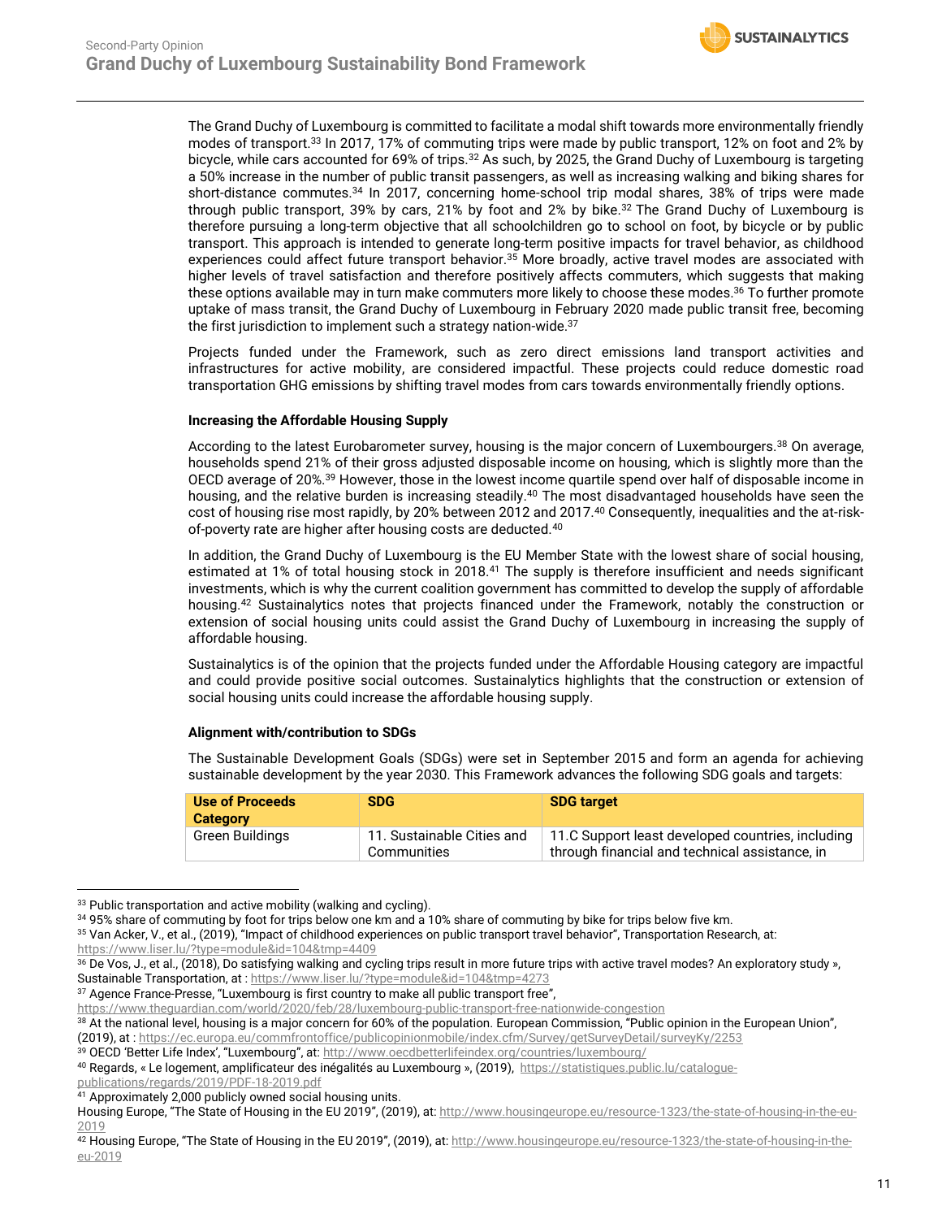The Grand Duchy of Luxembourg is committed to facilitate a modal shift towards more environmentally friendly modes of transport.[33] In 2017, 17% of commuting trips were made by public transport, 12% on foot and 2% by bicycle, while cars accounted for 69% of trips.[32] As such, by 2025, the Grand Duchy of Luxembourg is targeting a 50% increase in the number of public transit passengers, as well as increasing walking and biking shares for short-distance commutes.[34] In 2017, concerning home-school trip modal shares, 38% of trips were made through public transport, 39% by cars, 21% by foot and 2% by bike.[32] The Grand Duchy of Luxembourg is therefore pursuing a long-term objective that all schoolchildren go to school on foot, by bicycle or by public transport. This approach is intended to generate long-term positive impacts for travel behavior, as childhood experiences could affect future transport behavior.[35] More broadly, active travel modes are associated with higher levels of travel satisfaction and therefore positively affects commuters, which suggests that making these options available may in turn make commuters more likely to choose these modes.[36] To further promote uptake of mass transit, the Grand Duchy of Luxembourg in February 2020 made public transit free, becoming the first jurisdiction to implement such a strategy nation-wide.[37]

Projects funded under the Framework, such as zero direct emissions land transport activities and infrastructures for active mobility, are considered impactful. These projects could reduce domestic road transportation GHG emissions by shifting travel modes from cars towards environmentally friendly options.

**Increasing the Affordable Housing Supply**

According to the latest Eurobarometer survey, housing is the major concern of Luxembourgers.[38] On average, households spend 21% of their gross adjusted disposable income on housing, which is slightly more than the OECD average of 20%.[39] However, those in the lowest income quartile spend over half of disposable income in housing, and the relative burden is increasing steadily.[40] The most disadvantaged households have seen the cost of housing rise most rapidly, by 20% between 2012 and 2017.[40] Consequently, inequalities and the at-risk-of-poverty rate are higher after housing costs are deducted.[40]

In addition, the Grand Duchy of Luxembourg is the EU Member State with the lowest share of social housing, estimated at 1% of total housing stock in 2018.[41] The supply is therefore insufficient and needs significant investments, which is why the current coalition government has committed to develop the supply of affordable housing.[42] Sustainalytics notes that projects financed under the Framework, notably the construction or extension of social housing units could assist the Grand Duchy of Luxembourg in increasing the supply of affordable housing.

Sustainalytics is of the opinion that the projects funded under the Affordable Housing category are impactful and could provide positive social outcomes. Sustainalytics highlights that the construction or extension of social housing units could increase the affordable housing supply.

**Alignment with/contribution to SDGs**

The Sustainable Development Goals (SDGs) were set in September 2015 and form an agenda for achieving sustainable development by the year 2030. This Framework advances the following SDG goals and targets:

| Use of Proceeds Category | SDG | SDG target |
|---|---|---|
| Green Buildings | 11. Sustainable Cities and Communities | 11.C Support least developed countries, including through financial and technical assistance, in |

[33] Public transportation and active mobility (walking and cycling).
[34] 95% share of commuting by foot for trips below one km and a 10% share of commuting by bike for trips below five km.
[35] Van Acker, V., et al., (2019), "Impact of childhood experiences on public transport travel behavior", Transportation Research, at: https://www.liser.lu/?type=module&id=104&tmp=4409
[36] De Vos, J., et al., (2018), Do satisfying walking and cycling trips result in more future trips with active travel modes? An exploratory study », Sustainable Transportation, at : https://www.liser.lu/?type=module&id=104&tmp=4273
[37] Agence France-Presse, "Luxembourg is first country to make all public transport free", https://www.theguardian.com/world/2020/feb/28/luxembourg-public-transport-free-nationwide-congestion
[38] At the national level, housing is a major concern for 60% of the population. European Commission, "Public opinion in the European Union", (2019), at : https://ec.europa.eu/commfrontoffice/publicopinionmobile/index.cfm/Survey/getSurveyDetail/surveyKy/2253
[39] OECD 'Better Life Index', "Luxembourg", at: http://www.oecdbetterlifeindex.org/countries/luxembourg/
[40] Regards, « Le logement, amplificateur des inégalités au Luxembourg », (2019), https://statistiques.public.lu/catalogue-publications/regards/2019/PDF-18-2019.pdf
[41] Approximately 2,000 publicly owned social housing units.
Housing Europe, "The State of Housing in the EU 2019", (2019), at: http://www.housingeurope.eu/resource-1323/the-state-of-housing-in-the-eu-2019
[42] Housing Europe, "The State of Housing in the EU 2019", (2019), at: http://www.housingeurope.eu/resource-1323/the-state-of-housing-in-the-eu-2019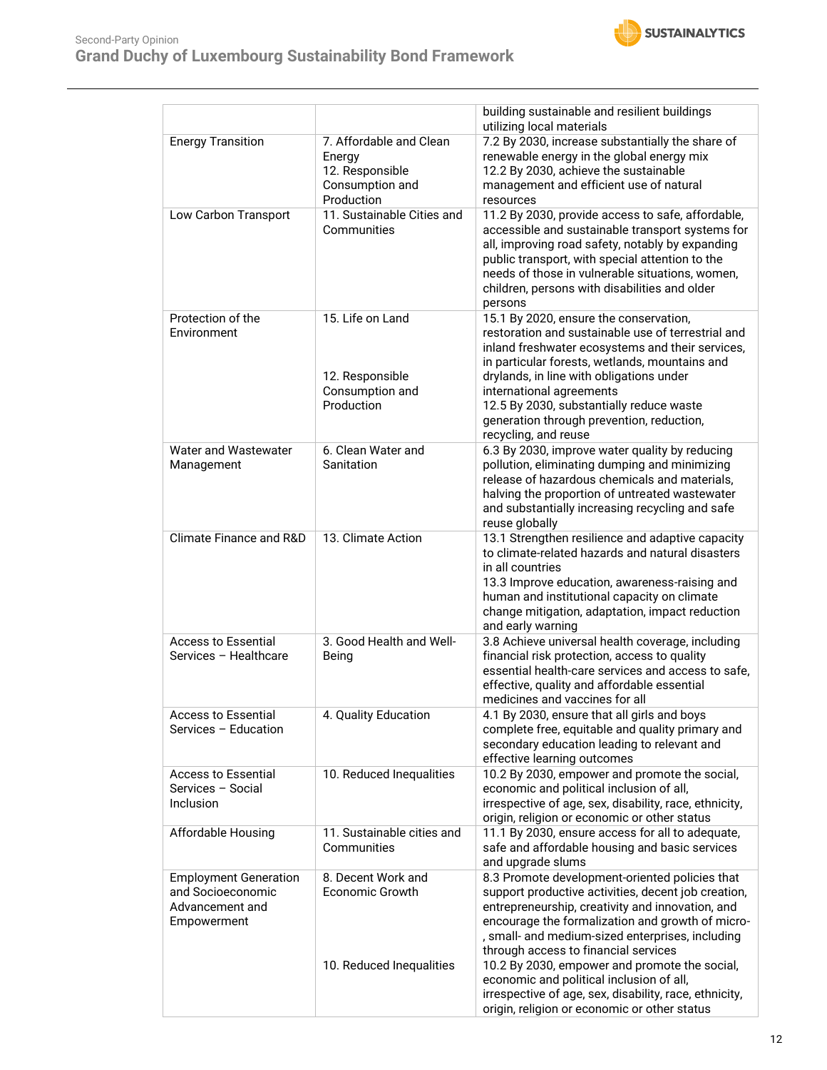|  |  | building sustainable and resilient buildings utilizing local materials |
|---|---|---|
| Energy Transition | 7. Affordable and Clean Energy<br>12. Responsible Consumption and Production | 7.2 By 2030, increase substantially the share of renewable energy in the global energy mix<br>12.2 By 2030, achieve the sustainable management and efficient use of natural resources |
| Low Carbon Transport | 11. Sustainable Cities and Communities | 11.2 By 2030, provide access to safe, affordable, accessible and sustainable transport systems for all, improving road safety, notably by expanding public transport, with special attention to the needs of those in vulnerable situations, women, children, persons with disabilities and older persons |
| Protection of the Environment | 15. Life on Land<br><br>12. Responsible Consumption and Production | 15.1 By 2020, ensure the conservation, restoration and sustainable use of terrestrial and inland freshwater ecosystems and their services, in particular forests, wetlands, mountains and drylands, in line with obligations under international agreements<br>12.5 By 2030, substantially reduce waste generation through prevention, reduction, recycling, and reuse |
| Water and Wastewater Management | 6. Clean Water and Sanitation | 6.3 By 2030, improve water quality by reducing pollution, eliminating dumping and minimizing release of hazardous chemicals and materials, halving the proportion of untreated wastewater and substantially increasing recycling and safe reuse globally |
| Climate Finance and R&D | 13. Climate Action | 13.1 Strengthen resilience and adaptive capacity to climate-related hazards and natural disasters in all countries<br>13.3 Improve education, awareness-raising and human and institutional capacity on climate change mitigation, adaptation, impact reduction and early warning |
| Access to Essential Services – Healthcare | 3. Good Health and Well-Being | 3.8 Achieve universal health coverage, including financial risk protection, access to quality essential health-care services and access to safe, effective, quality and affordable essential medicines and vaccines for all |
| Access to Essential Services – Education | 4. Quality Education | 4.1 By 2030, ensure that all girls and boys complete free, equitable and quality primary and secondary education leading to relevant and effective learning outcomes |
| Access to Essential Services – Social Inclusion | 10. Reduced Inequalities | 10.2 By 2030, empower and promote the social, economic and political inclusion of all, irrespective of age, sex, disability, race, ethnicity, origin, religion or economic or other status |
| Affordable Housing | 11. Sustainable cities and Communities | 11.1 By 2030, ensure access for all to adequate, safe and affordable housing and basic services and upgrade slums |
| Employment Generation and Socioeconomic Advancement and Empowerment | 8. Decent Work and Economic Growth<br><br>10. Reduced Inequalities | 8.3 Promote development-oriented policies that support productive activities, decent job creation, entrepreneurship, creativity and innovation, and encourage the formalization and growth of micro-, small- and medium-sized enterprises, including through access to financial services<br>10.2 By 2030, empower and promote the social, economic and political inclusion of all, irrespective of age, sex, disability, race, ethnicity, origin, religion or economic or other status |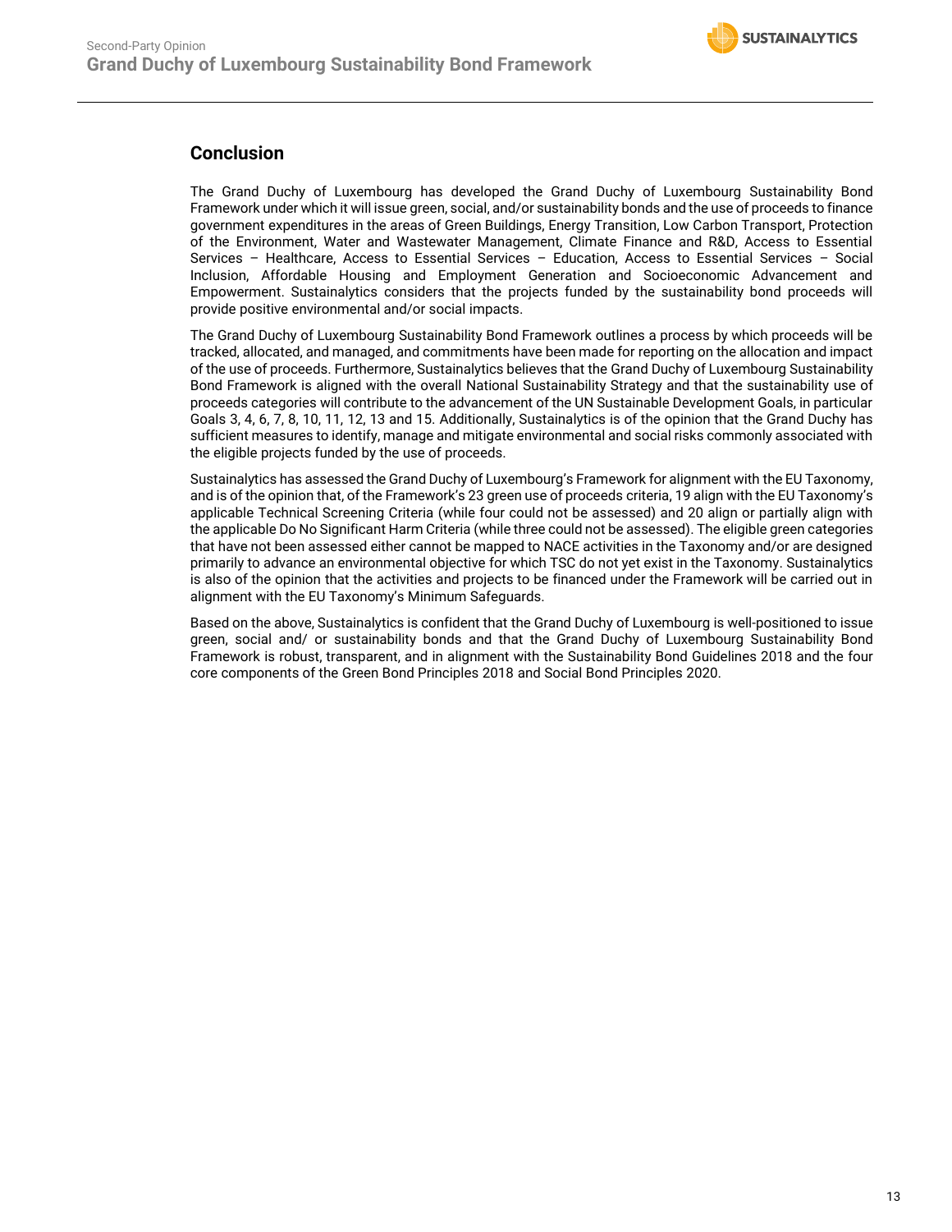## Conclusion

The Grand Duchy of Luxembourg has developed the Grand Duchy of Luxembourg Sustainability Bond Framework under which it will issue green, social, and/or sustainability bonds and the use of proceeds to finance government expenditures in the areas of Green Buildings, Energy Transition, Low Carbon Transport, Protection of the Environment, Water and Wastewater Management, Climate Finance and R&D, Access to Essential Services – Healthcare, Access to Essential Services – Education, Access to Essential Services – Social Inclusion, Affordable Housing and Employment Generation and Socioeconomic Advancement and Empowerment. Sustainalytics considers that the projects funded by the sustainability bond proceeds will provide positive environmental and/or social impacts.

The Grand Duchy of Luxembourg Sustainability Bond Framework outlines a process by which proceeds will be tracked, allocated, and managed, and commitments have been made for reporting on the allocation and impact of the use of proceeds. Furthermore, Sustainalytics believes that the Grand Duchy of Luxembourg Sustainability Bond Framework is aligned with the overall National Sustainability Strategy and that the sustainability use of proceeds categories will contribute to the advancement of the UN Sustainable Development Goals, in particular Goals 3, 4, 6, 7, 8, 10, 11, 12, 13 and 15. Additionally, Sustainalytics is of the opinion that the Grand Duchy has sufficient measures to identify, manage and mitigate environmental and social risks commonly associated with the eligible projects funded by the use of proceeds.

Sustainalytics has assessed the Grand Duchy of Luxembourg's Framework for alignment with the EU Taxonomy, and is of the opinion that, of the Framework's 23 green use of proceeds criteria, 19 align with the EU Taxonomy's applicable Technical Screening Criteria (while four could not be assessed) and 20 align or partially align with the applicable Do No Significant Harm Criteria (while three could not be assessed). The eligible green categories that have not been assessed either cannot be mapped to NACE activities in the Taxonomy and/or are designed primarily to advance an environmental objective for which TSC do not yet exist in the Taxonomy. Sustainalytics is also of the opinion that the activities and projects to be financed under the Framework will be carried out in alignment with the EU Taxonomy's Minimum Safeguards.

Based on the above, Sustainalytics is confident that the Grand Duchy of Luxembourg is well-positioned to issue green, social and/ or sustainability bonds and that the Grand Duchy of Luxembourg Sustainability Bond Framework is robust, transparent, and in alignment with the Sustainability Bond Guidelines 2018 and the four core components of the Green Bond Principles 2018 and Social Bond Principles 2020.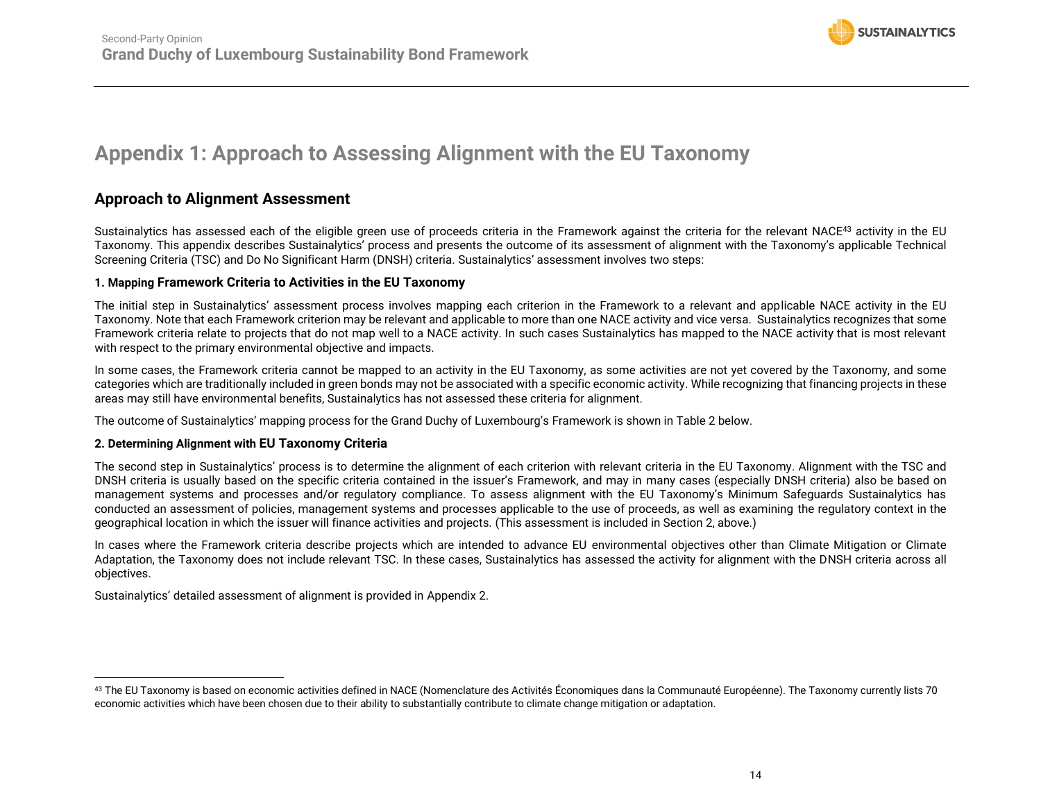# Appendix 1: Approach to Assessing Alignment with the EU Taxonomy

## Approach to Alignment Assessment

Sustainalytics has assessed each of the eligible green use of proceeds criteria in the Framework against the criteria for the relevant NACE[43] activity in the EU Taxonomy. This appendix describes Sustainalytics' process and presents the outcome of its assessment of alignment with the Taxonomy's applicable Technical Screening Criteria (TSC) and Do No Significant Harm (DNSH) criteria. Sustainalytics' assessment involves two steps:

**1. Mapping Framework Criteria to Activities in the EU Taxonomy**

The initial step in Sustainalytics' assessment process involves mapping each criterion in the Framework to a relevant and applicable NACE activity in the EU Taxonomy. Note that each Framework criterion may be relevant and applicable to more than one NACE activity and vice versa. Sustainalytics recognizes that some Framework criteria relate to projects that do not map well to a NACE activity. In such cases Sustainalytics has mapped to the NACE activity that is most relevant with respect to the primary environmental objective and impacts.

In some cases, the Framework criteria cannot be mapped to an activity in the EU Taxonomy, as some activities are not yet covered by the Taxonomy, and some categories which are traditionally included in green bonds may not be associated with a specific economic activity. While recognizing that financing projects in these areas may still have environmental benefits, Sustainalytics has not assessed these criteria for alignment.

The outcome of Sustainalytics' mapping process for the Grand Duchy of Luxembourg's Framework is shown in Table 2 below.

**2. Determining Alignment with EU Taxonomy Criteria**

The second step in Sustainalytics' process is to determine the alignment of each criterion with relevant criteria in the EU Taxonomy. Alignment with the TSC and DNSH criteria is usually based on the specific criteria contained in the issuer's Framework, and may in many cases (especially DNSH criteria) also be based on management systems and processes and/or regulatory compliance. To assess alignment with the EU Taxonomy's Minimum Safeguards Sustainalytics has conducted an assessment of policies, management systems and processes applicable to the use of proceeds, as well as examining the regulatory context in the geographical location in which the issuer will finance activities and projects. (This assessment is included in Section 2, above.)

In cases where the Framework criteria describe projects which are intended to advance EU environmental objectives other than Climate Mitigation or Climate Adaptation, the Taxonomy does not include relevant TSC. In these cases, Sustainalytics has assessed the activity for alignment with the DNSH criteria across all objectives.

Sustainalytics' detailed assessment of alignment is provided in Appendix 2.

---

[43] The EU Taxonomy is based on economic activities defined in NACE (Nomenclature des Activités Économiques dans la Communauté Européenne). The Taxonomy currently lists 70 economic activities which have been chosen due to their ability to substantially contribute to climate change mitigation or adaptation.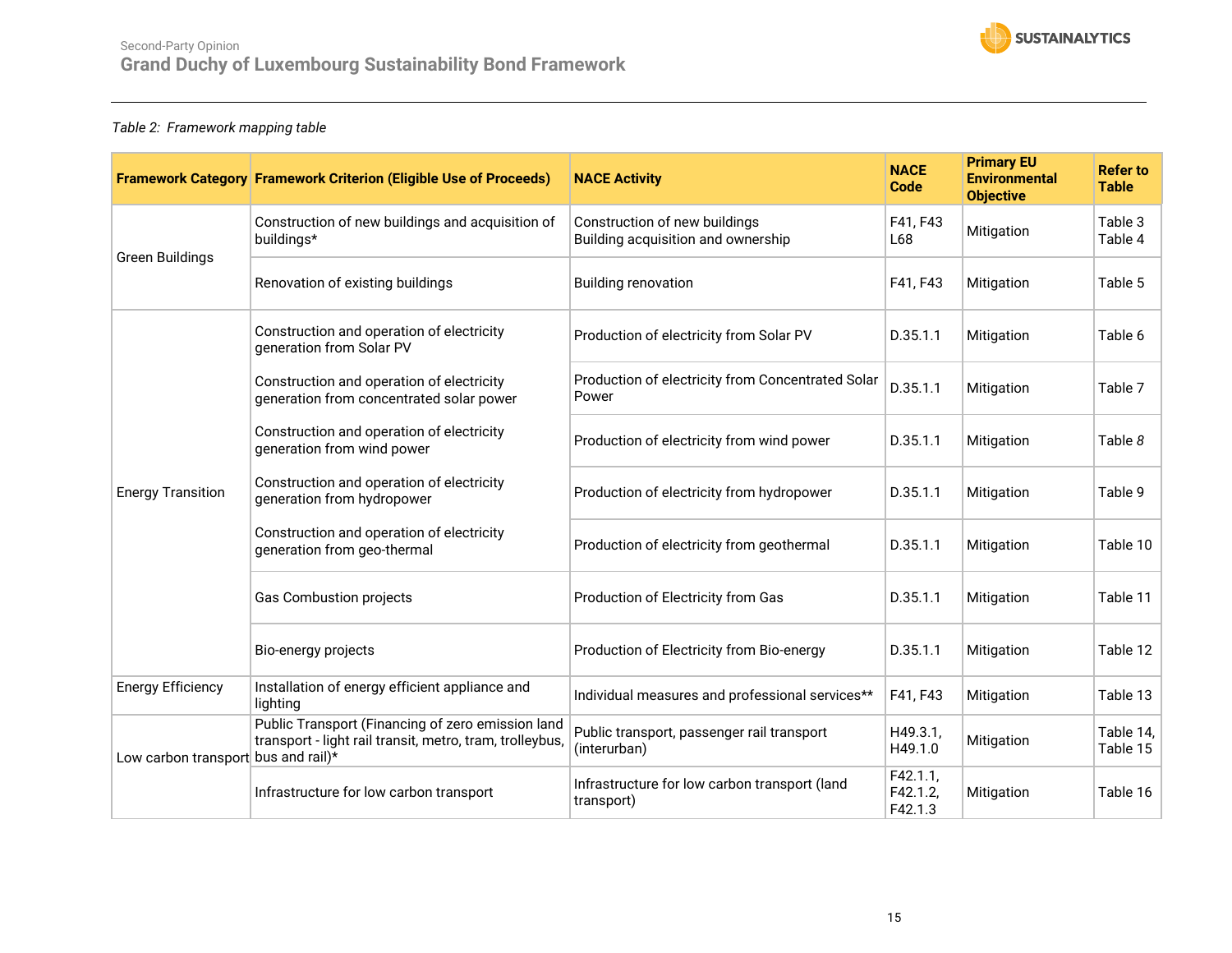*Table 2: Framework mapping table*

| Framework Category | Framework Criterion (Eligible Use of Proceeds) | NACE Activity | NACE Code | Primary EU Environmental Objective | Refer to Table |
|---|---|---|---|---|---|
| Green Buildings | Construction of new buildings and acquisition of buildings* | Construction of new buildings<br>Building acquisition and ownership | F41, F43<br>L68 | Mitigation | Table 3<br>Table 4 |
| | Renovation of existing buildings | Building renovation | F41, F43 | Mitigation | Table 5 |
| Energy Transition | Construction and operation of electricity generation from Solar PV | Production of electricity from Solar PV | D.35.1.1 | Mitigation | Table 6 |
| | Construction and operation of electricity generation from concentrated solar power | Production of electricity from Concentrated Solar Power | D.35.1.1 | Mitigation | Table 7 |
| | Construction and operation of electricity generation from wind power | Production of electricity from wind power | D.35.1.1 | Mitigation | Table *8* |
| | Construction and operation of electricity generation from hydropower | Production of electricity from hydropower | D.35.1.1 | Mitigation | Table 9 |
| | Construction and operation of electricity generation from geo-thermal | Production of electricity from geothermal | D.35.1.1 | Mitigation | Table 10 |
| | Gas Combustion projects | Production of Electricity from Gas | D.35.1.1 | Mitigation | Table 11 |
| | Bio-energy projects | Production of Electricity from Bio-energy | D.35.1.1 | Mitigation | Table 12 |
| Energy Efficiency | Installation of energy efficient appliance and lighting | Individual measures and professional services** | F41, F43 | Mitigation | Table 13 |
| Low carbon transport | Public Transport (Financing of zero emission land transport - light rail transit, metro, tram, trolleybus, bus and rail)* | Public transport, passenger rail transport (interurban) | H49.3.1,<br>H49.1.0 | Mitigation | Table 14,<br>Table 15 |
| | Infrastructure for low carbon transport | Infrastructure for low carbon transport (land transport) | F42.1.1,<br>F42.1.2,<br>F42.1.3 | Mitigation | Table 16 |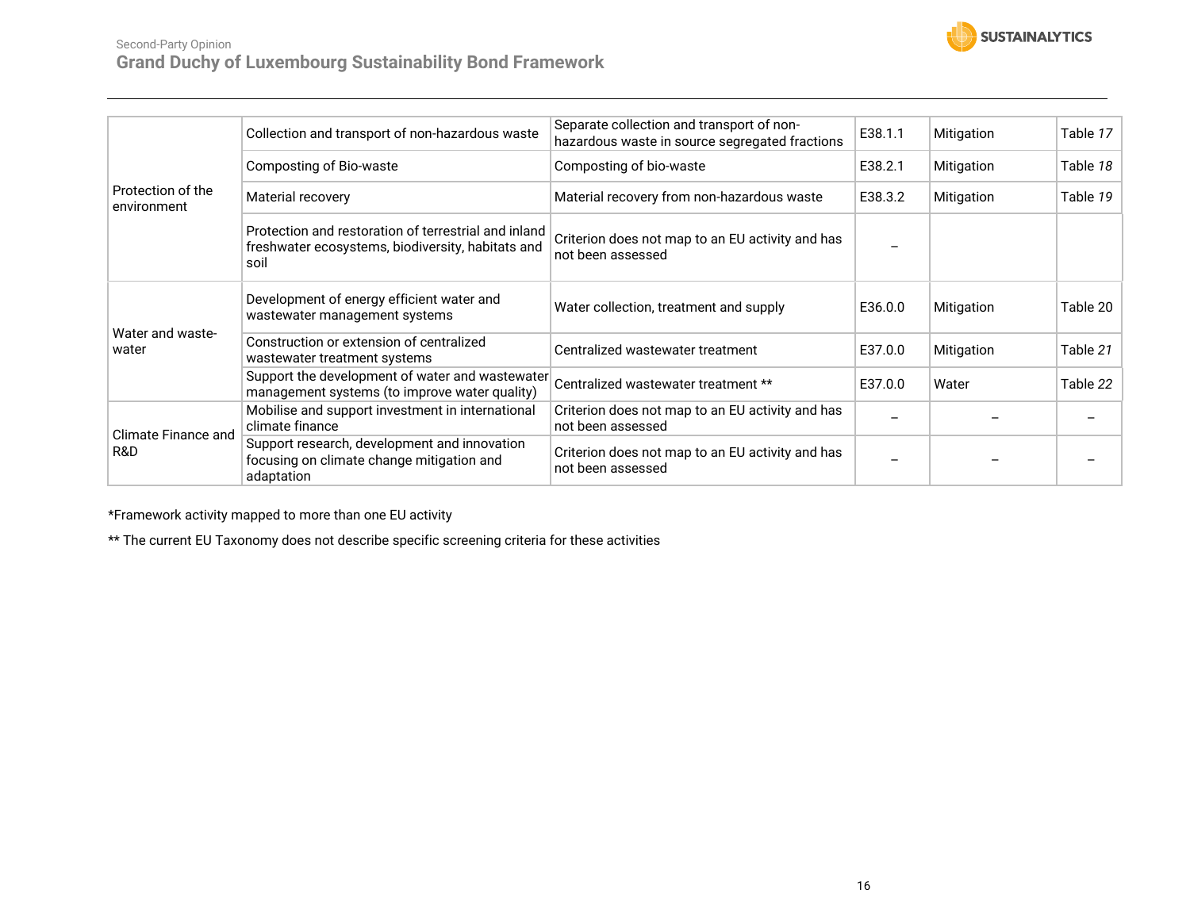| | | | | | |
|---|---|---|---|---|---|
| Protection of the environment | Collection and transport of non-hazardous waste | Separate collection and transport of non-hazardous waste in source segregated fractions | E38.1.1 | Mitigation | Table *17* |
| | Composting of Bio-waste | Composting of bio-waste | E38.2.1 | Mitigation | Table *18* |
| | Material recovery | Material recovery from non-hazardous waste | E38.3.2 | Mitigation | Table *19* |
| | Protection and restoration of terrestrial and inland freshwater ecosystems, biodiversity, habitats and soil | Criterion does not map to an EU activity and has not been assessed | – | | |
| Water and waste-water | Development of energy efficient water and wastewater management systems | Water collection, treatment and supply | E36.0.0 | Mitigation | Table 20 |
| | Construction or extension of centralized wastewater treatment systems | Centralized wastewater treatment | E37.0.0 | Mitigation | Table *21* |
| | Support the development of water and wastewater management systems (to improve water quality) | Centralized wastewater treatment ** | E37.0.0 | Water | Table *22* |
| Climate Finance and R&D | Mobilise and support investment in international climate finance | Criterion does not map to an EU activity and has not been assessed | – | – | – |
| | Support research, development and innovation focusing on climate change mitigation and adaptation | Criterion does not map to an EU activity and has not been assessed | – | – | – |

*Framework activity mapped to more than one EU activity

** The current EU Taxonomy does not describe specific screening criteria for these activities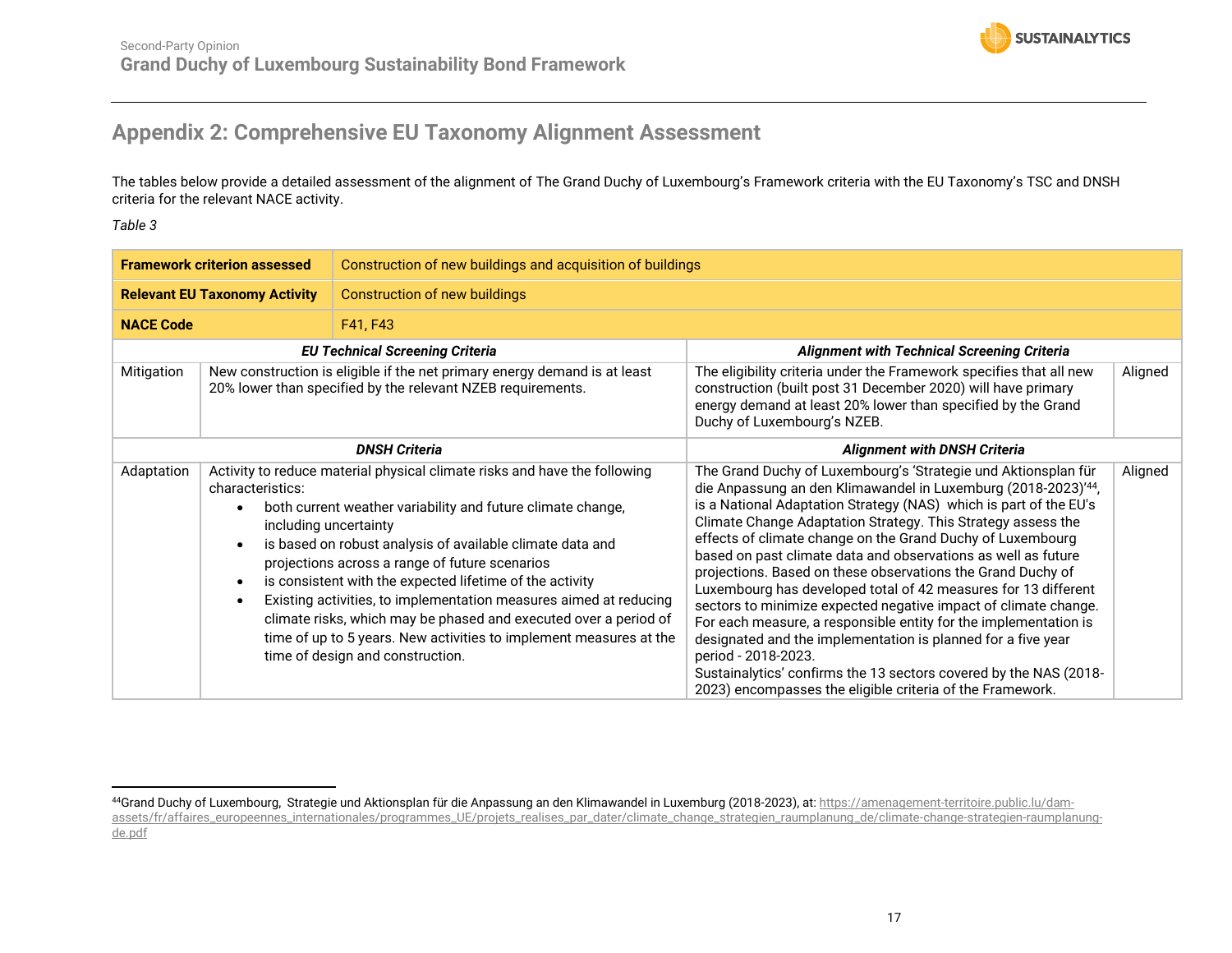## Appendix 2: Comprehensive EU Taxonomy Alignment Assessment

The tables below provide a detailed assessment of the alignment of The Grand Duchy of Luxembourg's Framework criteria with the EU Taxonomy's TSC and DNSH criteria for the relevant NACE activity.

*Table 3*

| **Framework criterion assessed** | Construction of new buildings and acquisition of buildings | | |
|---|---|---|---|
| **Relevant EU Taxonomy Activity** | Construction of new buildings | | |
| **NACE Code** | F41, F43 | | |
| | ***EU Technical Screening Criteria*** | ***Alignment with Technical Screening Criteria*** | |
| Mitigation | New construction is eligible if the net primary energy demand is at least 20% lower than specified by the relevant NZEB requirements. | The eligibility criteria under the Framework specifies that all new construction (built post 31 December 2020) will have primary energy demand at least 20% lower than specified by the Grand Duchy of Luxembourg's NZEB. | Aligned |
| | ***DNSH Criteria*** | ***Alignment with DNSH Criteria*** | |
| Adaptation | Activity to reduce material physical climate risks and have the following characteristics:<br>• both current weather variability and future climate change, including uncertainty<br>• is based on robust analysis of available climate data and projections across a range of future scenarios<br>• is consistent with the expected lifetime of the activity<br>• Existing activities, to implementation measures aimed at reducing climate risks, which may be phased and executed over a period of time of up to 5 years. New activities to implement measures at the time of design and construction. | The Grand Duchy of Luxembourg's 'Strategie und Aktionsplan für die Anpassung an den Klimawandel in Luxemburg (2018-2023)'[44], is a National Adaptation Strategy (NAS) which is part of the EU's Climate Change Adaptation Strategy. This Strategy assess the effects of climate change on the Grand Duchy of Luxembourg based on past climate data and observations as well as future projections. Based on these observations the Grand Duchy of Luxembourg has developed total of 42 measures for 13 different sectors to minimize expected negative impact of climate change. For each measure, a responsible entity for the implementation is designated and the implementation is planned for a five year period - 2018-2023.<br>Sustainalytics' confirms the 13 sectors covered by the NAS (2018-2023) encompasses the eligible criteria of the Framework. | Aligned |

[44] Grand Duchy of Luxembourg, Strategie und Aktionsplan für die Anpassung an den Klimawandel in Luxemburg (2018-2023), at: https://amenagement-territoire.public.lu/dam-assets/fr/affaires_europeennes_internationales/programmes_UE/projets_realises_par_dater/climate_change_strategien_raumplanung_de/climate-change-strategien-raumplanung-de.pdf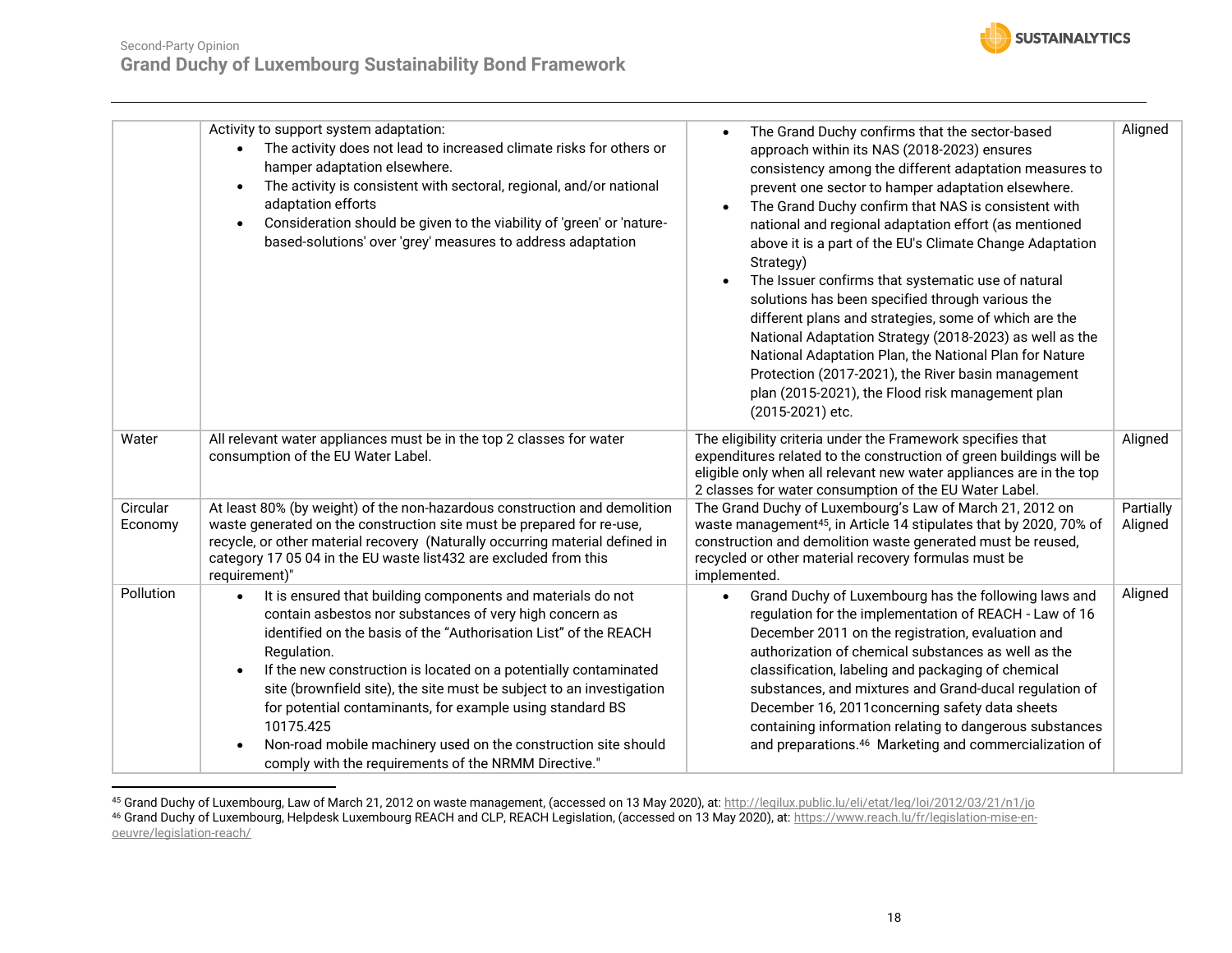| | | | |
|---|---|---|---|
| | Activity to support system adaptation:<br>• The activity does not lead to increased climate risks for others or hamper adaptation elsewhere.<br>• The activity is consistent with sectoral, regional, and/or national adaptation efforts<br>• Consideration should be given to the viability of 'green' or 'nature-based-solutions' over 'grey' measures to address adaptation | • The Grand Duchy confirms that the sector-based approach within its NAS (2018-2023) ensures consistency among the different adaptation measures to prevent one sector to hamper adaptation elsewhere.<br>• The Grand Duchy confirm that NAS is consistent with national and regional adaptation effort (as mentioned above it is a part of the EU's Climate Change Adaptation Strategy)<br>• The Issuer confirms that systematic use of natural solutions has been specified through various the different plans and strategies, some of which are the National Adaptation Strategy (2018-2023) as well as the National Adaptation Plan, the National Plan for Nature Protection (2017-2021), the River basin management plan (2015-2021), the Flood risk management plan (2015-2021) etc. | Aligned |
| Water | All relevant water appliances must be in the top 2 classes for water consumption of the EU Water Label. | The eligibility criteria under the Framework specifies that expenditures related to the construction of green buildings will be eligible only when all relevant new water appliances are in the top 2 classes for water consumption of the EU Water Label. | Aligned |
| Circular Economy | At least 80% (by weight) of the non-hazardous construction and demolition waste generated on the construction site must be prepared for re-use, recycle, or other material recovery (Naturally occurring material defined in category 17 05 04 in the EU waste list432 are excluded from this requirement)" | The Grand Duchy of Luxembourg's Law of March 21, 2012 on waste management[45], in Article 14 stipulates that by 2020, 70% of construction and demolition waste generated must be reused, recycled or other material recovery formulas must be implemented. | Partially Aligned |
| Pollution | • It is ensured that building components and materials do not contain asbestos nor substances of very high concern as identified on the basis of the "Authorisation List" of the REACH Regulation.<br>• If the new construction is located on a potentially contaminated site (brownfield site), the site must be subject to an investigation for potential contaminants, for example using standard BS 10175.425<br>• Non-road mobile machinery used on the construction site should comply with the requirements of the NRMM Directive." | • Grand Duchy of Luxembourg has the following laws and regulation for the implementation of REACH - Law of 16 December 2011 on the registration, evaluation and authorization of chemical substances as well as the classification, labeling and packaging of chemical substances, and mixtures and Grand-ducal regulation of December 16, 2011concerning safety data sheets containing information relating to dangerous substances and preparations.[46] Marketing and commercialization of | Aligned |

[45] Grand Duchy of Luxembourg, Law of March 21, 2012 on waste management, (accessed on 13 May 2020), at: http://legilux.public.lu/eli/etat/leg/loi/2012/03/21/n1/jo

[46] Grand Duchy of Luxembourg, Helpdesk Luxembourg REACH and CLP, REACH Legislation, (accessed on 13 May 2020), at: https://www.reach.lu/fr/legislation-mise-en-oeuvre/legislation-reach/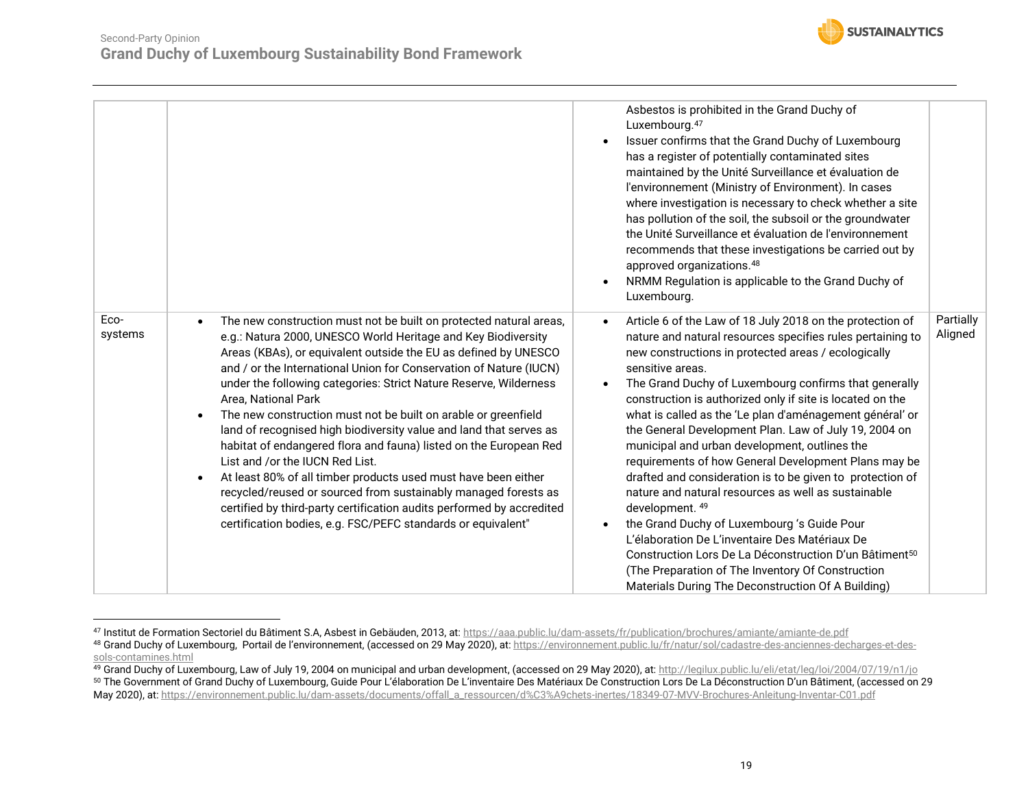| | | | |
|---|---|---|---|
| | | Asbestos is prohibited in the Grand Duchy of Luxembourg.[47]<br>• Issuer confirms that the Grand Duchy of Luxembourg has a register of potentially contaminated sites maintained by the Unité Surveillance et évaluation de l'environnement (Ministry of Environment). In cases where investigation is necessary to check whether a site has pollution of the soil, the subsoil or the groundwater the Unité Surveillance et évaluation de l'environnement recommends that these investigations be carried out by approved organizations.[48]<br>• NRMM Regulation is applicable to the Grand Duchy of Luxembourg. | |
| Eco-systems | • The new construction must not be built on protected natural areas, e.g.: Natura 2000, UNESCO World Heritage and Key Biodiversity Areas (KBAs), or equivalent outside the EU as defined by UNESCO and / or the International Union for Conservation of Nature (IUCN) under the following categories: Strict Nature Reserve, Wilderness Area, National Park<br>• The new construction must not be built on arable or greenfield land of recognised high biodiversity value and land that serves as habitat of endangered flora and fauna) listed on the European Red List and /or the IUCN Red List.<br>• At least 80% of all timber products used must have been either recycled/reused or sourced from sustainably managed forests as certified by third-party certification audits performed by accredited certification bodies, e.g. FSC/PEFC standards or equivalent" | • Article 6 of the Law of 18 July 2018 on the protection of nature and natural resources specifies rules pertaining to new constructions in protected areas / ecologically sensitive areas.<br>• The Grand Duchy of Luxembourg confirms that generally construction is authorized only if site is located on the what is called as the 'Le plan d'aménagement général' or the General Development Plan. Law of July 19, 2004 on municipal and urban development, outlines the requirements of how General Development Plans may be drafted and consideration is to be given to protection of nature and natural resources as well as sustainable development.[49]<br>• the Grand Duchy of Luxembourg 's Guide Pour L'élaboration De L'inventaire Des Matériaux De Construction Lors De La Déconstruction D'un Bâtiment[50] (The Preparation of The Inventory Of Construction Materials During The Deconstruction Of A Building) | Partially Aligned |

[47] Institut de Formation Sectoriel du Bâtiment S.A, Asbest in Gebäuden, 2013, at: https://aaa.public.lu/dam-assets/fr/publication/brochures/amiante/amiante-de.pdf

[48] Grand Duchy of Luxembourg, Portail de l'environnement, (accessed on 29 May 2020), at: https://environnement.public.lu/fr/natur/sol/cadastre-des-anciennes-decharges-et-des-sols-contamines.html

[49] Grand Duchy of Luxembourg, Law of July 19, 2004 on municipal and urban development, (accessed on 29 May 2020), at: http://legilux.public.lu/eli/etat/leg/loi/2004/07/19/n1/jo

[50] The Government of Grand Duchy of Luxembourg, Guide Pour L'élaboration De L'inventaire Des Matériaux De Construction Lors De La Déconstruction D'un Bâtiment, (accessed on 29 May 2020), at: https://environnement.public.lu/dam-assets/documents/offall_a_ressourcen/d%C3%A9chets-inertes/18349-07-MVV-Brochures-Anleitung-Inventar-C01.pdf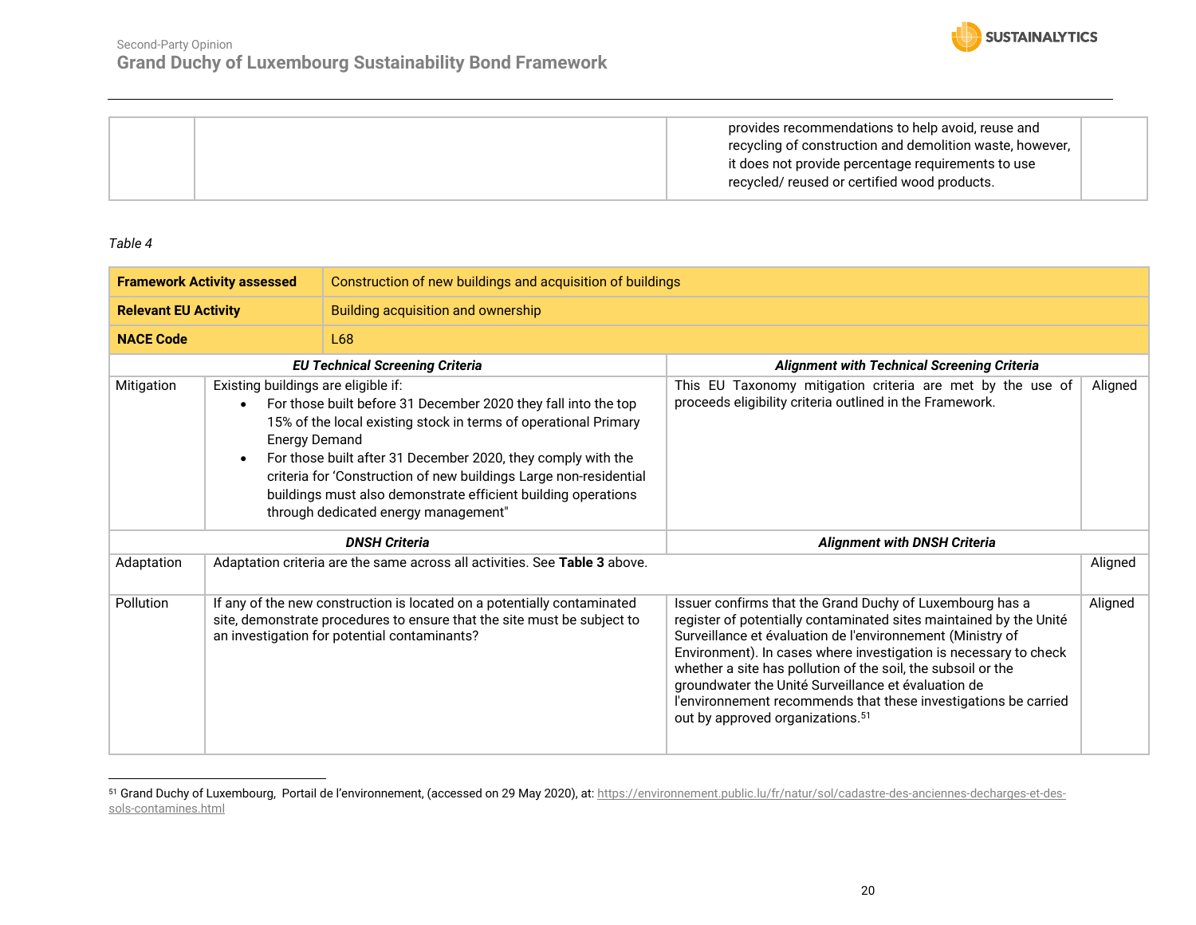| | | provides recommendations to help avoid, reuse and recycling of construction and demolition waste, however, it does not provide percentage requirements to use recycled/ reused or certified wood products. | |
|---|---|---|---|

*Table 4*

| **Framework Activity assessed** | Construction of new buildings and acquisition of buildings | | |
|---|---|---|---|
| **Relevant EU Activity** | Building acquisition and ownership | | |
| **NACE Code** | L68 | | |
| ***EU Technical Screening Criteria*** | | ***Alignment with Technical Screening Criteria*** | |
| Mitigation | Existing buildings are eligible if: <br>• For those built before 31 December 2020 they fall into the top 15% of the local existing stock in terms of operational Primary Energy Demand <br>• For those built after 31 December 2020, they comply with the criteria for 'Construction of new buildings Large non-residential buildings must also demonstrate efficient building operations through dedicated energy management" | This EU Taxonomy mitigation criteria are met by the use of proceeds eligibility criteria outlined in the Framework. | Aligned |
| ***DNSH Criteria*** | | ***Alignment with DNSH Criteria*** | |
| Adaptation | Adaptation criteria are the same across all activities. See **Table 3** above. | | Aligned |
| Pollution | If any of the new construction is located on a potentially contaminated site, demonstrate procedures to ensure that the site must be subject to an investigation for potential contaminants? | Issuer confirms that the Grand Duchy of Luxembourg has a register of potentially contaminated sites maintained by the Unité Surveillance et évaluation de l'environnement (Ministry of Environment). In cases where investigation is necessary to check whether a site has pollution of the soil, the subsoil or the groundwater the Unité Surveillance et évaluation de l'environnement recommends that these investigations be carried out by approved organizations.[51] | Aligned |

[51] Grand Duchy of Luxembourg, Portail de l'environnement, (accessed on 29 May 2020), at: https://environnement.public.lu/fr/natur/sol/cadastre-des-anciennes-decharges-et-des-sols-contamines.html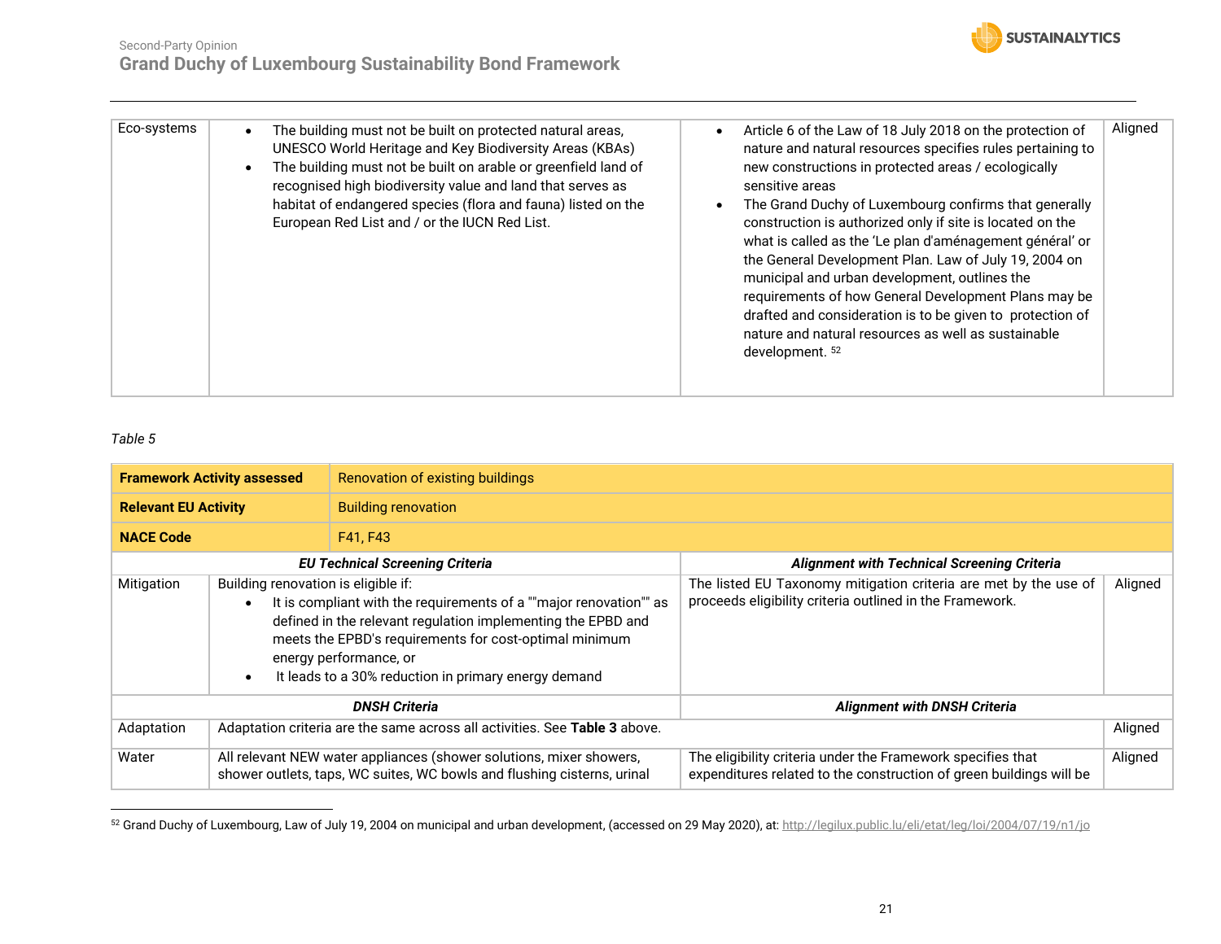| | | | |
|---|---|---|---|
| Eco-systems | • The building must not be built on protected natural areas, UNESCO World Heritage and Key Biodiversity Areas (KBAs)<br>• The building must not be built on arable or greenfield land of recognised high biodiversity value and land that serves as habitat of endangered species (flora and fauna) listed on the European Red List and / or the IUCN Red List. | • Article 6 of the Law of 18 July 2018 on the protection of nature and natural resources specifies rules pertaining to new constructions in protected areas / ecologically sensitive areas<br>• The Grand Duchy of Luxembourg confirms that generally construction is authorized only if site is located on the 'Le plan d'aménagement général' or what is called as the 'Le plan d'aménagement général' or the General Development Plan. Law of July 19, 2004 on municipal and urban development, outlines the requirements of how General Development Plans may be drafted and consideration is to be given to protection of nature and natural resources as well as sustainable development. [52] | Aligned |

*Table 5*

| | | | |
|---|---|---|---|
| **Framework Activity assessed** | Renovation of existing buildings | | |
| **Relevant EU Activity** | Building renovation | | |
| **NACE Code** | F41, F43 | | |
| ***EU Technical Screening Criteria*** | | ***Alignment with Technical Screening Criteria*** | |
| Mitigation | Building renovation is eligible if:<br>• It is compliant with the requirements of a ""major renovation"" as defined in the relevant regulation implementing the EPBD and meets the EPBD's requirements for cost-optimal minimum energy performance, or<br>• It leads to a 30% reduction in primary energy demand | The listed EU Taxonomy mitigation criteria are met by the use of proceeds eligibility criteria outlined in the Framework. | Aligned |
| ***DNSH Criteria*** | | ***Alignment with DNSH Criteria*** | |
| Adaptation | Adaptation criteria are the same across all activities. See **Table 3** above. | | Aligned |
| Water | All relevant NEW water appliances (shower solutions, mixer showers, shower outlets, taps, WC suites, WC bowls and flushing cisterns, urinal | The eligibility criteria under the Framework specifies that expenditures related to the construction of green buildings will be | Aligned |

[52] Grand Duchy of Luxembourg, Law of July 19, 2004 on municipal and urban development, (accessed on 29 May 2020), at: http://legilux.public.lu/eli/etat/leg/loi/2004/07/19/n1/jo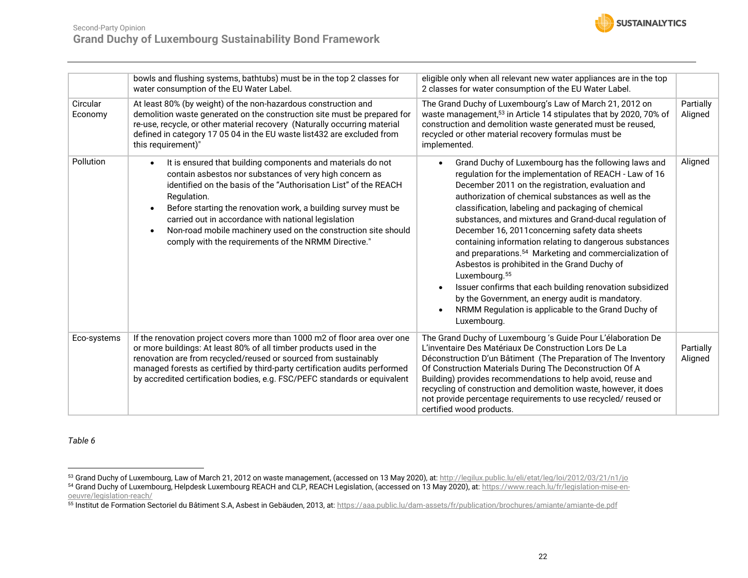| | | | |
|---|---|---|---|
| | bowls and flushing systems, bathtubs) must be in the top 2 classes for water consumption of the EU Water Label. | eligible only when all relevant new water appliances are in the top 2 classes for water consumption of the EU Water Label. | |
| Circular Economy | At least 80% (by weight) of the non-hazardous construction and demolition waste generated on the construction site must be prepared for re-use, recycle, or other material recovery (Naturally occurring material defined in category 17 05 04 in the EU waste list432 are excluded from this requirement)" | The Grand Duchy of Luxembourg's Law of March 21, 2012 on waste management,[53] in Article 14 stipulates that by 2020, 70% of construction and demolition waste generated must be reused, recycled or other material recovery formulas must be implemented. | Partially Aligned |
| Pollution | • It is ensured that building components and materials do not contain asbestos nor substances of very high concern as identified on the basis of the "Authorisation List" of the REACH Regulation.<br>• Before starting the renovation work, a building survey must be carried out in accordance with national legislation<br>• Non-road mobile machinery used on the construction site should comply with the requirements of the NRMM Directive." | • Grand Duchy of Luxembourg has the following laws and regulation for the implementation of REACH - Law of 16 December 2011 on the registration, evaluation and authorization of chemical substances as well as the classification, labeling and packaging of chemical substances, and mixtures and Grand-ducal regulation of December 16, 2011concerning safety data sheets containing information relating to dangerous substances and preparations.[54] Marketing and commercialization of Asbestos is prohibited in the Grand Duchy of Luxembourg.[55]<br>• Issuer confirms that each building renovation subsidized by the Government, an energy audit is mandatory.<br>• NRMM Regulation is applicable to the Grand Duchy of Luxembourg. | Aligned |
| Eco-systems | If the renovation project covers more than 1000 m2 of floor area over one or more buildings: At least 80% of all timber products used in the renovation are from recycled/reused or sourced from sustainably managed forests as certified by third-party certification audits performed by accredited certification bodies, e.g. FSC/PEFC standards or equivalent | The Grand Duchy of Luxembourg 's Guide Pour L'élaboration De L'inventaire Des Matériaux De Construction Lors De La Déconstruction D'un Bâtiment (The Preparation of The Inventory Of Construction Materials During The Deconstruction Of A Building) provides recommendations to help avoid, reuse and recycling of construction and demolition waste, however, it does not provide percentage requirements to use recycled/ reused or certified wood products. | Partially Aligned |

*Table 6*

[53] Grand Duchy of Luxembourg, Law of March 21, 2012 on waste management, (accessed on 13 May 2020), at: http://legilux.public.lu/eli/etat/leg/loi/2012/03/21/n1/jo

[54] Grand Duchy of Luxembourg, Helpdesk Luxembourg REACH and CLP, REACH Legislation, (accessed on 13 May 2020), at: https://www.reach.lu/fr/legislation-mise-en-oeuvre/legislation-reach/

[55] Institut de Formation Sectoriel du Bâtiment S.A, Asbest in Gebäuden, 2013, at: https://aaa.public.lu/dam-assets/fr/publication/brochures/amiante/amiante-de.pdf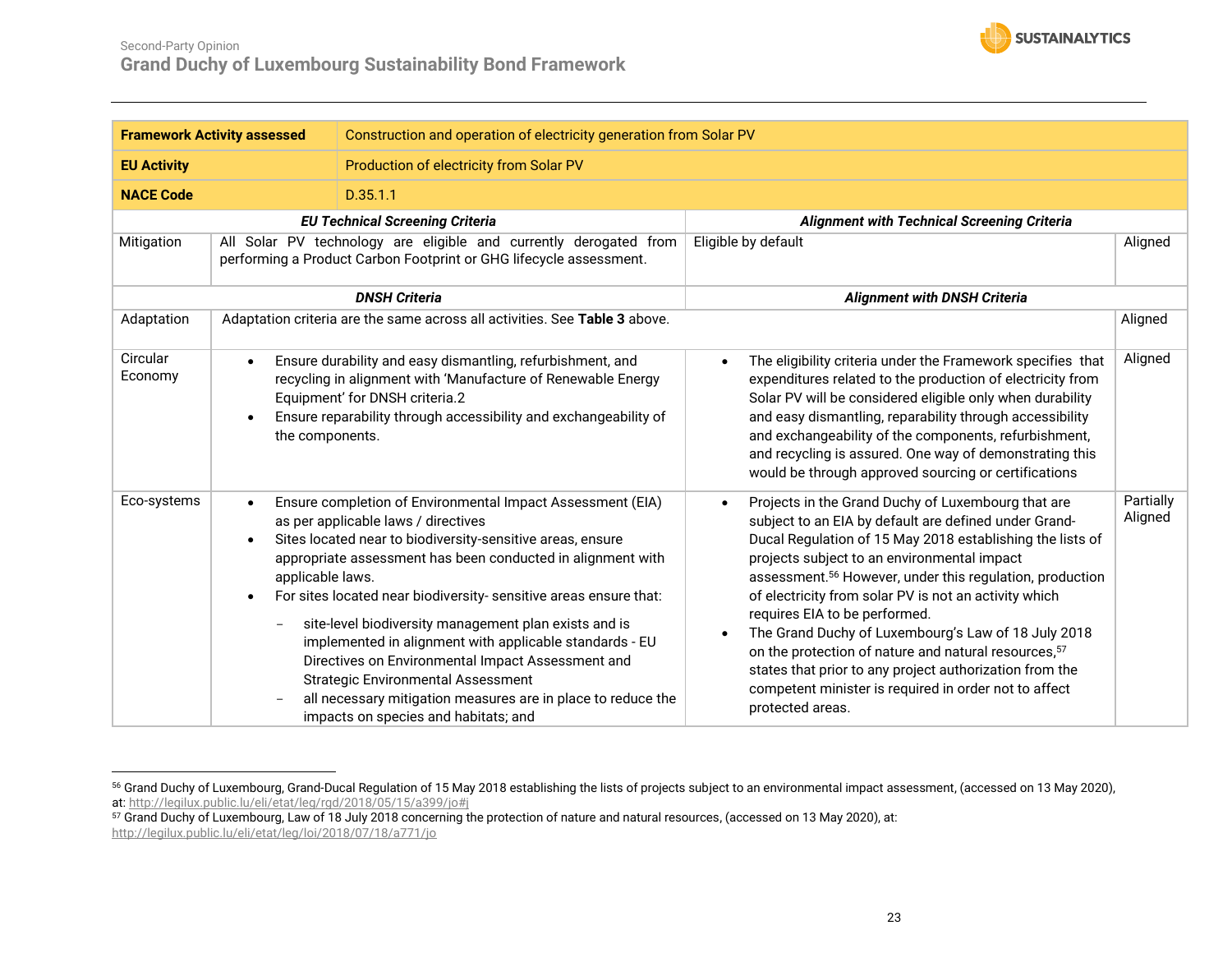| Framework Activity assessed | Construction and operation of electricity generation from Solar PV | | |
|---|---|---|---|
| **EU Activity** | Production of electricity from Solar PV | | |
| **NACE Code** | D.35.1.1 | | |
| ***EU Technical Screening Criteria*** | | ***Alignment with Technical Screening Criteria*** | |
| Mitigation | All Solar PV technology are eligible and currently derogated from performing a Product Carbon Footprint or GHG lifecycle assessment. | Eligible by default | Aligned |
| ***DNSH Criteria*** | | ***Alignment with DNSH Criteria*** | |
| Adaptation | Adaptation criteria are the same across all activities. See **Table 3** above. | | Aligned |
| Circular Economy | • Ensure durability and easy dismantling, refurbishment, and recycling in alignment with 'Manufacture of Renewable Energy Equipment' for DNSH criteria.2<br>• Ensure reparability through accessibility and exchangeability of the components. | • The eligibility criteria under the Framework specifies that expenditures related to the production of electricity from Solar PV will be considered eligible only when durability and easy dismantling, reparability through accessibility and exchangeability of the components, refurbishment, and recycling is assured. One way of demonstrating this would be through approved sourcing or certifications | Aligned |
| Eco-systems | • Ensure completion of Environmental Impact Assessment (EIA) as per applicable laws / directives<br>• Sites located near to biodiversity-sensitive areas, ensure appropriate assessment has been conducted in alignment with applicable laws.<br>• For sites located near biodiversity- sensitive areas ensure that:<br>− site-level biodiversity management plan exists and is implemented in alignment with applicable standards - EU Directives on Environmental Impact Assessment and Strategic Environmental Assessment<br>− all necessary mitigation measures are in place to reduce the impacts on species and habitats; and | • Projects in the Grand Duchy of Luxembourg that are subject to an EIA by default are defined under Grand-Ducal Regulation of 15 May 2018 establishing the lists of projects subject to an environmental impact assessment.[56] However, under this regulation, production of electricity from solar PV is not an activity which requires EIA to be performed.<br>• The Grand Duchy of Luxembourg's Law of 18 July 2018 on the protection of nature and natural resources,[57] states that prior to any project authorization from the competent minister is required in order not to affect protected areas. | Partially Aligned |

[56] Grand Duchy of Luxembourg, Grand-Ducal Regulation of 15 May 2018 establishing the lists of projects subject to an environmental impact assessment, (accessed on 13 May 2020), at: http://legilux.public.lu/eli/etat/leg/rgd/2018/05/15/a399/jo#j

[57] Grand Duchy of Luxembourg, Law of 18 July 2018 concerning the protection of nature and natural resources, (accessed on 13 May 2020), at: http://legilux.public.lu/eli/etat/leg/loi/2018/07/18/a771/jo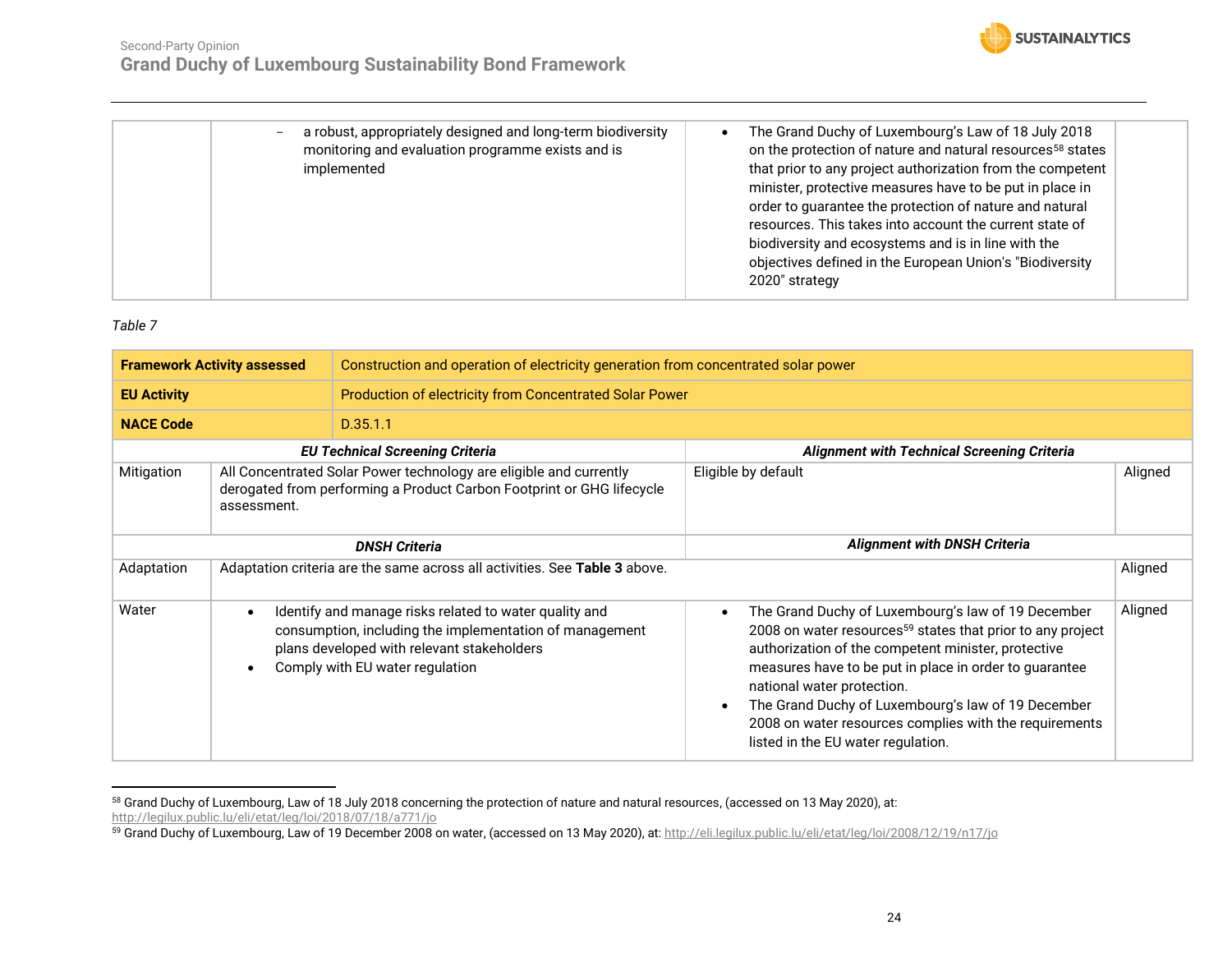| | | | |
|---|---|---|---|
| | – a robust, appropriately designed and long-term biodiversity monitoring and evaluation programme exists and is implemented | • The Grand Duchy of Luxembourg's Law of 18 July 2018 on the protection of nature and natural resources[58] states that prior to any project authorization from the competent minister, protective measures have to be put in place in order to guarantee the protection of nature and natural resources. This takes into account the current state of biodiversity and ecosystems and is in line with the objectives defined in the European Union's "Biodiversity 2020" strategy | |

*Table 7*

| **Framework Activity assessed** | Construction and operation of electricity generation from concentrated solar power | | |
|---|---|---|---|
| **EU Activity** | Production of electricity from Concentrated Solar Power | | |
| **NACE Code** | D.35.1.1 | | |
| ***EU Technical Screening Criteria*** | | ***Alignment with Technical Screening Criteria*** | |
| Mitigation | All Concentrated Solar Power technology are eligible and currently derogated from performing a Product Carbon Footprint or GHG lifecycle assessment. | Eligible by default | Aligned |
| ***DNSH Criteria*** | | ***Alignment with DNSH Criteria*** | |
| Adaptation | Adaptation criteria are the same across all activities. See **Table 3** above. | | Aligned |
| Water | • Identify and manage risks related to water quality and consumption, including the implementation of management plans developed with relevant stakeholders<br>• Comply with EU water regulation | • The Grand Duchy of Luxembourg's law of 19 December 2008 on water resources[59] states that prior to any project authorization of the competent minister, protective measures have to be put in place in order to guarantee national water protection.<br>• The Grand Duchy of Luxembourg's law of 19 December 2008 on water resources complies with the requirements listed in the EU water regulation. | Aligned |

[58] Grand Duchy of Luxembourg, Law of 18 July 2018 concerning the protection of nature and natural resources, (accessed on 13 May 2020), at: http://legilux.public.lu/eli/etat/leg/loi/2018/07/18/a771/jo

[59] Grand Duchy of Luxembourg, Law of 19 December 2008 on water, (accessed on 13 May 2020), at: http://eli.legilux.public.lu/eli/etat/leg/loi/2008/12/19/n17/jo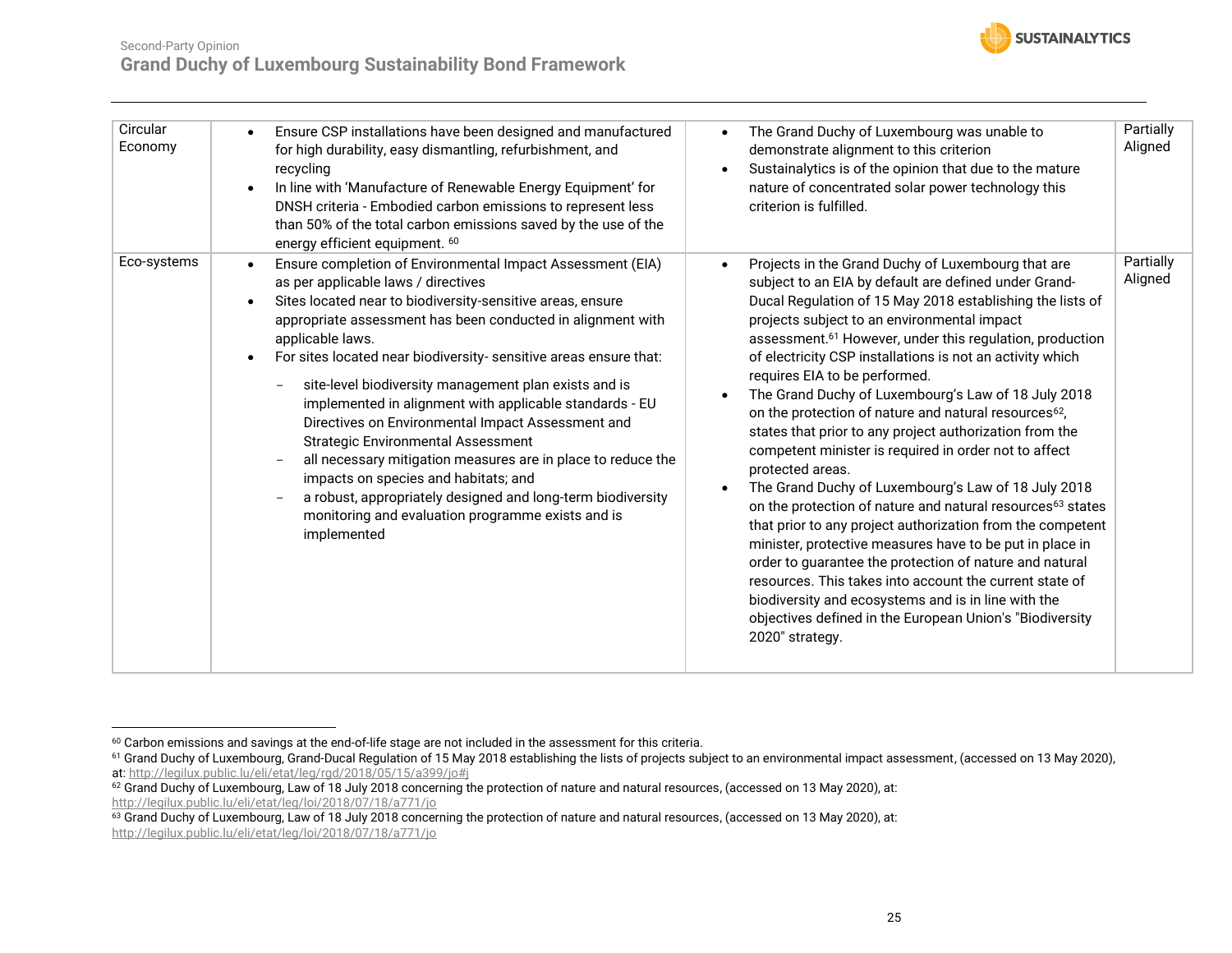| | | | |
|---|---|---|---|
| Circular Economy | • Ensure CSP installations have been designed and manufactured for high durability, easy dismantling, refurbishment, and recycling<br>• In line with 'Manufacture of Renewable Energy Equipment' for DNSH criteria - Embodied carbon emissions to represent less than 50% of the total carbon emissions saved by the use of the energy efficient equipment. [60] | • The Grand Duchy of Luxembourg was unable to demonstrate alignment to this criterion<br>• Sustainalytics is of the opinion that due to the mature nature of concentrated solar power technology this criterion is fulfilled. | Partially Aligned |
| Eco-systems | • Ensure completion of Environmental Impact Assessment (EIA) as per applicable laws / directives<br>• Sites located near to biodiversity-sensitive areas, ensure appropriate assessment has been conducted in alignment with applicable laws.<br>• For sites located near biodiversity- sensitive areas ensure that:<br>− site-level biodiversity management plan exists and is implemented in alignment with applicable standards - EU Directives on Environmental Impact Assessment and Strategic Environmental Assessment<br>− all necessary mitigation measures are in place to reduce the impacts on species and habitats; and<br>− a robust, appropriately designed and long-term biodiversity monitoring and evaluation programme exists and is implemented | • Projects in the Grand Duchy of Luxembourg that are subject to an EIA by default are defined under Grand-Ducal Regulation of 15 May 2018 establishing the lists of projects subject to an environmental impact assessment.[61] However, under this regulation, production of electricity CSP installations is not an activity which requires EIA to be performed.<br>• The Grand Duchy of Luxembourg's Law of 18 July 2018 on the protection of nature and natural resources[62], states that prior to any project authorization from the competent minister is required in order not to affect protected areas.<br>• The Grand Duchy of Luxembourg's Law of 18 July 2018 on the protection of nature and natural resources[63] states that prior to any project authorization from the competent minister, protective measures have to be put in place in order to guarantee the protection of nature and natural resources. This takes into account the current state of biodiversity and ecosystems and is in line with the objectives defined in the European Union's "Biodiversity 2020" strategy. | Partially Aligned |

[60] Carbon emissions and savings at the end-of-life stage are not included in the assessment for this criteria.

[61] Grand Duchy of Luxembourg, Grand-Ducal Regulation of 15 May 2018 establishing the lists of projects subject to an environmental impact assessment, (accessed on 13 May 2020), at: http://legilux.public.lu/eli/etat/leg/rgd/2018/05/15/a399/jo#j

[62] Grand Duchy of Luxembourg, Law of 18 July 2018 concerning the protection of nature and natural resources, (accessed on 13 May 2020), at: http://legilux.public.lu/eli/etat/leg/loi/2018/07/18/a771/jo

[63] Grand Duchy of Luxembourg, Law of 18 July 2018 concerning the protection of nature and natural resources, (accessed on 13 May 2020), at: http://legilux.public.lu/eli/etat/leg/loi/2018/07/18/a771/jo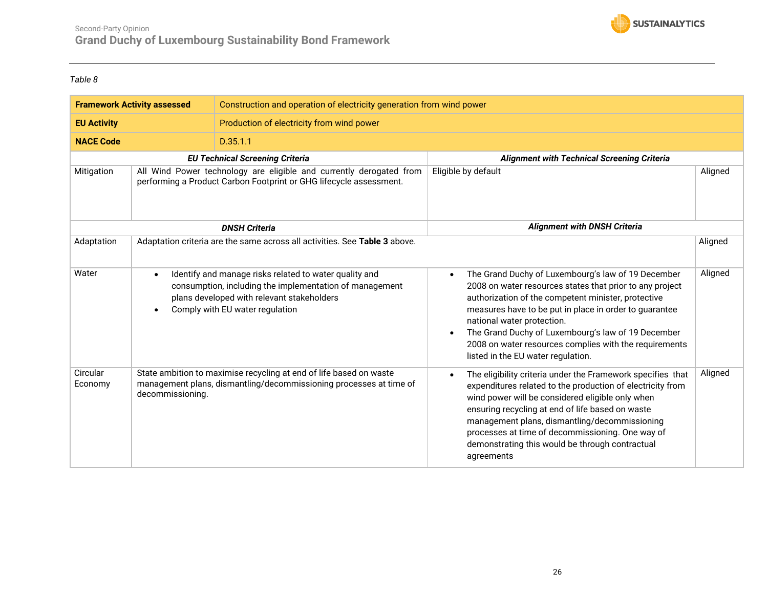*Table 8*

| **Framework Activity assessed** | Construction and operation of electricity generation from wind power | | |
|---|---|---|---|
| **EU Activity** | Production of electricity from wind power | | |
| **NACE Code** | D.35.1.1 | | |
| ***EU Technical Screening Criteria*** | | ***Alignment with Technical Screening Criteria*** | |
| Mitigation | All Wind Power technology are eligible and currently derogated from performing a Product Carbon Footprint or GHG lifecycle assessment. | Eligible by default | Aligned |
| ***DNSH Criteria*** | | ***Alignment with DNSH Criteria*** | |
| Adaptation | Adaptation criteria are the same across all activities. See **Table 3** above. | | Aligned |
| Water | • Identify and manage risks related to water quality and consumption, including the implementation of management plans developed with relevant stakeholders<br>• Comply with EU water regulation | • The Grand Duchy of Luxembourg's law of 19 December 2008 on water resources states that prior to any project authorization of the competent minister, protective measures have to be put in place in order to guarantee national water protection.<br>• The Grand Duchy of Luxembourg's law of 19 December 2008 on water resources complies with the requirements listed in the EU water regulation. | Aligned |
| Circular Economy | State ambition to maximise recycling at end of life based on waste management plans, dismantling/decommissioning processes at time of decommissioning. | • The eligibility criteria under the Framework specifies that expenditures related to the production of electricity from wind power will be considered eligible only when ensuring recycling at end of life based on waste management plans, dismantling/decommissioning processes at time of decommissioning. One way of demonstrating this would be through contractual agreements | Aligned |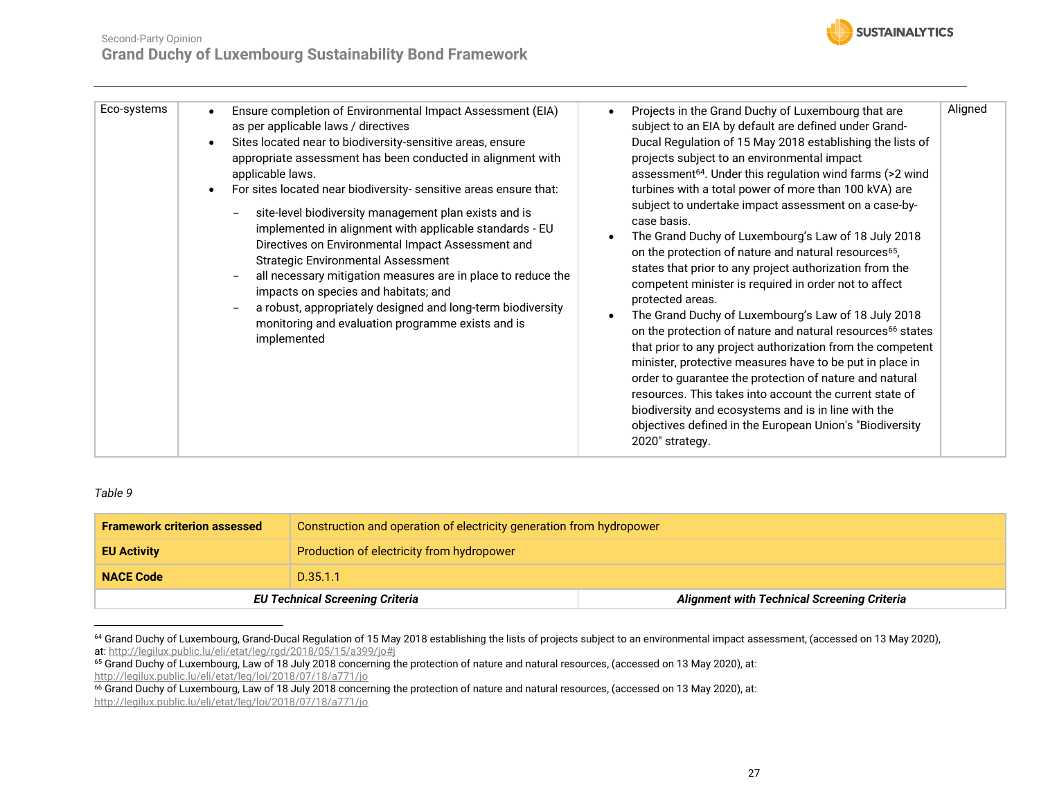| Eco-systems | <ul><li>Ensure completion of Environmental Impact Assessment (EIA) as per applicable laws / directives</li><li>Sites located near to biodiversity-sensitive areas, ensure appropriate assessment has been conducted in alignment with applicable laws.</li><li>For sites located near biodiversity- sensitive areas ensure that:<br>– site-level biodiversity management plan exists and is implemented in alignment with applicable standards - EU Directives on Environmental Impact Assessment and Strategic Environmental Assessment<br>– all necessary mitigation measures are in place to reduce the impacts on species and habitats; and<br>– a robust, appropriately designed and long-term biodiversity monitoring and evaluation programme exists and is implemented</li></ul> | <ul><li>Projects in the Grand Duchy of Luxembourg that are subject to an EIA by default are defined under Grand-Ducal Regulation of 15 May 2018 establishing the lists of projects subject to an environmental impact assessment[64]. Under this regulation wind farms (>2 wind turbines with a total power of more than 100 kVA) are subject to undertake impact assessment on a case-by-case basis.</li><li>The Grand Duchy of Luxembourg's Law of 18 July 2018 on the protection of nature and natural resources[65], states that prior to any project authorization from the competent minister is required in order not to affect protected areas.</li><li>The Grand Duchy of Luxembourg's Law of 18 July 2018 on the protection of nature and natural resources[66] states that prior to any project authorization from the competent minister, protective measures have to be put in place in order to guarantee the protection of nature and natural resources. This takes into account the current state of biodiversity and ecosystems and is in line with the objectives defined in the European Union's "Biodiversity 2020" strategy.</li></ul> | Aligned |
|---|---|---|---|

*Table 9*

| **Framework criterion assessed** | Construction and operation of electricity generation from hydropower |
|---|---|
| **EU Activity** | Production of electricity from hydropower |
| **NACE Code** | D.35.1.1 |
| ***EU Technical Screening Criteria*** | ***Alignment with Technical Screening Criteria*** |

[64] Grand Duchy of Luxembourg, Grand-Ducal Regulation of 15 May 2018 establishing the lists of projects subject to an environmental impact assessment, (accessed on 13 May 2020), at: http://legilux.public.lu/eli/etat/leg/rgd/2018/05/15/a399/jo#j

[65] Grand Duchy of Luxembourg, Law of 18 July 2018 concerning the protection of nature and natural resources, (accessed on 13 May 2020), at: http://legilux.public.lu/eli/etat/leg/loi/2018/07/18/a771/jo

[66] Grand Duchy of Luxembourg, Law of 18 July 2018 concerning the protection of nature and natural resources, (accessed on 13 May 2020), at: http://legilux.public.lu/eli/etat/leg/loi/2018/07/18/a771/jo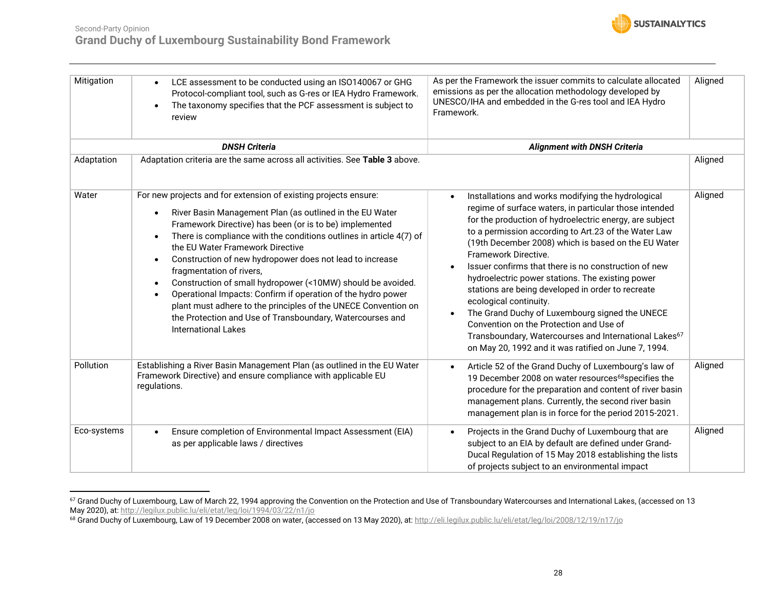| Mitigation | • LCE assessment to be conducted using an ISO140067 or GHG Protocol-compliant tool, such as G-res or IEA Hydro Framework.<br>• The taxonomy specifies that the PCF assessment is subject to review | As per the Framework the issuer commits to calculate allocated emissions as per the allocation methodology developed by UNESCO/IHA and embedded in the G-res tool and IEA Hydro Framework. | Aligned |
|---|---|---|---|
| | ***DNSH Criteria*** | ***Alignment with DNSH Criteria*** | |
| Adaptation | Adaptation criteria are the same across all activities. See **Table 3** above. | | Aligned |
| Water | For new projects and for extension of existing projects ensure:<br>• River Basin Management Plan (as outlined in the EU Water Framework Directive) has been (or is to be) implemented<br>• There is compliance with the conditions outlines in article 4(7) of the EU Water Framework Directive<br>• Construction of new hydropower does not lead to increase fragmentation of rivers,<br>• Construction of small hydropower (<10MW) should be avoided.<br>• Operational Impacts: Confirm if operation of the hydro power plant must adhere to the principles of the UNECE Convention on the Protection and Use of Transboundary, Watercourses and International Lakes | • Installations and works modifying the hydrological regime of surface waters, in particular those intended for the production of hydroelectric energy, are subject to a permission according to Art.23 of the Water Law (19th December 2008) which is based on the EU Water Framework Directive.<br>• Issuer confirms that there is no construction of new hydroelectric power stations. The existing power stations are being developed in order to recreate ecological continuity.<br>• The Grand Duchy of Luxembourg signed the UNECE Convention on the Protection and Use of Transboundary, Watercourses and International Lakes[67] on May 20, 1992 and it was ratified on June 7, 1994. | Aligned |
| Pollution | Establishing a River Basin Management Plan (as outlined in the EU Water Framework Directive) and ensure compliance with applicable EU regulations. | • Article 52 of the Grand Duchy of Luxembourg's law of 19 December 2008 on water resources[68]specifies the procedure for the preparation and content of river basin management plans. Currently, the second river basin management plan is in force for the period 2015-2021. | Aligned |
| Eco-systems | • Ensure completion of Environmental Impact Assessment (EIA) as per applicable laws / directives | • Projects in the Grand Duchy of Luxembourg that are subject to an EIA by default are defined under Grand-Ducal Regulation of 15 May 2018 establishing the lists of projects subject to an environmental impact | Aligned |

[67] Grand Duchy of Luxembourg, Law of March 22, 1994 approving the Convention on the Protection and Use of Transboundary Watercourses and International Lakes, (accessed on 13 May 2020), at: http://legilux.public.lu/eli/etat/leg/loi/1994/03/22/n1/jo

[68] Grand Duchy of Luxembourg, Law of 19 December 2008 on water, (accessed on 13 May 2020), at: http://eli.legilux.public.lu/eli/etat/leg/loi/2008/12/19/n17/jo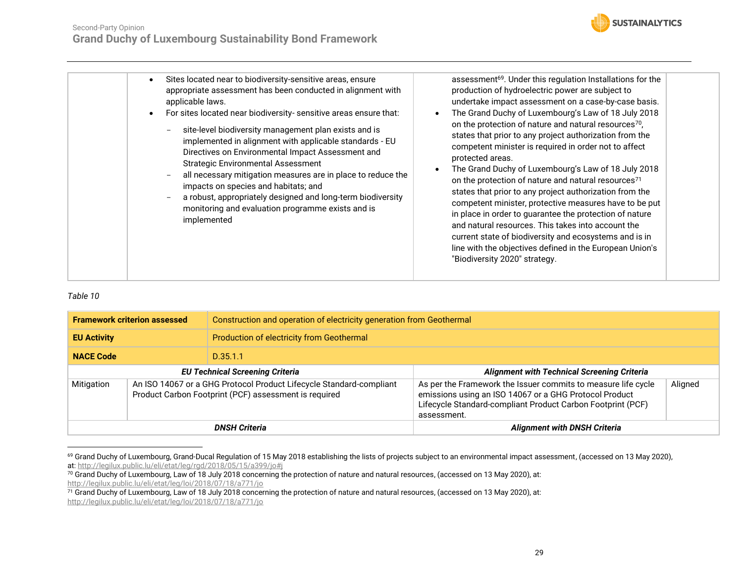| | | | |
|---|---|---|---|
| | <ul><li>Sites located near to biodiversity-sensitive areas, ensure appropriate assessment has been conducted in alignment with applicable laws.</li><li>For sites located near biodiversity- sensitive areas ensure that:<ul><li>site-level biodiversity management plan exists and is implemented in alignment with applicable standards - EU Directives on Environmental Impact Assessment and Strategic Environmental Assessment</li><li>all necessary mitigation measures are in place to reduce the impacts on species and habitats; and</li><li>a robust, appropriately designed and long-term biodiversity monitoring and evaluation programme exists and is implemented</li></ul></li></ul> | assessment[69]. Under this regulation Installations for the production of hydroelectric power are subject to undertake impact assessment on a case-by-case basis.<ul><li>The Grand Duchy of Luxembourg's Law of 18 July 2018 on the protection of nature and natural resources[70], states that prior to any project authorization from the competent minister is required in order not to affect protected areas.</li><li>The Grand Duchy of Luxembourg's Law of 18 July 2018 on the protection of nature and natural resources[71] states that prior to any project authorization from the competent minister, protective measures have to be put in place in order to guarantee the protection of nature and natural resources. This takes into account the current state of biodiversity and ecosystems and is in line with the objectives defined in the European Union's "Biodiversity 2020" strategy.</li></ul> | |

*Table 10*

| **Framework criterion assessed** | Construction and operation of electricity generation from Geothermal | | |
|---|---|---|---|
| **EU Activity** | Production of electricity from Geothermal | | |
| **NACE Code** | D.35.1.1 | | |
| ***EU Technical Screening Criteria*** | | ***Alignment with Technical Screening Criteria*** | |
| Mitigation | An ISO 14067 or a GHG Protocol Product Lifecycle Standard-compliant Product Carbon Footprint (PCF) assessment is required | As per the Framework the Issuer commits to measure life cycle emissions using an ISO 14067 or a GHG Protocol Product Lifecycle Standard-compliant Product Carbon Footprint (PCF) assessment. | Aligned |
| ***DNSH Criteria*** | | ***Alignment with DNSH Criteria*** | |

[69] Grand Duchy of Luxembourg, Grand-Ducal Regulation of 15 May 2018 establishing the lists of projects subject to an environmental impact assessment, (accessed on 13 May 2020), at: http://legilux.public.lu/eli/etat/leg/rgd/2018/05/15/a399/jo#j

[70] Grand Duchy of Luxembourg, Law of 18 July 2018 concerning the protection of nature and natural resources, (accessed on 13 May 2020), at: http://legilux.public.lu/eli/etat/leg/loi/2018/07/18/a771/jo

[71] Grand Duchy of Luxembourg, Law of 18 July 2018 concerning the protection of nature and natural resources, (accessed on 13 May 2020), at: http://legilux.public.lu/eli/etat/leg/loi/2018/07/18/a771/jo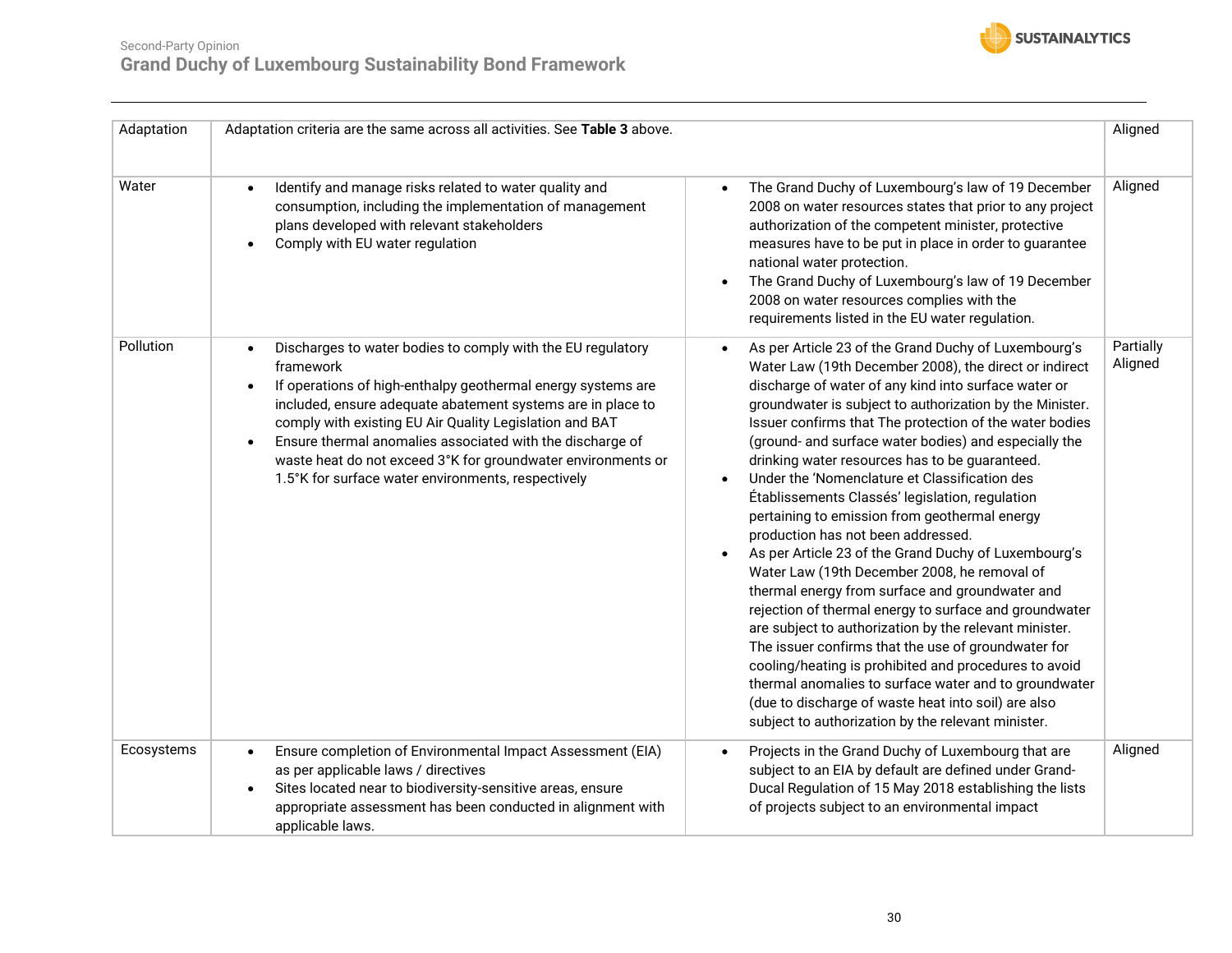| Adaptation | Adaptation criteria are the same across all activities. See **Table 3** above. | | Aligned |
|---|---|---|---|
| Water | • Identify and manage risks related to water quality and consumption, including the implementation of management plans developed with relevant stakeholders<br>• Comply with EU water regulation | • The Grand Duchy of Luxembourg's law of 19 December 2008 on water resources states that prior to any project authorization of the competent minister, protective measures have to be put in place in order to guarantee national water protection.<br>• The Grand Duchy of Luxembourg's law of 19 December 2008 on water resources complies with the requirements listed in the EU water regulation. | Aligned |
| Pollution | • Discharges to water bodies to comply with the EU regulatory framework<br>• If operations of high-enthalpy geothermal energy systems are included, ensure adequate abatement systems are in place to comply with existing EU Air Quality Legislation and BAT<br>• Ensure thermal anomalies associated with the discharge of waste heat do not exceed 3°K for groundwater environments or 1.5°K for surface water environments, respectively | • As per Article 23 of the Grand Duchy of Luxembourg's Water Law (19th December 2008), the direct or indirect discharge of water of any kind into surface water or groundwater is subject to authorization by the Minister. Issuer confirms that The protection of the water bodies (ground- and surface water bodies) and especially the drinking water resources has to be guaranteed.<br>• Under the 'Nomenclature et Classification des Établissements Classés' legislation, regulation pertaining to emission from geothermal energy production has not been addressed.<br>• As per Article 23 of the Grand Duchy of Luxembourg's Water Law (19th December 2008, he removal of thermal energy from surface and groundwater and rejection of thermal energy to surface and groundwater are subject to authorization by the relevant minister. The issuer confirms that the use of groundwater for cooling/heating is prohibited and procedures to avoid thermal anomalies to surface water and to groundwater (due to discharge of waste heat into soil) are also subject to authorization by the relevant minister. | Partially Aligned |
| Ecosystems | • Ensure completion of Environmental Impact Assessment (EIA) as per applicable laws / directives<br>• Sites located near to biodiversity-sensitive areas, ensure appropriate assessment has been conducted in alignment with applicable laws. | • Projects in the Grand Duchy of Luxembourg that are subject to an EIA by default are defined under Grand-Ducal Regulation of 15 May 2018 establishing the lists of projects subject to an environmental impact | Aligned |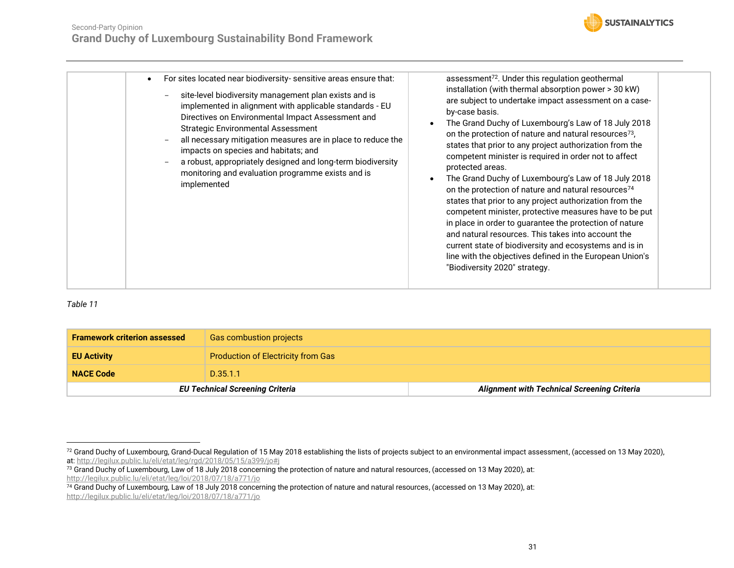| | EU Technical Screening Criteria | Alignment with Technical Screening Criteria | |
|---|---|---|---|
| | • For sites located near biodiversity- sensitive areas ensure that:<br>– site-level biodiversity management plan exists and is implemented in alignment with applicable standards - EU Directives on Environmental Impact Assessment and Strategic Environmental Assessment<br>– all necessary mitigation measures are in place to reduce the impacts on species and habitats; and<br>– a robust, appropriately designed and long-term biodiversity monitoring and evaluation programme exists and is implemented | assessment[72]. Under this regulation geothermal installation (with thermal absorption power > 30 kW) are subject to undertake impact assessment on a case-by-case basis.<br>• The Grand Duchy of Luxembourg's Law of 18 July 2018 on the protection of nature and natural resources[73], states that prior to any project authorization from the competent minister is required in order not to affect protected areas.<br>• The Grand Duchy of Luxembourg's Law of 18 July 2018 on the protection of nature and natural resources[74] states that prior to any project authorization from the competent minister, protective measures have to be put in place in order to guarantee the protection of nature and natural resources. This takes into account the current state of biodiversity and ecosystems and is in line with the objectives defined in the European Union's "Biodiversity 2020" strategy. | |

*Table 11*

| **Framework criterion assessed** | Gas combustion projects |
|---|---|
| **EU Activity** | Production of Electricity from Gas |
| **NACE Code** | D.35.1.1 |
| ***EU Technical Screening Criteria*** | ***Alignment with Technical Screening Criteria*** |

[72] Grand Duchy of Luxembourg, Grand-Ducal Regulation of 15 May 2018 establishing the lists of projects subject to an environmental impact assessment, (accessed on 13 May 2020), at: http://legilux.public.lu/eli/etat/leg/rgd/2018/05/15/a399/jo#j

[73] Grand Duchy of Luxembourg, Law of 18 July 2018 concerning the protection of nature and natural resources, (accessed on 13 May 2020), at: http://legilux.public.lu/eli/etat/leg/loi/2018/07/18/a771/jo

[74] Grand Duchy of Luxembourg, Law of 18 July 2018 concerning the protection of nature and natural resources, (accessed on 13 May 2020), at: http://legilux.public.lu/eli/etat/leg/loi/2018/07/18/a771/jo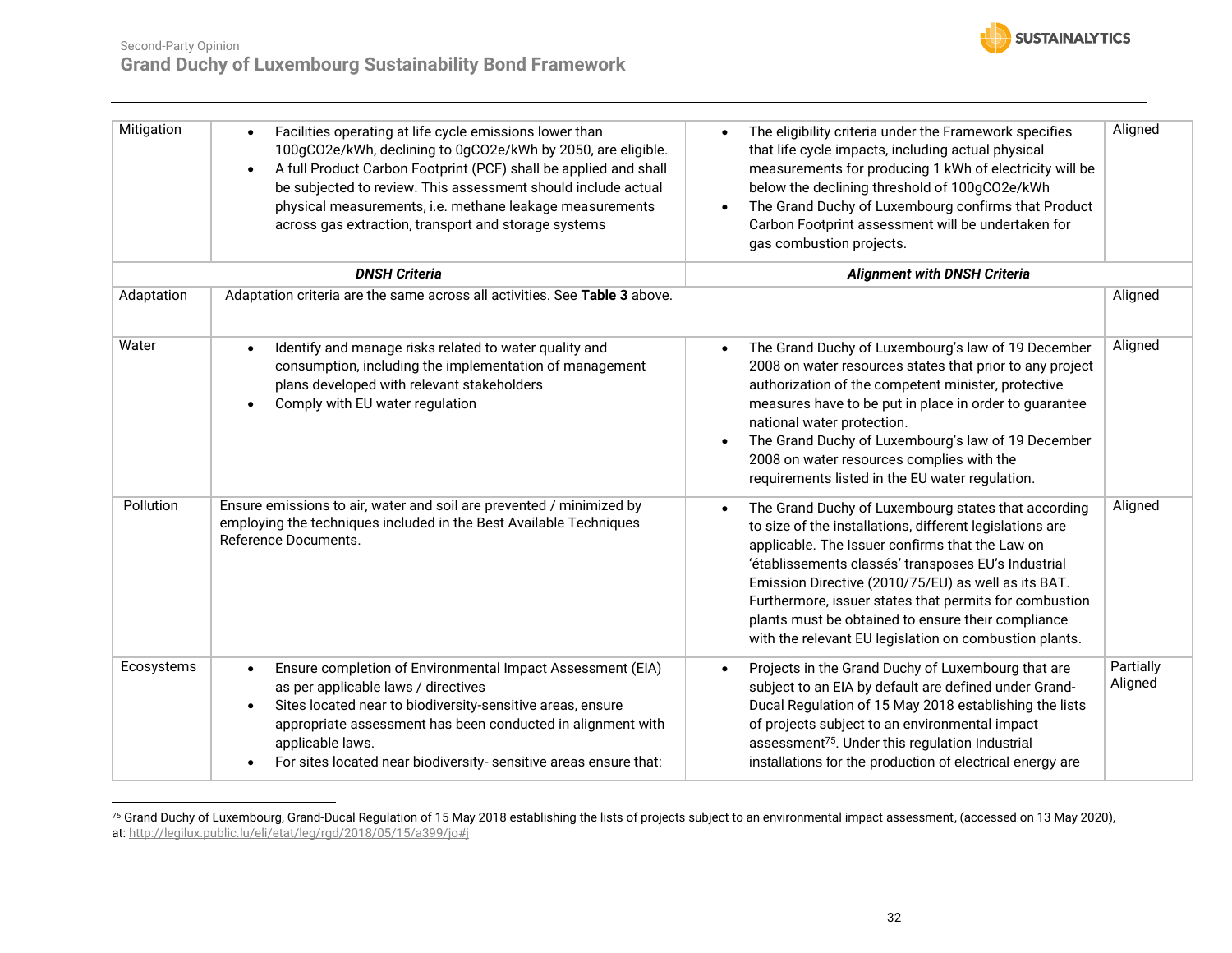| Mitigation | • Facilities operating at life cycle emissions lower than 100gCO2e/kWh, declining to 0gCO2e/kWh by 2050, are eligible.<br>• A full Product Carbon Footprint (PCF) shall be applied and shall be subjected to review. This assessment should include actual physical measurements, i.e. methane leakage measurements across gas extraction, transport and storage systems | • The eligibility criteria under the Framework specifies that life cycle impacts, including actual physical measurements for producing 1 kWh of electricity will be below the declining threshold of 100gCO2e/kWh<br>• The Grand Duchy of Luxembourg confirms that Product Carbon Footprint assessment will be undertaken for gas combustion projects. | Aligned |
|---|---|---|---|
| | ***DNSH Criteria*** | ***Alignment with DNSH Criteria*** | |
| Adaptation | Adaptation criteria are the same across all activities. See **Table 3** above. | | Aligned |
| Water | • Identify and manage risks related to water quality and consumption, including the implementation of management plans developed with relevant stakeholders<br>• Comply with EU water regulation | • The Grand Duchy of Luxembourg's law of 19 December 2008 on water resources states that prior to any project authorization of the competent minister, protective measures have to be put in place in order to guarantee national water protection.<br>• The Grand Duchy of Luxembourg's law of 19 December 2008 on water resources complies with the requirements listed in the EU water regulation. | Aligned |
| Pollution | Ensure emissions to air, water and soil are prevented / minimized by employing the techniques included in the Best Available Techniques Reference Documents. | • The Grand Duchy of Luxembourg states that according to size of the installations, different legislations are applicable. The Issuer confirms that the Law on 'établissements classés' transposes EU's Industrial Emission Directive (2010/75/EU) as well as its BAT. Furthermore, issuer states that permits for combustion plants must be obtained to ensure their compliance with the relevant EU legislation on combustion plants. | Aligned |
| Ecosystems | • Ensure completion of Environmental Impact Assessment (EIA) as per applicable laws / directives<br>• Sites located near to biodiversity-sensitive areas, ensure appropriate assessment has been conducted in alignment with applicable laws.<br>• For sites located near biodiversity- sensitive areas ensure that: | • Projects in the Grand Duchy of Luxembourg that are subject to an EIA by default are defined under Grand-Ducal Regulation of 15 May 2018 establishing the lists of projects subject to an environmental impact assessment[75]. Under this regulation Industrial installations for the production of electrical energy are | Partially Aligned |

[75] Grand Duchy of Luxembourg, Grand-Ducal Regulation of 15 May 2018 establishing the lists of projects subject to an environmental impact assessment, (accessed on 13 May 2020), at: http://legilux.public.lu/eli/etat/leg/rgd/2018/05/15/a399/jo#j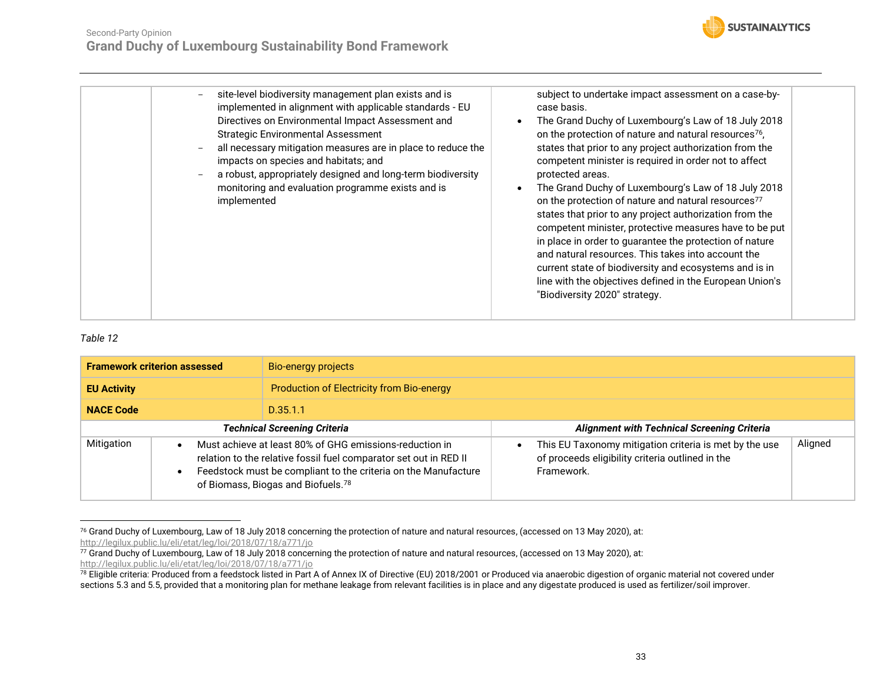| | | | |
|---|---|---|---|
| | – site-level biodiversity management plan exists and is implemented in alignment with applicable standards - EU Directives on Environmental Impact Assessment and Strategic Environmental Assessment<br>– all necessary mitigation measures are in place to reduce the impacts on species and habitats; and<br>– a robust, appropriately designed and long-term biodiversity monitoring and evaluation programme exists and is implemented | subject to undertake impact assessment on a case-by-case basis.<br>• The Grand Duchy of Luxembourg's Law of 18 July 2018 on the protection of nature and natural resources[76], states that prior to any project authorization from the competent minister is required in order not to affect protected areas.<br>• The Grand Duchy of Luxembourg's Law of 18 July 2018 on the protection of nature and natural resources[77] states that prior to any project authorization from the competent minister, protective measures have to be put in place in order to guarantee the protection of nature and natural resources. This takes into account the current state of biodiversity and ecosystems and is in line with the objectives defined in the European Union's "Biodiversity 2020" strategy. | |

*Table 12*

| **Framework criterion assessed** | Bio-energy projects | | |
|---|---|---|---|
| **EU Activity** | Production of Electricity from Bio-energy | | |
| **NACE Code** | D.35.1.1 | | |
| ***Technical Screening Criteria*** | | ***Alignment with Technical Screening Criteria*** | |
| Mitigation | • Must achieve at least 80% of GHG emissions-reduction in relation to the relative fossil fuel comparator set out in RED II<br>• Feedstock must be compliant to the criteria on the Manufacture of Biomass, Biogas and Biofuels.[78] | • This EU Taxonomy mitigation criteria is met by the use of proceeds eligibility criteria outlined in the Framework. | Aligned |

[76] Grand Duchy of Luxembourg, Law of 18 July 2018 concerning the protection of nature and natural resources, (accessed on 13 May 2020), at: http://legilux.public.lu/eli/etat/leg/loi/2018/07/18/a771/jo

[77] Grand Duchy of Luxembourg, Law of 18 July 2018 concerning the protection of nature and natural resources, (accessed on 13 May 2020), at: http://legilux.public.lu/eli/etat/leg/loi/2018/07/18/a771/jo

[78] Eligible criteria: Produced from a feedstock listed in Part A of Annex IX of Directive (EU) 2018/2001 or Produced via anaerobic digestion of organic material not covered under sections 5.3 and 5.5, provided that a monitoring plan for methane leakage from relevant facilities is in place and any digestate produced is used as fertilizer/soil improver.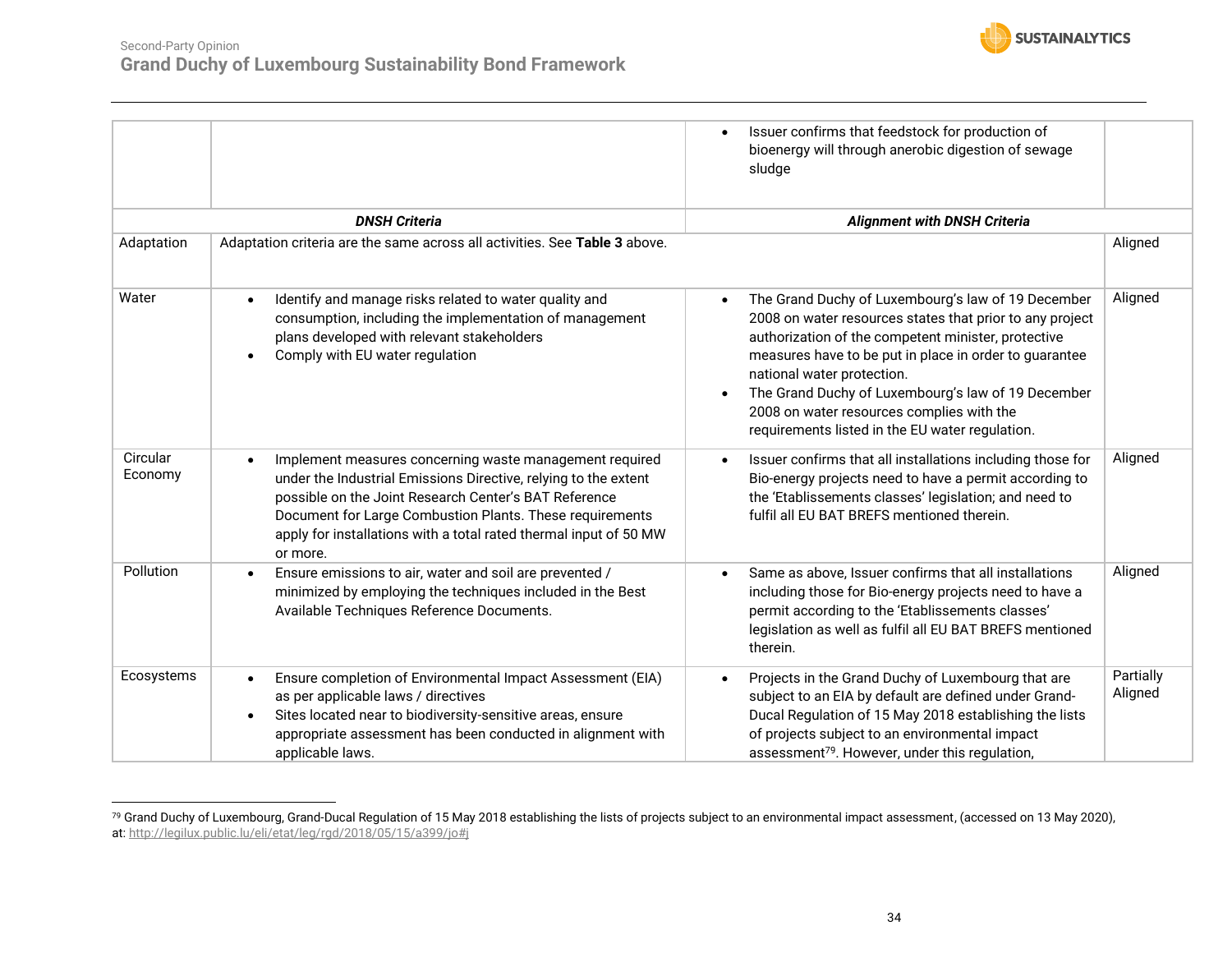| | | | |
|---|---|---|---|
| | | • Issuer confirms that feedstock for production of bioenergy will through anerobic digestion of sewage sludge | |
| | ***DNSH Criteria*** | ***Alignment with DNSH Criteria*** | |
| Adaptation | Adaptation criteria are the same across all activities. See **Table 3** above. | | Aligned |
| Water | • Identify and manage risks related to water quality and consumption, including the implementation of management plans developed with relevant stakeholders<br>• Comply with EU water regulation | • The Grand Duchy of Luxembourg's law of 19 December 2008 on water resources states that prior to any project authorization of the competent minister, protective measures have to be put in place in order to guarantee national water protection.<br>• The Grand Duchy of Luxembourg's law of 19 December 2008 on water resources complies with the requirements listed in the EU water regulation. | Aligned |
| Circular Economy | • Implement measures concerning waste management required under the Industrial Emissions Directive, relying to the extent possible on the Joint Research Center's BAT Reference Document for Large Combustion Plants. These requirements apply for installations with a total rated thermal input of 50 MW or more. | • Issuer confirms that all installations including those for Bio-energy projects need to have a permit according to the 'Etablissements classes' legislation; and need to fulfil all EU BAT BREFS mentioned therein. | Aligned |
| Pollution | • Ensure emissions to air, water and soil are prevented / minimized by employing the techniques included in the Best Available Techniques Reference Documents. | • Same as above, Issuer confirms that all installations including those for Bio-energy projects need to have a permit according to the 'Etablissements classes' legislation as well as fulfil all EU BAT BREFS mentioned therein. | Aligned |
| Ecosystems | • Ensure completion of Environmental Impact Assessment (EIA) as per applicable laws / directives<br>• Sites located near to biodiversity-sensitive areas, ensure appropriate assessment has been conducted in alignment with applicable laws. | • Projects in the Grand Duchy of Luxembourg that are subject to an EIA by default are defined under Grand-Ducal Regulation of 15 May 2018 establishing the lists of projects subject to an environmental impact assessment[79]. However, under this regulation, | Partially Aligned |

[79] Grand Duchy of Luxembourg, Grand-Ducal Regulation of 15 May 2018 establishing the lists of projects subject to an environmental impact assessment, (accessed on 13 May 2020), at: http://legilux.public.lu/eli/etat/leg/rgd/2018/05/15/a399/jo#j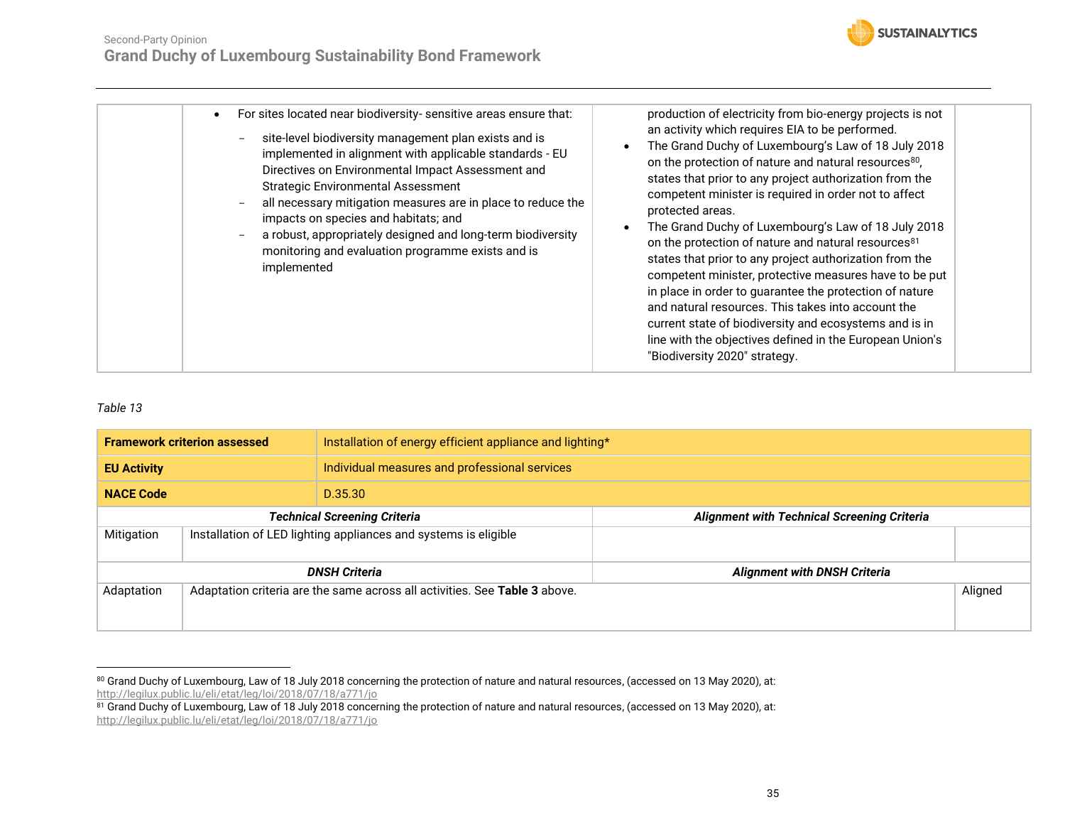| | | | |
|---|---|---|---|
| | • For sites located near biodiversity- sensitive areas ensure that:<br>– site-level biodiversity management plan exists and is implemented in alignment with applicable standards - EU Directives on Environmental Impact Assessment and Strategic Environmental Assessment<br>– all necessary mitigation measures are in place to reduce the impacts on species and habitats; and<br>– a robust, appropriately designed and long-term biodiversity monitoring and evaluation programme exists and is implemented | production of electricity from bio-energy projects is not an activity which requires EIA to be performed.<br>• The Grand Duchy of Luxembourg's Law of 18 July 2018 on the protection of nature and natural resources[80], states that prior to any project authorization from the competent minister is required in order not to affect protected areas.<br>• The Grand Duchy of Luxembourg's Law of 18 July 2018 on the protection of nature and natural resources[81] states that prior to any project authorization from the competent minister, protective measures have to be put in place in order to guarantee the protection of nature and natural resources. This takes into account the current state of biodiversity and ecosystems and is in line with the objectives defined in the European Union's "Biodiversity 2020" strategy. | |

*Table 13*

| **Framework criterion assessed** | Installation of energy efficient appliance and lighting* | | |
|---|---|---|---|
| **EU Activity** | Individual measures and professional services | | |
| **NACE Code** | D.35.30 | | |
| ***Technical Screening Criteria*** | | ***Alignment with Technical Screening Criteria*** | |
| Mitigation | Installation of LED lighting appliances and systems is eligible | | |
| ***DNSH Criteria*** | | ***Alignment with DNSH Criteria*** | |
| Adaptation | Adaptation criteria are the same across all activities. See **Table 3** above. | | Aligned |

[80] Grand Duchy of Luxembourg, Law of 18 July 2018 concerning the protection of nature and natural resources, (accessed on 13 May 2020), at: http://legilux.public.lu/eli/etat/leg/loi/2018/07/18/a771/jo

[81] Grand Duchy of Luxembourg, Law of 18 July 2018 concerning the protection of nature and natural resources, (accessed on 13 May 2020), at: http://legilux.public.lu/eli/etat/leg/loi/2018/07/18/a771/jo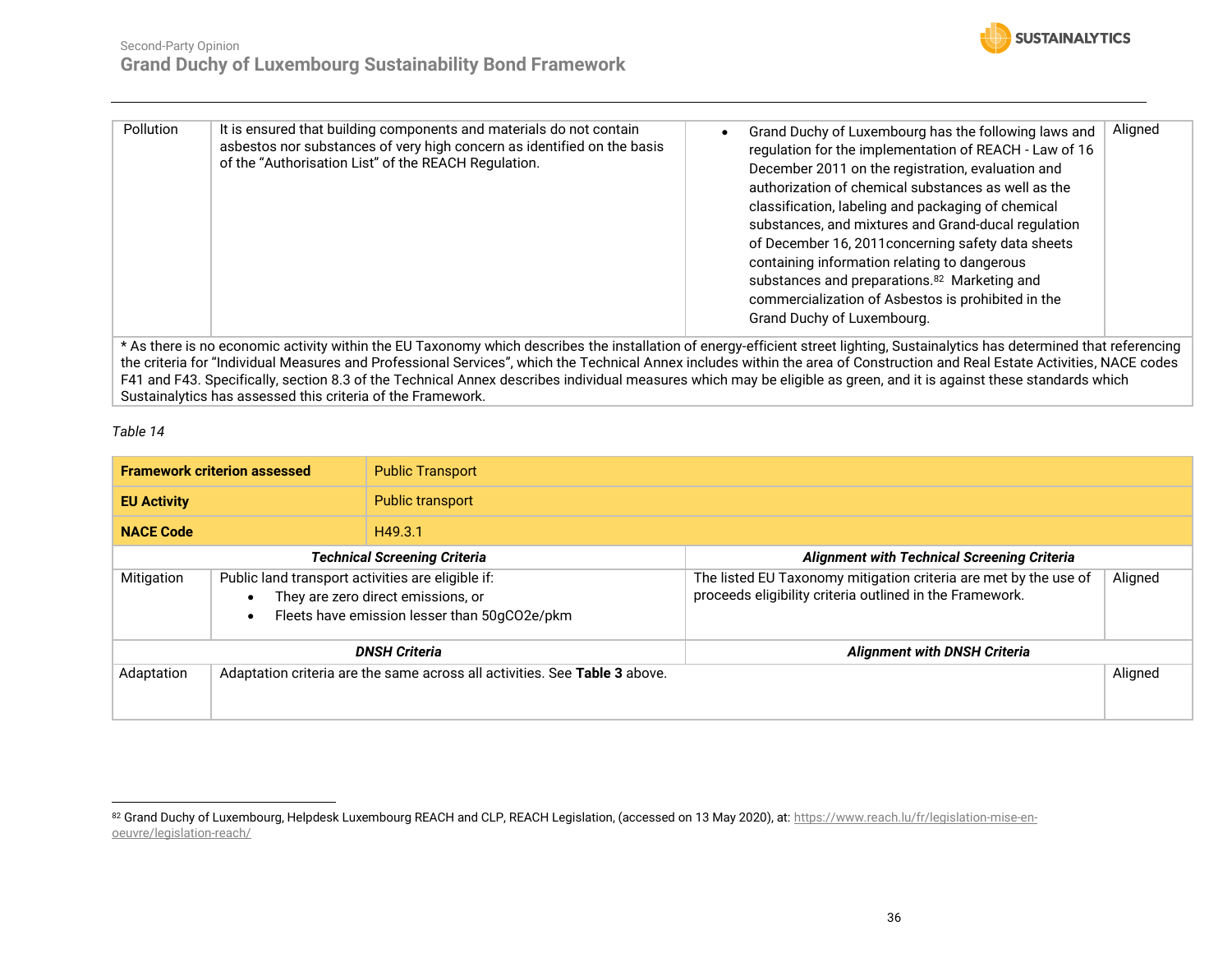| Pollution | It is ensured that building components and materials do not contain asbestos nor substances of very high concern as identified on the basis of the "Authorisation List" of the REACH Regulation. | • Grand Duchy of Luxembourg has the following laws and regulation for the implementation of REACH - Law of 16 December 2011 on the registration, evaluation and authorization of chemical substances as well as the classification, labeling and packaging of chemical substances, and mixtures and Grand-ducal regulation of December 16, 2011concerning safety data sheets containing information relating to dangerous substances and preparations.[82] Marketing and commercialization of Asbestos is prohibited in the Grand Duchy of Luxembourg. | Aligned |
|---|---|---|---|
| * As there is no economic activity within the EU Taxonomy which describes the installation of energy-efficient street lighting, Sustainalytics has determined that referencing the criteria for "Individual Measures and Professional Services", which the Technical Annex includes within the area of Construction and Real Estate Activities, NACE codes F41 and F43. Specifically, section 8.3 of the Technical Annex describes individual measures which may be eligible as green, and it is against these standards which Sustainalytics has assessed this criteria of the Framework. | | | |

*Table 14*

| **Framework criterion assessed** | Public Transport | | |
|---|---|---|---|
| **EU Activity** | Public transport | | |
| **NACE Code** | H49.3.1 | | |
| ***Technical Screening Criteria*** | | ***Alignment with Technical Screening Criteria*** | |
| Mitigation | Public land transport activities are eligible if:<br>• They are zero direct emissions, or<br>• Fleets have emission lesser than 50gCO2e/pkm | The listed EU Taxonomy mitigation criteria are met by the use of proceeds eligibility criteria outlined in the Framework. | Aligned |
| ***DNSH Criteria*** | | ***Alignment with DNSH Criteria*** | |
| Adaptation | Adaptation criteria are the same across all activities. See **Table 3** above. | | Aligned |

[82] Grand Duchy of Luxembourg, Helpdesk Luxembourg REACH and CLP, REACH Legislation, (accessed on 13 May 2020), at: https://www.reach.lu/fr/legislation-mise-en-oeuvre/legislation-reach/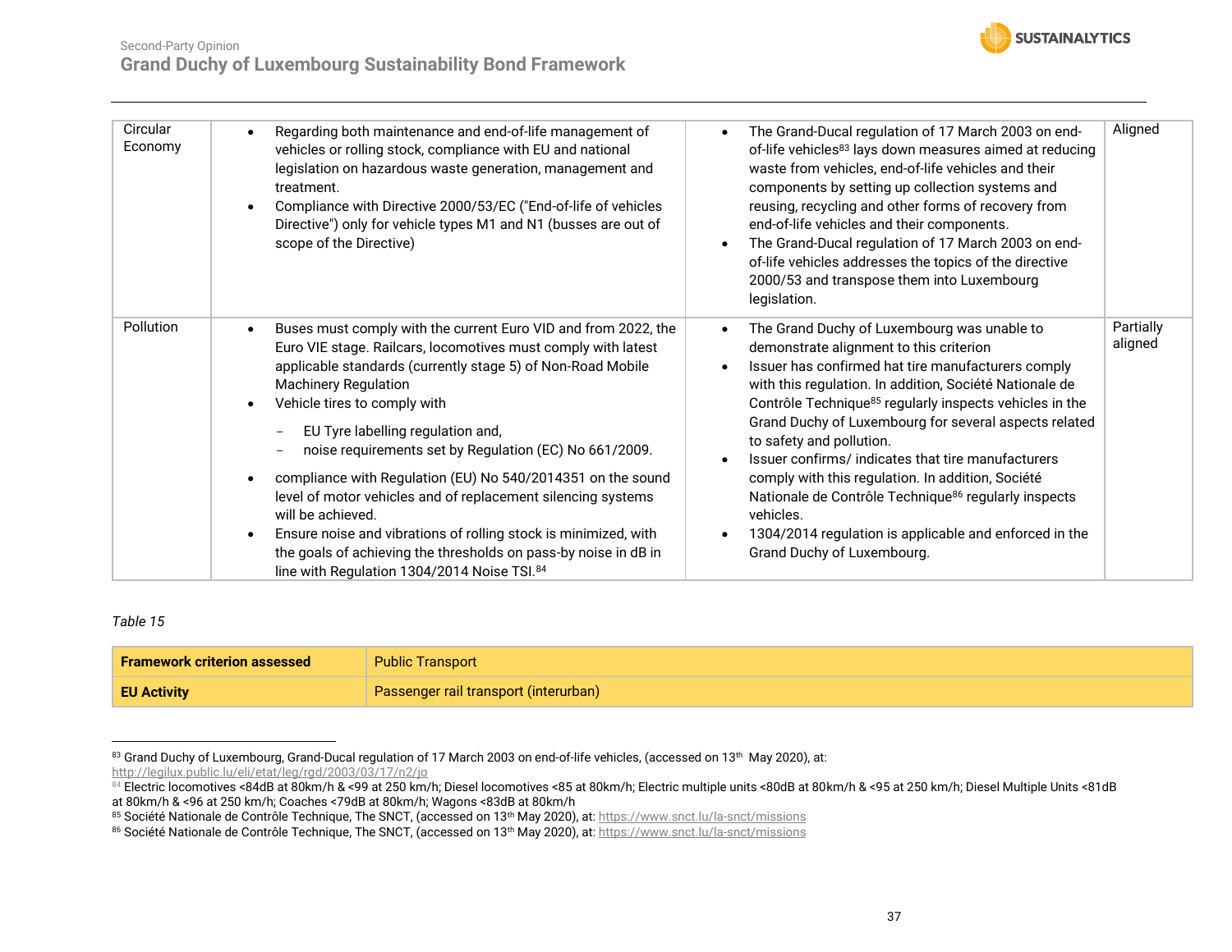| Circular Economy | • Regarding both maintenance and end-of-life management of vehicles or rolling stock, compliance with EU and national legislation on hazardous waste generation, management and treatment.<br>• Compliance with Directive 2000/53/EC ("End-of-life of vehicles Directive") only for vehicle types M1 and N1 (busses are out of scope of the Directive) | • The Grand-Ducal regulation of 17 March 2003 on end-of-life vehicles[83] lays down measures aimed at reducing waste from vehicles, end-of-life vehicles and their components by setting up collection systems and reusing, recycling and other forms of recovery from end-of-life vehicles and their components.<br>• The Grand-Ducal regulation of 17 March 2003 on end-of-life vehicles addresses the topics of the directive 2000/53 and transpose them into Luxembourg legislation. | Aligned |
|---|---|---|---|
| Pollution | • Buses must comply with the current Euro VID and from 2022, the Euro VIE stage. Railcars, locomotives must comply with latest applicable standards (currently stage 5) of Non-Road Mobile Machinery Regulation<br>• Vehicle tires to comply with<br>– EU Tyre labelling regulation and,<br>– noise requirements set by Regulation (EC) No 661/2009.<br>• compliance with Regulation (EU) No 540/2014351 on the sound level of motor vehicles and of replacement silencing systems will be achieved.<br>• Ensure noise and vibrations of rolling stock is minimized, with the goals of achieving the thresholds on pass-by noise in dB in line with Regulation 1304/2014 Noise TSI.[84] | • The Grand Duchy of Luxembourg was unable to demonstrate alignment to this criterion<br>• Issuer has confirmed hat tire manufacturers comply with this regulation. In addition, Société Nationale de Contrôle Technique[85] regularly inspects vehicles in the Grand Duchy of Luxembourg for several aspects related to safety and pollution.<br>• Issuer confirms/ indicates that tire manufacturers comply with this regulation. In addition, Société Nationale de Contrôle Technique[86] regularly inspects vehicles.<br>• 1304/2014 regulation is applicable and enforced in the Grand Duchy of Luxembourg. | Partially aligned |

*Table 15*

| **Framework criterion assessed** | Public Transport |
|---|---|
| **EU Activity** | Passenger rail transport (interurban) |

[83] Grand Duchy of Luxembourg, Grand-Ducal regulation of 17 March 2003 on end-of-life vehicles, (accessed on 13th May 2020), at: http://legilux.public.lu/eli/etat/leg/rgd/2003/03/17/n2/jo

[84] Electric locomotives <84dB at 80km/h & <99 at 250 km/h; Diesel locomotives <85 at 80km/h; Electric multiple units <80dB at 80km/h & <95 at 250 km/h; Diesel Multiple Units <81dB at 80km/h & <96 at 250 km/h; Coaches <79dB at 80km/h; Wagons <83dB at 80km/h

[85] Société Nationale de Contrôle Technique, The SNCT, (accessed on 13th May 2020), at: https://www.snct.lu/la-snct/missions

[86] Société Nationale de Contrôle Technique, The SNCT, (accessed on 13th May 2020), at: https://www.snct.lu/la-snct/missions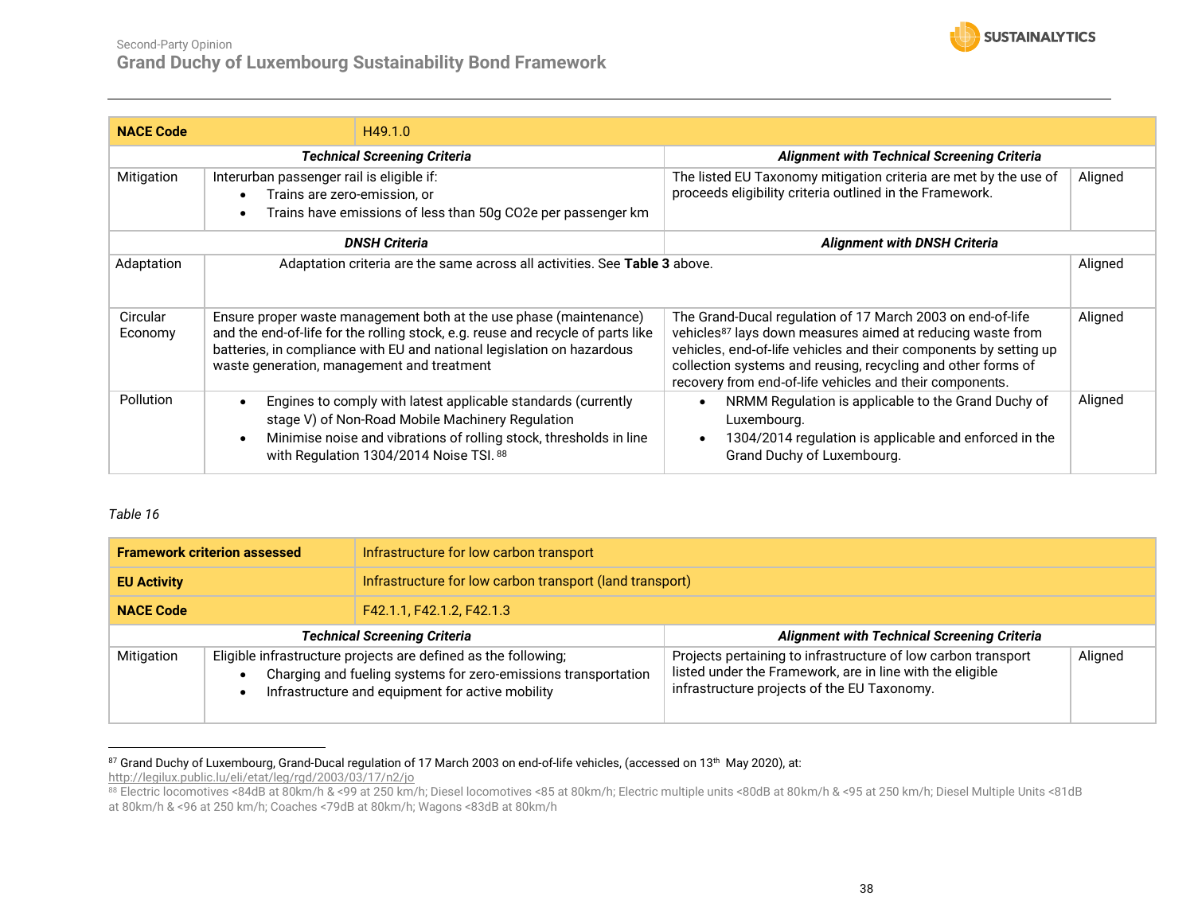| NACE Code | H49.1.0 | | |
|---|---|---|---|
| | ***Technical Screening Criteria*** | ***Alignment with Technical Screening Criteria*** | |
| Mitigation | Interurban passenger rail is eligible if:<br>• Trains are zero-emission, or<br>• Trains have emissions of less than 50g CO2e per passenger km | The listed EU Taxonomy mitigation criteria are met by the use of proceeds eligibility criteria outlined in the Framework. | Aligned |
| | ***DNSH Criteria*** | ***Alignment with DNSH Criteria*** | |
| Adaptation | Adaptation criteria are the same across all activities. See **Table 3** above. | | Aligned |
| Circular Economy | Ensure proper waste management both at the use phase (maintenance) and the end-of-life for the rolling stock, e.g. reuse and recycle of parts like batteries, in compliance with EU and national legislation on hazardous waste generation, management and treatment | The Grand-Ducal regulation of 17 March 2003 on end-of-life vehicles[87] lays down measures aimed at reducing waste from vehicles, end-of-life vehicles and their components by setting up collection systems and reusing, recycling and other forms of recovery from end-of-life vehicles and their components. | Aligned |
| Pollution | • Engines to comply with latest applicable standards (currently stage V) of Non-Road Mobile Machinery Regulation<br>• Minimise noise and vibrations of rolling stock, thresholds in line with Regulation 1304/2014 Noise TSI. [88] | • NRMM Regulation is applicable to the Grand Duchy of Luxembourg.<br>• 1304/2014 regulation is applicable and enforced in the Grand Duchy of Luxembourg. | Aligned |

*Table 16*

| Framework criterion assessed | Infrastructure for low carbon transport | | |
|---|---|---|---|
| **EU Activity** | Infrastructure for low carbon transport (land transport) | | |
| **NACE Code** | F42.1.1, F42.1.2, F42.1.3 | | |
| | ***Technical Screening Criteria*** | ***Alignment with Technical Screening Criteria*** | |
| Mitigation | Eligible infrastructure projects are defined as the following;<br>• Charging and fueling systems for zero-emissions transportation<br>• Infrastructure and equipment for active mobility | Projects pertaining to infrastructure of low carbon transport listed under the Framework, are in line with the eligible infrastructure projects of the EU Taxonomy. | Aligned |

[87] Grand Duchy of Luxembourg, Grand-Ducal regulation of 17 March 2003 on end-of-life vehicles, (accessed on 13th May 2020), at: http://legilux.public.lu/eli/etat/leg/rgd/2003/03/17/n2/jo

[88] Electric locomotives <84dB at 80km/h & <99 at 250 km/h; Diesel locomotives <85 at 80km/h; Electric multiple units <80dB at 80km/h & <95 at 250 km/h; Diesel Multiple Units <81dB at 80km/h & <96 at 250 km/h; Coaches <79dB at 80km/h; Wagons <83dB at 80km/h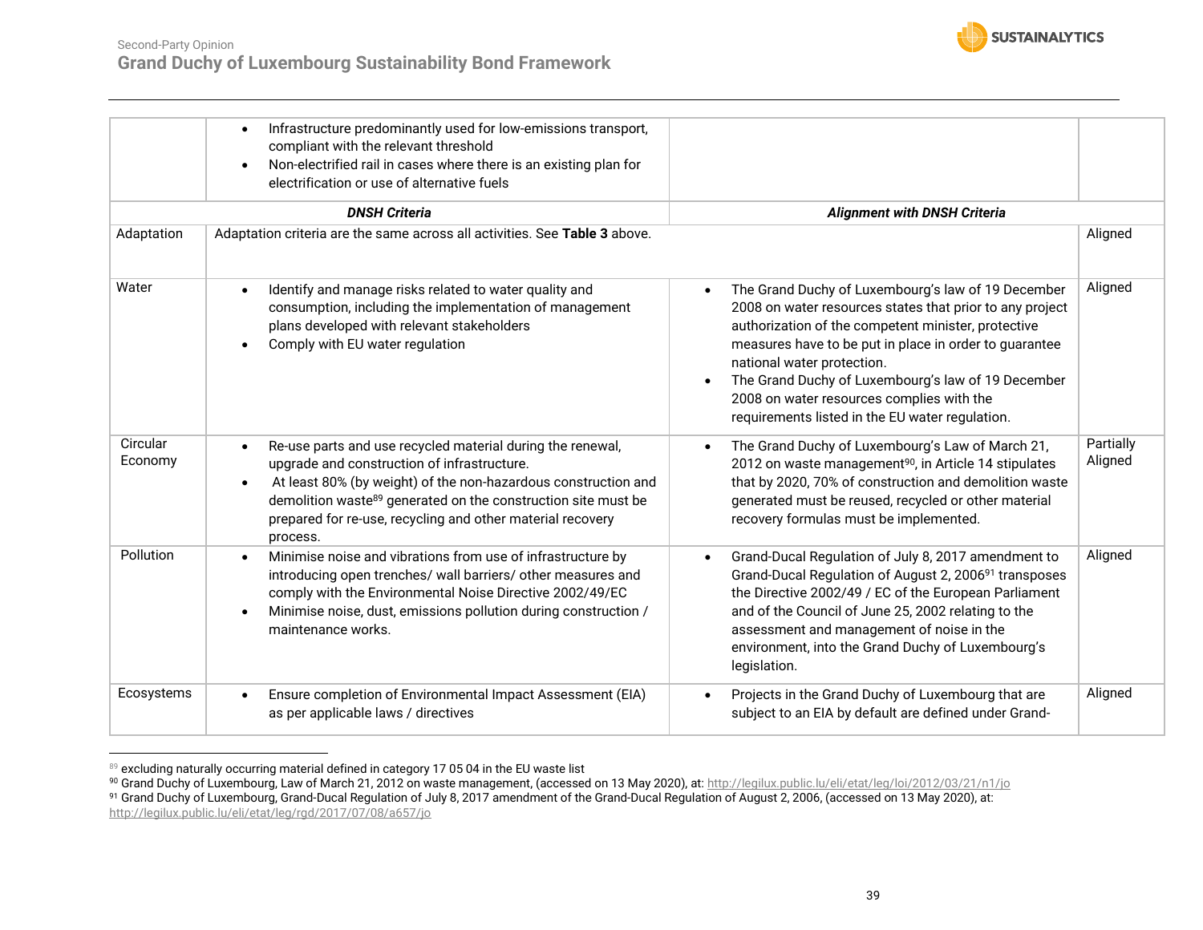| | | | |
|---|---|---|---|
| | • Infrastructure predominantly used for low-emissions transport, compliant with the relevant threshold<br>• Non-electrified rail in cases where there is an existing plan for electrification or use of alternative fuels | | |
| ***DNSH Criteria*** | | ***Alignment with DNSH Criteria*** | |
| Adaptation | Adaptation criteria are the same across all activities. See **Table 3** above. | | Aligned |
| Water | • Identify and manage risks related to water quality and consumption, including the implementation of management plans developed with relevant stakeholders<br>• Comply with EU water regulation | • The Grand Duchy of Luxembourg's law of 19 December 2008 on water resources states that prior to any project authorization of the competent minister, protective measures have to be put in place in order to guarantee national water protection.<br>• The Grand Duchy of Luxembourg's law of 19 December 2008 on water resources complies with the requirements listed in the EU water regulation. | Aligned |
| Circular Economy | • Re-use parts and use recycled material during the renewal, upgrade and construction of infrastructure.<br>• At least 80% (by weight) of the non-hazardous construction and demolition waste[89] generated on the construction site must be prepared for re-use, recycling and other material recovery process. | • The Grand Duchy of Luxembourg's Law of March 21, 2012 on waste management[90], in Article 14 stipulates that by 2020, 70% of construction and demolition waste generated must be reused, recycled or other material recovery formulas must be implemented. | Partially Aligned |
| Pollution | • Minimise noise and vibrations from use of infrastructure by introducing open trenches/ wall barriers/ other measures and comply with the Environmental Noise Directive 2002/49/EC<br>• Minimise noise, dust, emissions pollution during construction / maintenance works. | • Grand-Ducal Regulation of July 8, 2017 amendment to Grand-Ducal Regulation of August 2, 2006[91] transposes the Directive 2002/49 / EC of the European Parliament and of the Council of June 25, 2002 relating to the assessment and management of noise in the environment, into the Grand Duchy of Luxembourg's legislation. | Aligned |
| Ecosystems | • Ensure completion of Environmental Impact Assessment (EIA) as per applicable laws / directives | • Projects in the Grand Duchy of Luxembourg that are subject to an EIA by default are defined under Grand- | Aligned |

[89] excluding naturally occurring material defined in category 17 05 04 in the EU waste list

[90] Grand Duchy of Luxembourg, Law of March 21, 2012 on waste management, (accessed on 13 May 2020), at: http://legilux.public.lu/eli/etat/leg/loi/2012/03/21/n1/jo

[91] Grand Duchy of Luxembourg, Grand-Ducal Regulation of July 8, 2017 amendment of the Grand-Ducal Regulation of August 2, 2006, (accessed on 13 May 2020), at: http://legilux.public.lu/eli/etat/leg/rgd/2017/07/08/a657/jo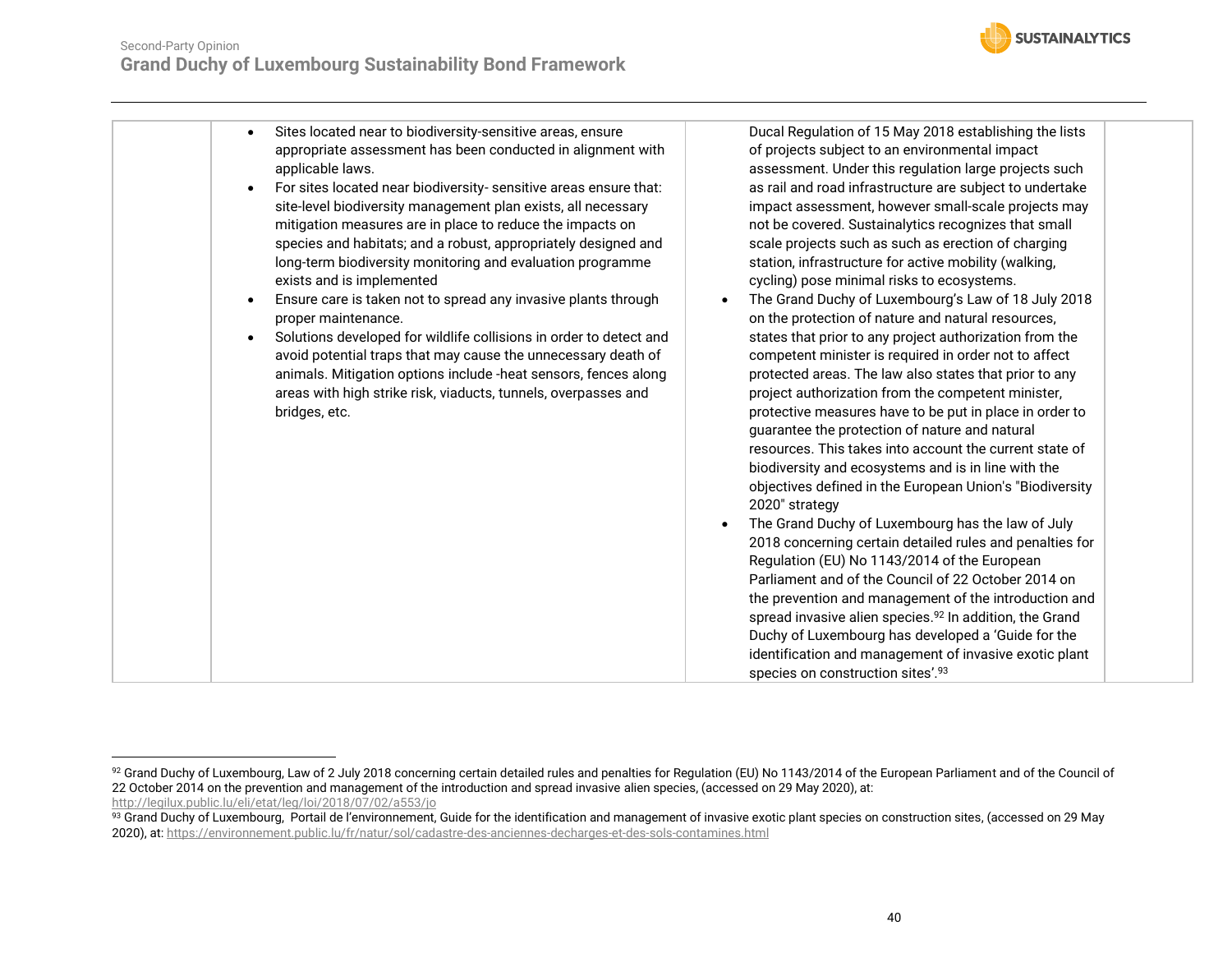| | | | |
|---|---|---|---|
| | • Sites located near to biodiversity-sensitive areas, ensure appropriate assessment has been conducted in alignment with applicable laws.<br>• For sites located near biodiversity- sensitive areas ensure that: site-level biodiversity management plan exists, all necessary mitigation measures are in place to reduce the impacts on species and habitats; and a robust, appropriately designed and long-term biodiversity monitoring and evaluation programme exists and is implemented<br>• Ensure care is taken not to spread any invasive plants through proper maintenance.<br>• Solutions developed for wildlife collisions in order to detect and avoid potential traps that may cause the unnecessary death of animals. Mitigation options include -heat sensors, fences along areas with high strike risk, viaducts, tunnels, overpasses and bridges, etc. | Ducal Regulation of 15 May 2018 establishing the lists of projects subject to an environmental impact assessment. Under this regulation large projects such as rail and road infrastructure are subject to undertake impact assessment, however small-scale projects may not be covered. Sustainalytics recognizes that small scale projects such as such as erection of charging station, infrastructure for active mobility (walking, cycling) pose minimal risks to ecosystems.<br>• The Grand Duchy of Luxembourg's Law of 18 July 2018 on the protection of nature and natural resources, states that prior to any project authorization from the competent minister is required in order not to affect protected areas. The law also states that prior to any project authorization from the competent minister, protective measures have to be put in place in order to guarantee the protection of nature and natural resources. This takes into account the current state of biodiversity and ecosystems and is in line with the objectives defined in the European Union's "Biodiversity 2020" strategy<br>• The Grand Duchy of Luxembourg has the law of July 2018 concerning certain detailed rules and penalties for Regulation (EU) No 1143/2014 of the European Parliament and of the Council of 22 October 2014 on the prevention and management of the introduction and spread invasive alien species.[92] In addition, the Grand Duchy of Luxembourg has developed a 'Guide for the identification and management of invasive exotic plant species on construction sites'.[93] | |

[92] Grand Duchy of Luxembourg, Law of 2 July 2018 concerning certain detailed rules and penalties for Regulation (EU) No 1143/2014 of the European Parliament and of the Council of 22 October 2014 on the prevention and management of the introduction and spread invasive alien species, (accessed on 29 May 2020), at: http://legilux.public.lu/eli/etat/leg/loi/2018/07/02/a553/jo

[93] Grand Duchy of Luxembourg, Portail de l'environnement, Guide for the identification and management of invasive exotic plant species on construction sites, (accessed on 29 May 2020), at: https://environnement.public.lu/fr/natur/sol/cadastre-des-anciennes-decharges-et-des-sols-contamines.html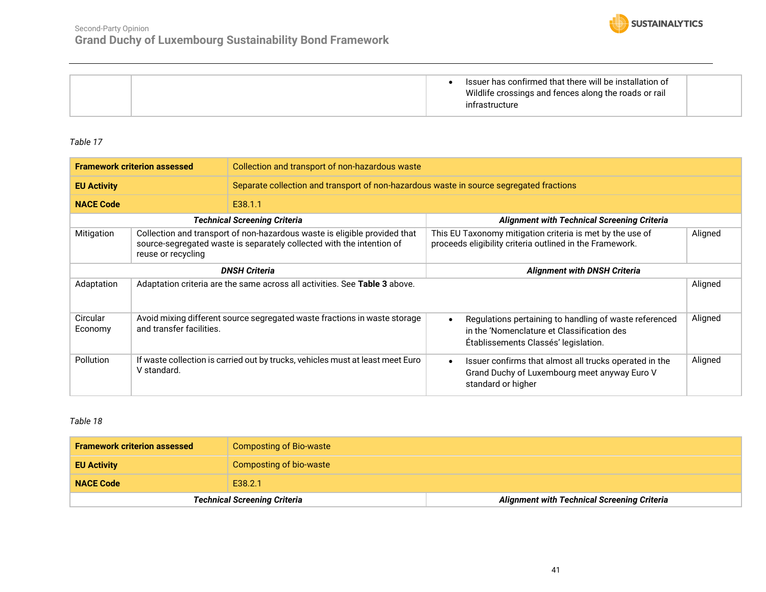| | | Issuer has confirmed that there will be installation of Wildlife crossings and fences along the roads or rail infrastructure | |
|---|---|---|---|

*Table 17*

| **Framework criterion assessed** | Collection and transport of non-hazardous waste | | |
|---|---|---|---|
| **EU Activity** | Separate collection and transport of non-hazardous waste in source segregated fractions | | |
| **NACE Code** | E38.1.1 | | |
| ***Technical Screening Criteria*** | | ***Alignment with Technical Screening Criteria*** | |
| Mitigation | Collection and transport of non-hazardous waste is eligible provided that source-segregated waste is separately collected with the intention of reuse or recycling | This EU Taxonomy mitigation criteria is met by the use of proceeds eligibility criteria outlined in the Framework. | Aligned |
| ***DNSH Criteria*** | | ***Alignment with DNSH Criteria*** | |
| Adaptation | Adaptation criteria are the same across all activities. See **Table 3** above. | | Aligned |
| Circular Economy | Avoid mixing different source segregated waste fractions in waste storage and transfer facilities. | • Regulations pertaining to handling of waste referenced in the 'Nomenclature et Classification des Établissements Classés' legislation. | Aligned |
| Pollution | If waste collection is carried out by trucks, vehicles must at least meet Euro V standard. | • Issuer confirms that almost all trucks operated in the Grand Duchy of Luxembourg meet anyway Euro V standard or higher | Aligned |

*Table 18*

| **Framework criterion assessed** | Composting of Bio-waste |
|---|---|
| **EU Activity** | Composting of bio-waste |
| **NACE Code** | E38.2.1 |
| ***Technical Screening Criteria*** | ***Alignment with Technical Screening Criteria*** |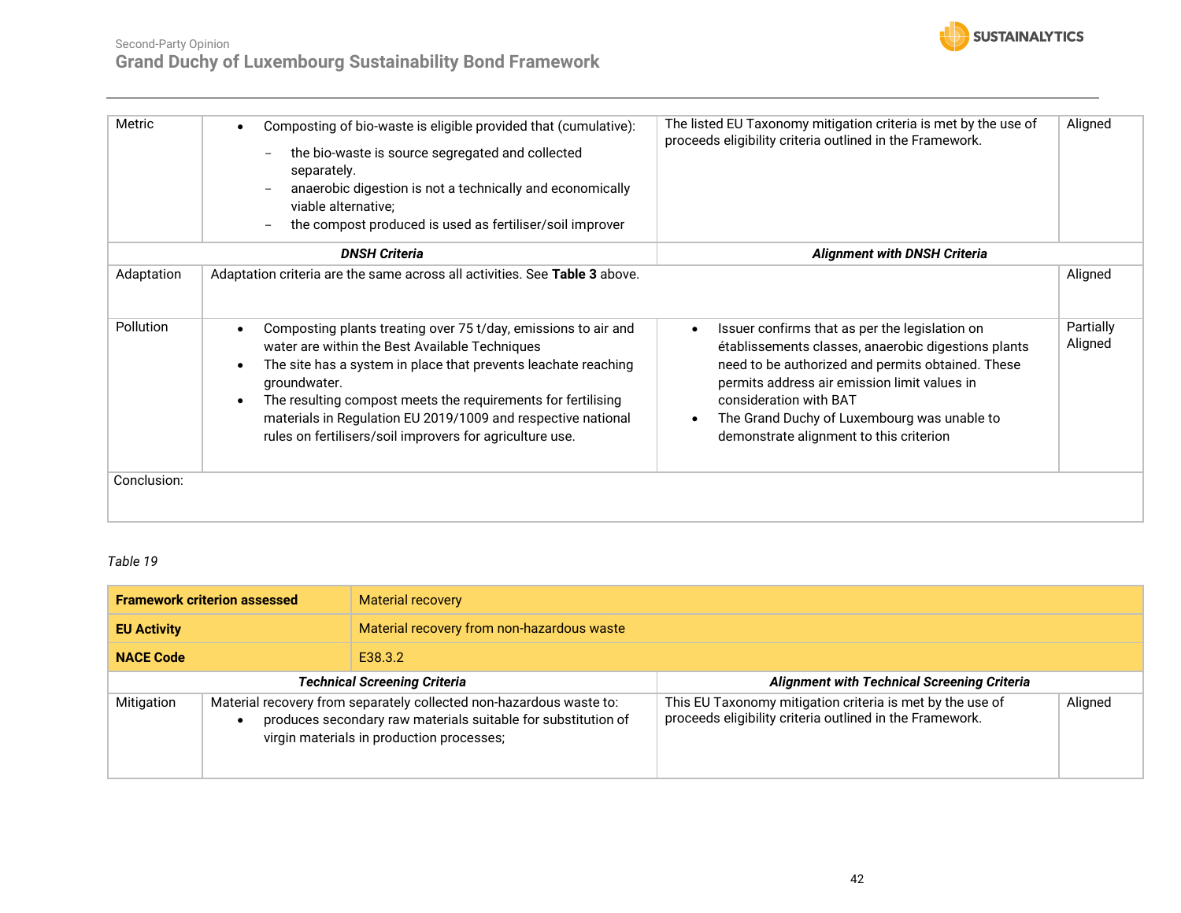| Metric | <ul><li>Composing of bio-waste is eligible provided that (cumulative):<br>– the bio-waste is source segregated and collected separately.<br>– anaerobic digestion is not a technically and economically viable alternative;<br>– the compost produced is used as fertiliser/soil improver</li></ul> | The listed EU Taxonomy mitigation criteria is met by the use of proceeds eligibility criteria outlined in the Framework. | Aligned |
|---|---|---|---|
| | ***DNSH Criteria*** | ***Alignment with DNSH Criteria*** | |
| Adaptation | Adaptation criteria are the same across all activities. See **Table 3** above. | | Aligned |
| Pollution | <ul><li>Composting plants treating over 75 t/day, emissions to air and water are within the Best Available Techniques</li><li>The site has a system in place that prevents leachate reaching groundwater.</li><li>The resulting compost meets the requirements for fertilising materials in Regulation EU 2019/1009 and respective national rules on fertilisers/soil improvers for agriculture use.</li></ul> | <ul><li>Issuer confirms that as per the legislation on établissements classes, anaerobic digestions plants need to be authorized and permits obtained. These permits address air emission limit values in consideration with BAT</li><li>The Grand Duchy of Luxembourg was unable to demonstrate alignment to this criterion</li></ul> | Partially Aligned |
| Conclusion: | | | |

*Table 19*

| **Framework criterion assessed** | Material recovery | | |
|---|---|---|---|
| **EU Activity** | Material recovery from non-hazardous waste | | |
| **NACE Code** | E38.3.2 | | |
| | ***Technical Screening Criteria*** | ***Alignment with Technical Screening Criteria*** | |
| Mitigation | Material recovery from separately collected non-hazardous waste to:<ul><li>produces secondary raw materials suitable for substitution of virgin materials in production processes;</li></ul> | This EU Taxonomy mitigation criteria is met by the use of proceeds eligibility criteria outlined in the Framework. | Aligned |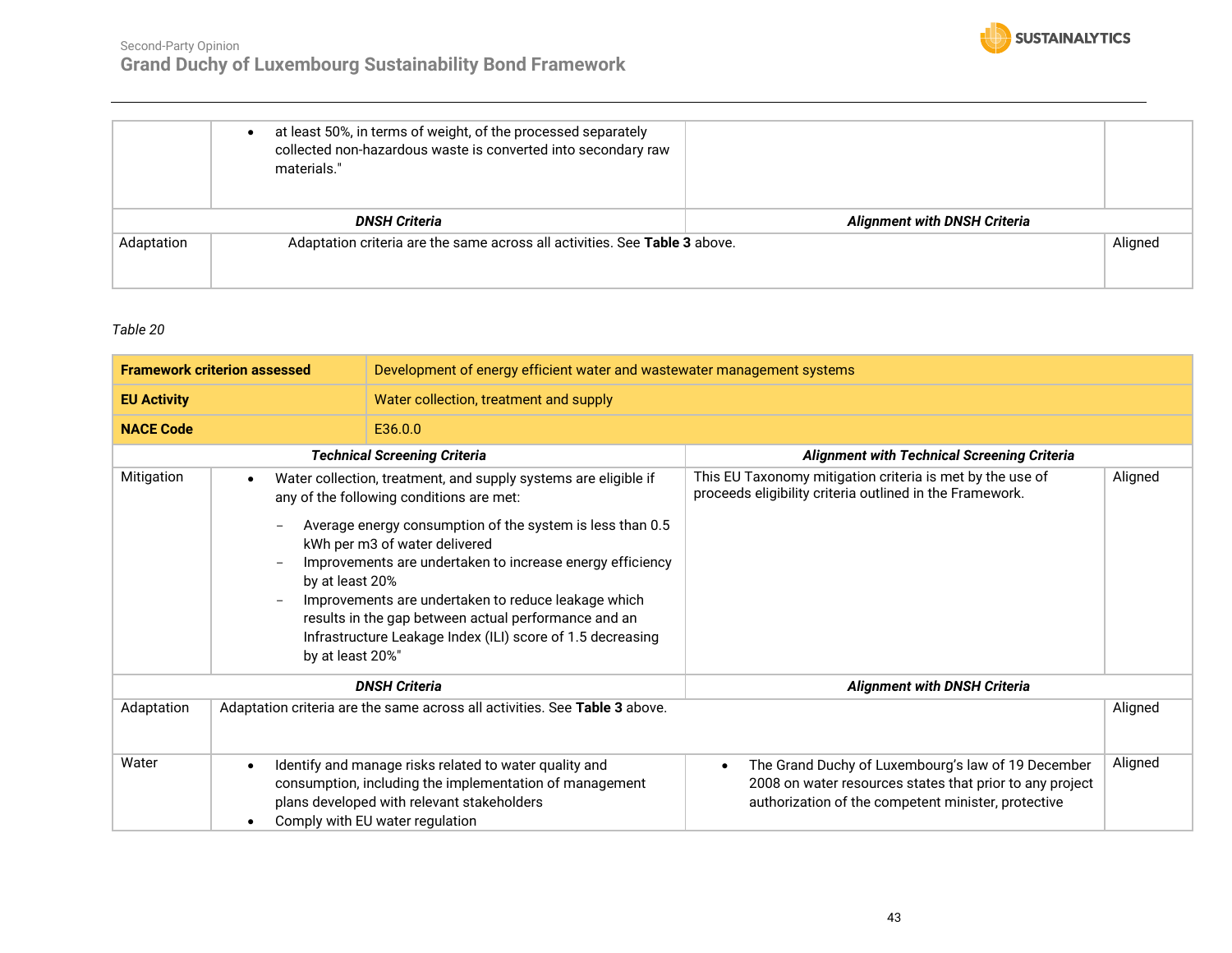| | | | |
|---|---|---|---|
| | • at least 50%, in terms of weight, of the processed separately collected non-hazardous waste is converted into secondary raw materials." | | |
| ***DNSH Criteria*** | | ***Alignment with DNSH Criteria*** | |
| Adaptation | Adaptation criteria are the same across all activities. See **Table 3** above. | | Aligned |

*Table 20*

| **Framework criterion assessed** | Development of energy efficient water and wastewater management systems | | |
|---|---|---|---|
| **EU Activity** | Water collection, treatment and supply | | |
| **NACE Code** | E36.0.0 | | |
| ***Technical Screening Criteria*** | | ***Alignment with Technical Screening Criteria*** | |
| Mitigation | • Water collection, treatment, and supply systems are eligible if any of the following conditions are met:<br>− Average energy consumption of the system is less than 0.5 kWh per m3 of water delivered<br>− Improvements are undertaken to increase energy efficiency by at least 20%<br>− Improvements are undertaken to reduce leakage which results in the gap between actual performance and an Infrastructure Leakage Index (ILI) score of 1.5 decreasing by at least 20%" | This EU Taxonomy mitigation criteria is met by the use of proceeds eligibility criteria outlined in the Framework. | Aligned |
| ***DNSH Criteria*** | | ***Alignment with DNSH Criteria*** | |
| Adaptation | Adaptation criteria are the same across all activities. See **Table 3** above. | | Aligned |
| Water | • Identify and manage risks related to water quality and consumption, including the implementation of management plans developed with relevant stakeholders<br>• Comply with EU water regulation | • The Grand Duchy of Luxembourg's law of 19 December 2008 on water resources states that prior to any project authorization of the competent minister, protective | Aligned |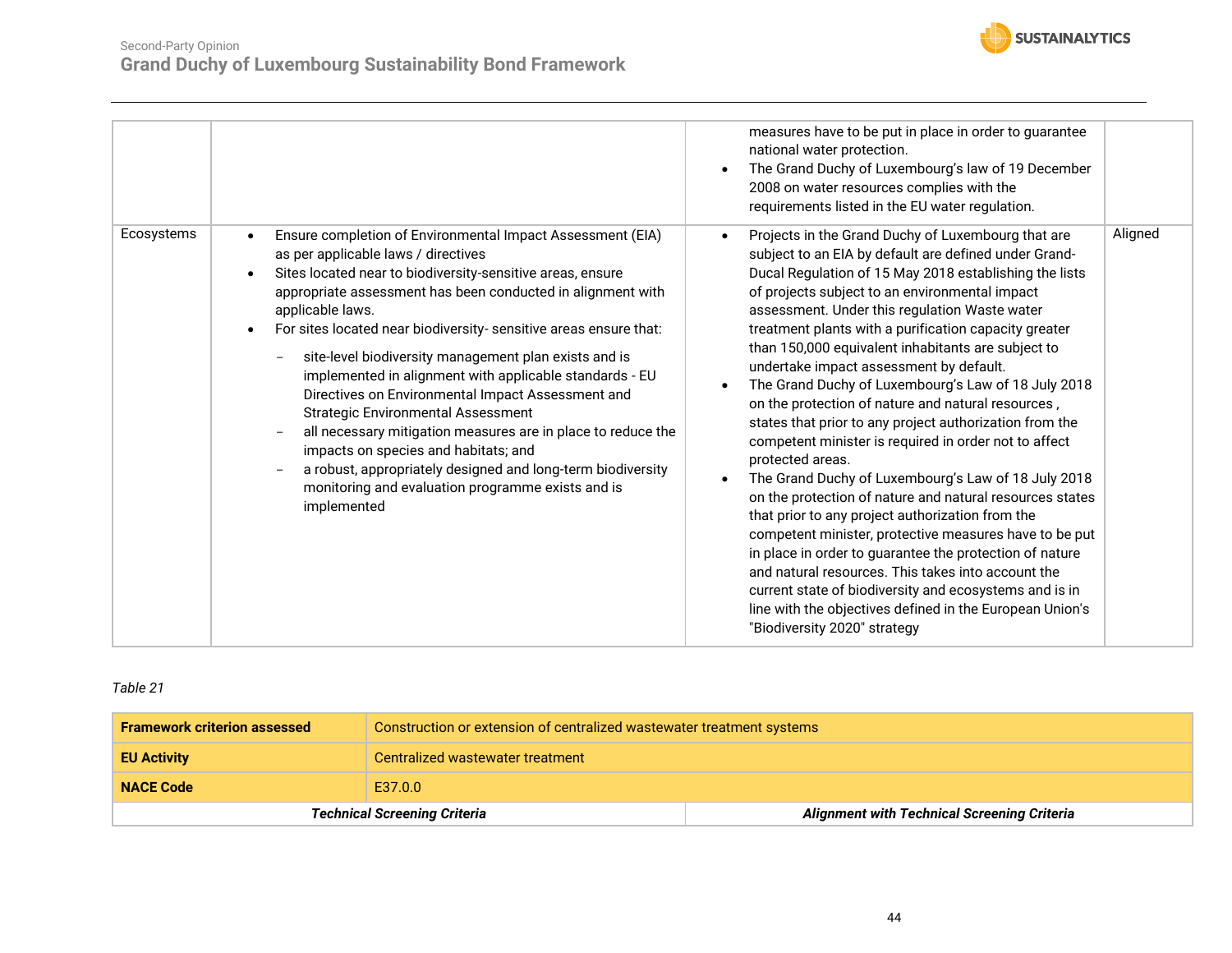| | | | |
|---|---|---|---|
| | | • measures have to be put in place in order to guarantee national water protection.<br>• The Grand Duchy of Luxembourg's law of 19 December 2008 on water resources complies with the requirements listed in the EU water regulation. | |
| Ecosystems | • Ensure completion of Environmental Impact Assessment (EIA) as per applicable laws / directives<br>• Sites located near to biodiversity-sensitive areas, ensure appropriate assessment has been conducted in alignment with applicable laws.<br>• For sites located near biodiversity- sensitive areas ensure that:<br>  – site-level biodiversity management plan exists and is implemented in alignment with applicable standards - EU Directives on Environmental Impact Assessment and Strategic Environmental Assessment<br>  – all necessary mitigation measures are in place to reduce the impacts on species and habitats; and<br>  – a robust, appropriately designed and long-term biodiversity monitoring and evaluation programme exists and is implemented | • Projects in the Grand Duchy of Luxembourg that are subject to an EIA by default are defined under Grand-Ducal Regulation of 15 May 2018 establishing the lists of projects subject to an environmental impact assessment. Under this regulation Waste water treatment plants with a purification capacity greater than 150,000 equivalent inhabitants are subject to undertake impact assessment by default.<br>• The Grand Duchy of Luxembourg's Law of 18 July 2018 on the protection of nature and natural resources , states that prior to any project authorization from the competent minister is required in order not to affect protected areas.<br>• The Grand Duchy of Luxembourg's Law of 18 July 2018 on the protection of nature and natural resources states that prior to any project authorization from the competent minister, protective measures have to be put in place in order to guarantee the protection of nature and natural resources. This takes into account the current state of biodiversity and ecosystems and is in line with the objectives defined in the European Union's "Biodiversity 2020" strategy | Aligned |

*Table 21*

| **Framework criterion assessed** | Construction or extension of centralized wastewater treatment systems |
|---|---|
| **EU Activity** | Centralized wastewater treatment |
| **NACE Code** | E37.0.0 |
| ***Technical Screening Criteria*** | ***Alignment with Technical Screening Criteria*** |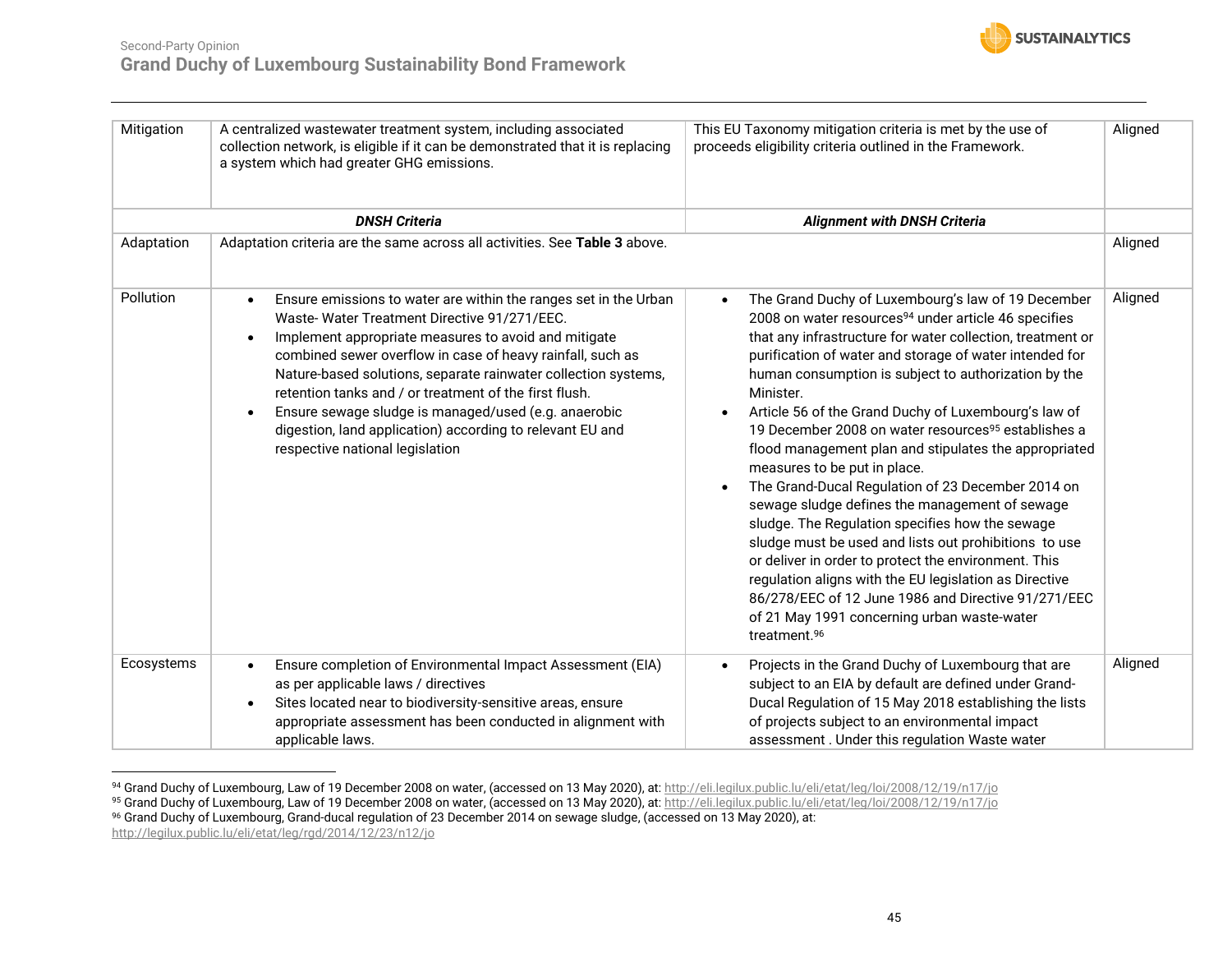| Mitigation | A centralized wastewater treatment system, including associated collection network, is eligible if it can be demonstrated that it is replacing a system which had greater GHG emissions. | This EU Taxonomy mitigation criteria is met by the use of proceeds eligibility criteria outlined in the Framework. | Aligned |
|---|---|---|---|
| | ***DNSH Criteria*** | ***Alignment with DNSH Criteria*** | |
| Adaptation | Adaptation criteria are the same across all activities. See **Table 3** above. | | Aligned |
| Pollution | • Ensure emissions to water are within the ranges set in the Urban Waste- Water Treatment Directive 91/271/EEC.<br>• Implement appropriate measures to avoid and mitigate combined sewer overflow in case of heavy rainfall, such as Nature-based solutions, separate rainwater collection systems, retention tanks and / or treatment of the first flush.<br>• Ensure sewage sludge is managed/used (e.g. anaerobic digestion, land application) according to relevant EU and respective national legislation | • The Grand Duchy of Luxembourg's law of 19 December 2008 on water resources[94] under article 46 specifies that any infrastructure for water collection, treatment or purification of water and storage of water intended for human consumption is subject to authorization by the Minister.<br>• Article 56 of the Grand Duchy of Luxembourg's law of 19 December 2008 on water resources[95] establishes a flood management plan and stipulates the appropriated measures to be put in place.<br>• The Grand-Ducal Regulation of 23 December 2014 on sewage sludge defines the management of sewage sludge. The Regulation specifies how the sewage sludge must be used and lists out prohibitions to use or deliver in order to protect the environment. This regulation aligns with the EU legislation as Directive 86/278/EEC of 12 June 1986 and Directive 91/271/EEC of 21 May 1991 concerning urban waste-water treatment.[96] | Aligned |
| Ecosystems | • Ensure completion of Environmental Impact Assessment (EIA) as per applicable laws / directives<br>• Sites located near to biodiversity-sensitive areas, ensure appropriate assessment has been conducted in alignment with applicable laws. | • Projects in the Grand Duchy of Luxembourg that are subject to an EIA by default are defined under Grand-Ducal Regulation of 15 May 2018 establishing the lists of projects subject to an environmental impact assessment . Under this regulation Waste water | Aligned |

[94] Grand Duchy of Luxembourg, Law of 19 December 2008 on water, (accessed on 13 May 2020), at: http://eli.legilux.public.lu/eli/etat/leg/loi/2008/12/19/n17/jo
[95] Grand Duchy of Luxembourg, Law of 19 December 2008 on water, (accessed on 13 May 2020), at: http://eli.legilux.public.lu/eli/etat/leg/loi/2008/12/19/n17/jo
[96] Grand Duchy of Luxembourg, Grand-ducal regulation of 23 December 2014 on sewage sludge, (accessed on 13 May 2020), at: http://legilux.public.lu/eli/etat/leg/rgd/2014/12/23/n12/jo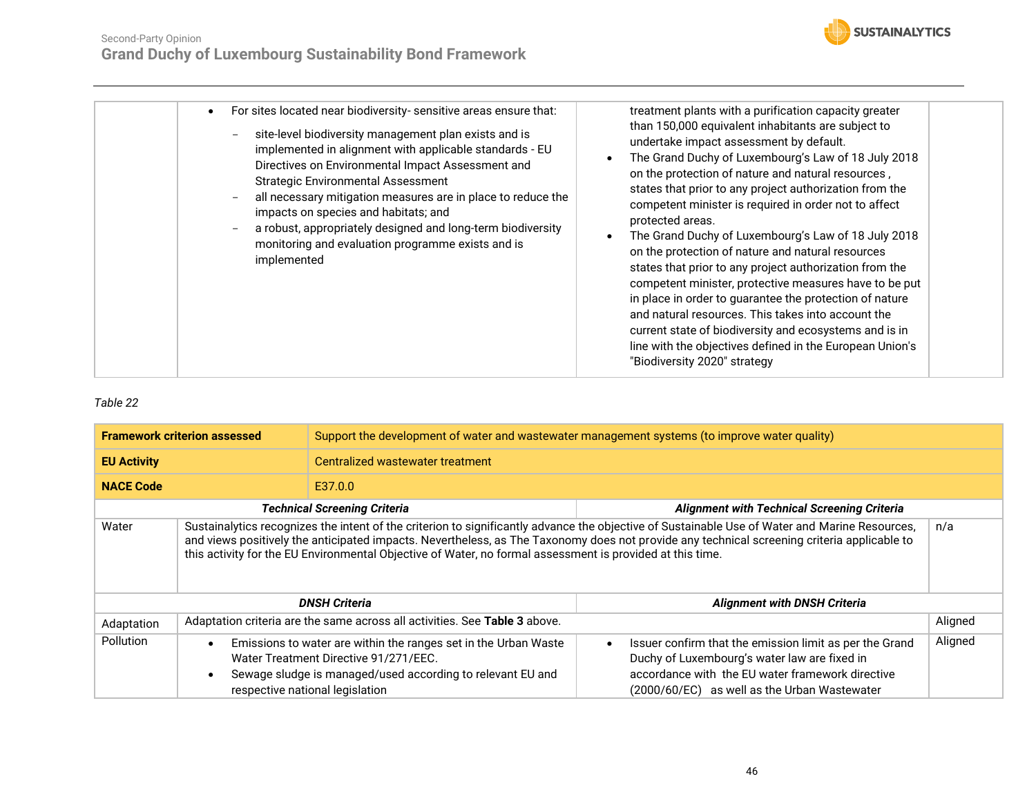| | | | |
|---|---|---|---|
| | • For sites located near biodiversity- sensitive areas ensure that:<br>– site-level biodiversity management plan exists and is implemented in alignment with applicable standards - EU Directives on Environmental Impact Assessment and Strategic Environmental Assessment<br>– all necessary mitigation measures are in place to reduce the impacts on species and habitats; and<br>– a robust, appropriately designed and long-term biodiversity monitoring and evaluation programme exists and is implemented | treatment plants with a purification capacity greater than 150,000 equivalent inhabitants are subject to undertake impact assessment by default.<br>• The Grand Duchy of Luxembourg's Law of 18 July 2018 on the protection of nature and natural resources , states that prior to any project authorization from the competent minister is required in order not to affect protected areas.<br>• The Grand Duchy of Luxembourg's Law of 18 July 2018 on the protection of nature and natural resources states that prior to any project authorization from the competent minister, protective measures have to be put in place in order to guarantee the protection of nature and natural resources. This takes into account the current state of biodiversity and ecosystems and is in line with the objectives defined in the European Union's "Biodiversity 2020" strategy | |

*Table 22*

| **Framework criterion assessed** | Support the development of water and wastewater management systems (to improve water quality) | | |
|---|---|---|---|
| **EU Activity** | Centralized wastewater treatment | | |
| **NACE Code** | E37.0.0 | | |
| ***Technical Screening Criteria*** | | ***Alignment with Technical Screening Criteria*** | |
| Water | Sustainalytics recognizes the intent of the criterion to significantly advance the objective of Sustainable Use of Water and Marine Resources, and views positively the anticipated impacts. Nevertheless, as The Taxonomy does not provide any technical screening criteria applicable to this activity for the EU Environmental Objective of Water, no formal assessment is provided at this time. | | n/a |
| ***DNSH Criteria*** | | ***Alignment with DNSH Criteria*** | |
| Adaptation | Adaptation criteria are the same across all activities. See **Table 3** above. | | Aligned |
| Pollution | • Emissions to water are within the ranges set in the Urban Waste Water Treatment Directive 91/271/EEC.<br>• Sewage sludge is managed/used according to relevant EU and respective national legislation | • Issuer confirm that the emission limit as per the Grand Duchy of Luxembourg's water law are fixed in accordance with the EU water framework directive (2000/60/EC) as well as the Urban Wastewater | Aligned |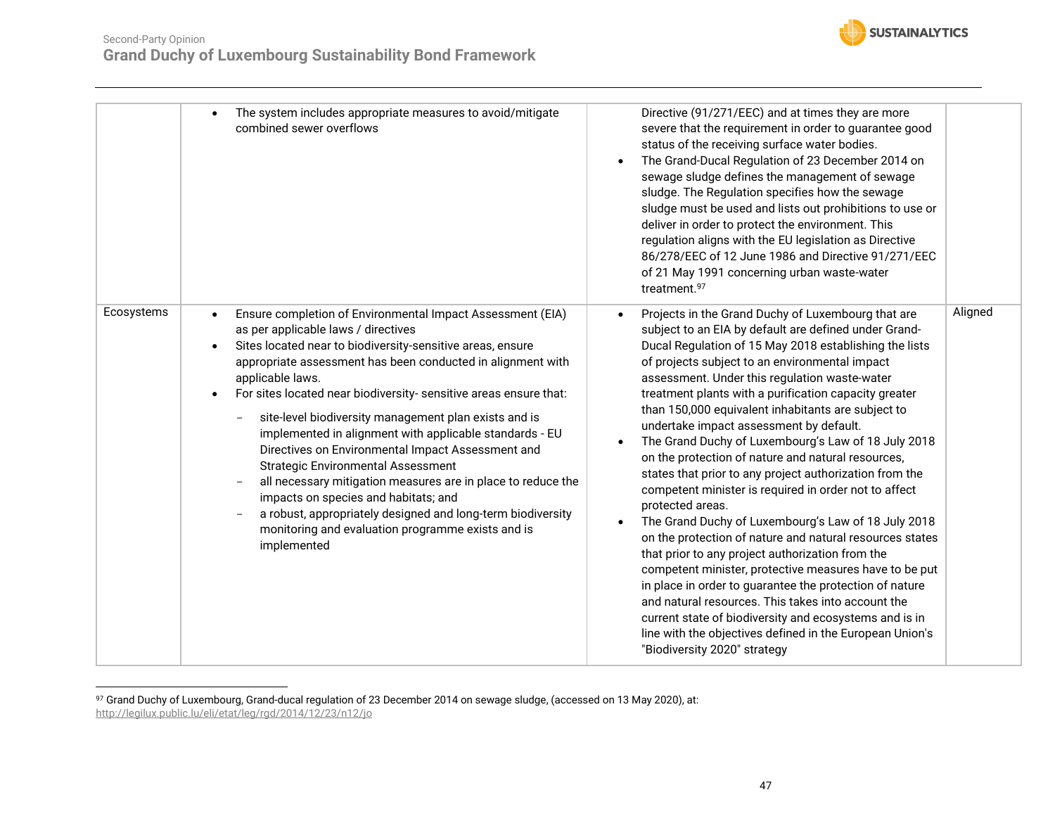| | | | |
|---|---|---|---|
| | • The system includes appropriate measures to avoid/mitigate combined sewer overflows | Directive (91/271/EEC) and at times they are more severe that the requirement in order to guarantee good status of the receiving surface water bodies.<br>• The Grand-Ducal Regulation of 23 December 2014 on sewage sludge defines the management of sewage sludge. The Regulation specifies how the sewage sludge must be used and lists out prohibitions to use or deliver in order to protect the environment. This regulation aligns with the EU legislation as Directive 86/278/EEC of 12 June 1986 and Directive 91/271/EEC of 21 May 1991 concerning urban waste-water treatment.[97] | |
| Ecosystems | • Ensure completion of Environmental Impact Assessment (EIA) as per applicable laws / directives<br>• Sites located near to biodiversity-sensitive areas, ensure appropriate assessment has been conducted in alignment with applicable laws.<br>• For sites located near biodiversity- sensitive areas ensure that:<br>&nbsp;&nbsp;– site-level biodiversity management plan exists and is implemented in alignment with applicable standards - EU Directives on Environmental Impact Assessment and Strategic Environmental Assessment<br>&nbsp;&nbsp;– all necessary mitigation measures are in place to reduce the impacts on species and habitats; and<br>&nbsp;&nbsp;– a robust, appropriately designed and long-term biodiversity monitoring and evaluation programme exists and is implemented | • Projects in the Grand Duchy of Luxembourg that are subject to an EIA by default are defined under Grand-Ducal Regulation of 15 May 2018 establishing the lists of projects subject to an environmental impact assessment. Under this regulation waste-water treatment plants with a purification capacity greater than 150,000 equivalent inhabitants are subject to undertake impact assessment by default.<br>• The Grand Duchy of Luxembourg's Law of 18 July 2018 on the protection of nature and natural resources, states that prior to any project authorization from the competent minister is required in order not to affect protected areas.<br>• The Grand Duchy of Luxembourg's Law of 18 July 2018 on the protection of nature and natural resources states that prior to any project authorization from the competent minister, protective measures have to be put in place in order to guarantee the protection of nature and natural resources. This takes into account the current state of biodiversity and ecosystems and is in line with the objectives defined in the European Union's "Biodiversity 2020" strategy | Aligned |

[97] Grand Duchy of Luxembourg, Grand-ducal regulation of 23 December 2014 on sewage sludge, (accessed on 13 May 2020), at: http://legilux.public.lu/eli/etat/leg/rgd/2014/12/23/n12/jo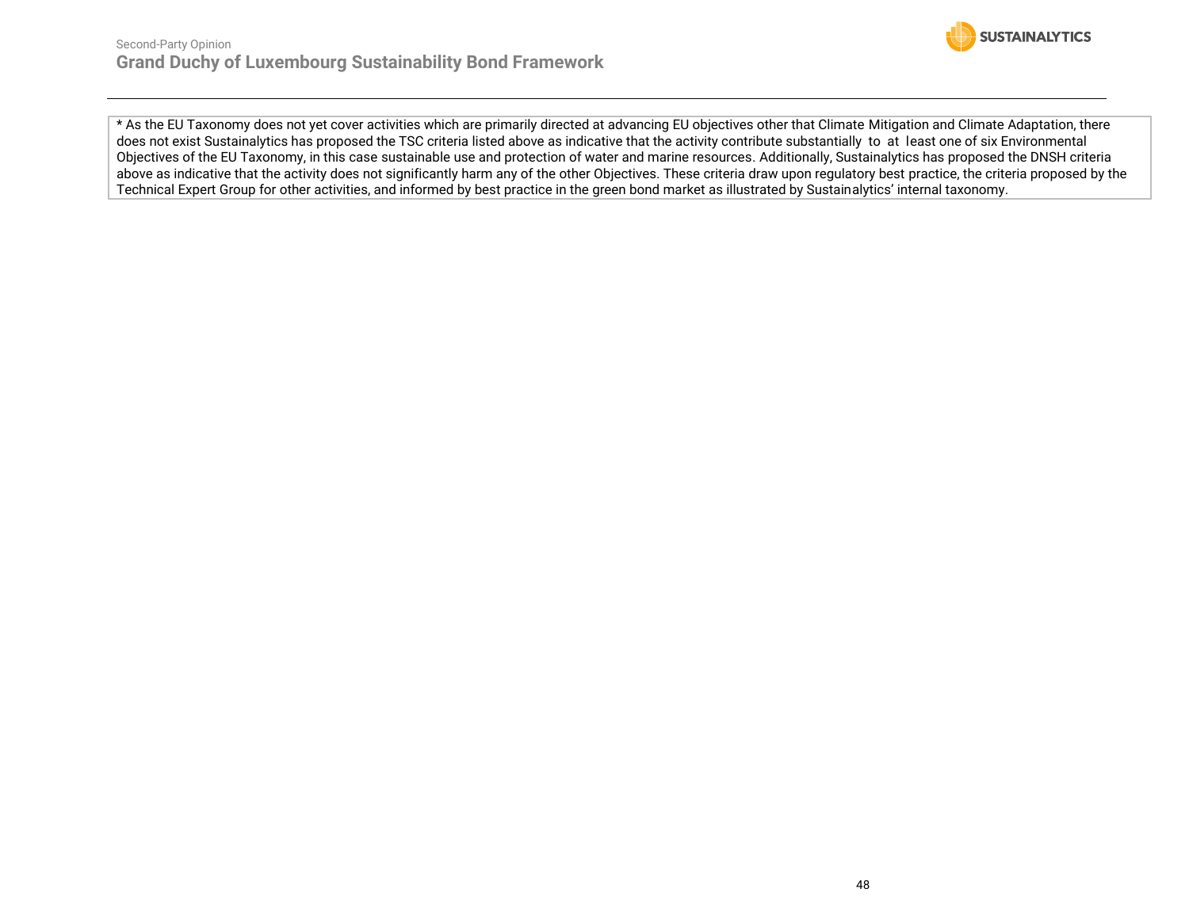* As the EU Taxonomy does not yet cover activities which are primarily directed at advancing EU objectives other that Climate Mitigation and Climate Adaptation, there does not exist Sustainalytics has proposed the TSC criteria listed above as indicative that the activity contribute substantially to at least one of six Environmental Objectives of the EU Taxonomy, in this case sustainable use and protection of water and marine resources. Additionally, Sustainalytics has proposed the DNSH criteria above as indicative that the activity does not significantly harm any of the other Objectives. These criteria draw upon regulatory best practice, the criteria proposed by the Technical Expert Group for other activities, and informed by best practice in the green bond market as illustrated by Sustainalytics' internal taxonomy.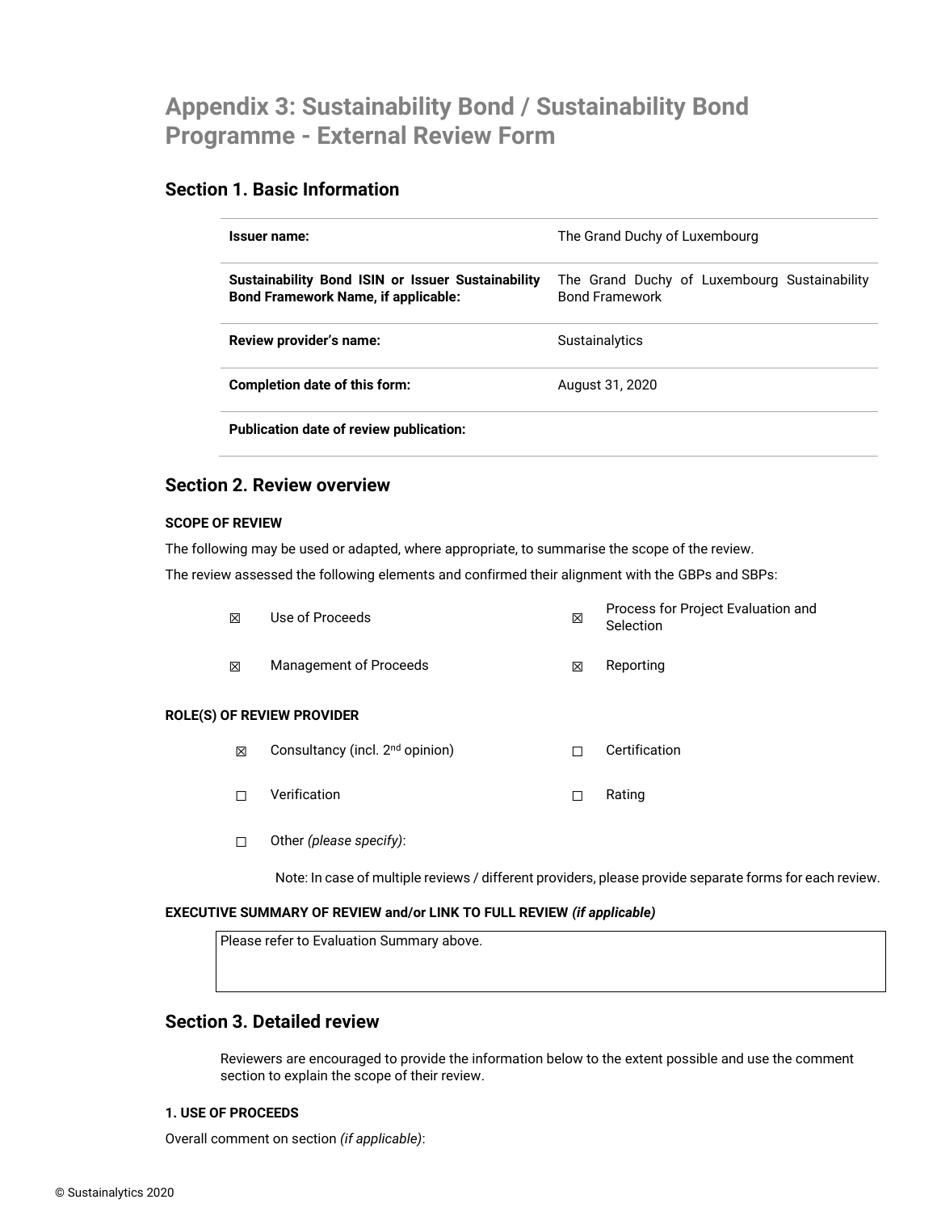# Appendix 3: Sustainability Bond / Sustainability Bond Programme - External Review Form

## Section 1. Basic Information

| | |
|---|---|
| **Issuer name:** | The Grand Duchy of Luxembourg |
| **Sustainability Bond ISIN or Issuer Sustainability Bond Framework Name, if applicable:** | The Grand Duchy of Luxembourg Sustainability Bond Framework |
| **Review provider's name:** | Sustainalytics |
| **Completion date of this form:** | August 31, 2020 |
| **Publication date of review publication:** | |

## Section 2. Review overview

**SCOPE OF REVIEW**

The following may be used or adapted, where appropriate, to summarise the scope of the review.

The review assessed the following elements and confirmed their alignment with the GBPs and SBPs:

| | | | |
|---|---|---|---|
| ☒ | Use of Proceeds | ☒ | Process for Project Evaluation and Selection |
| ☒ | Management of Proceeds | ☒ | Reporting |

**ROLE(S) OF REVIEW PROVIDER**

| | | | |
|---|---|---|---|
| ☒ | Consultancy (incl. 2nd opinion) | ☐ | Certification |
| ☐ | Verification | ☐ | Rating |
| ☐ | Other *(please specify)*: | | |

Note: In case of multiple reviews / different providers, please provide separate forms for each review.

**EXECUTIVE SUMMARY OF REVIEW and/or LINK TO FULL REVIEW** ***(if applicable)***

Please refer to Evaluation Summary above.

## Section 3. Detailed review

Reviewers are encouraged to provide the information below to the extent possible and use the comment section to explain the scope of their review.

**1. USE OF PROCEEDS**

Overall comment on section *(if applicable)*: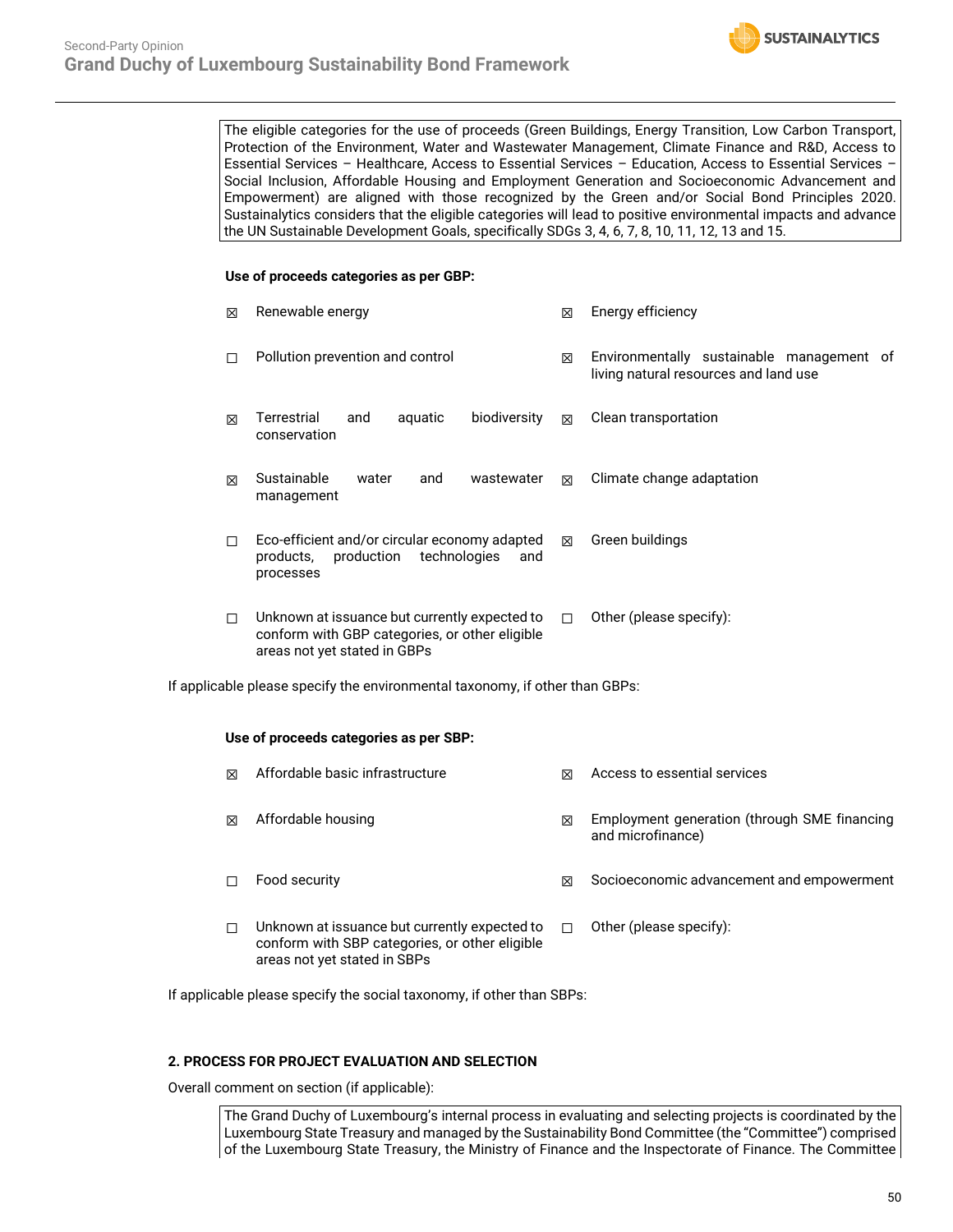The eligible categories for the use of proceeds (Green Buildings, Energy Transition, Low Carbon Transport, Protection of the Environment, Water and Wastewater Management, Climate Finance and R&D, Access to Essential Services – Healthcare, Access to Essential Services – Education, Access to Essential Services – Social Inclusion, Affordable Housing and Employment Generation and Socioeconomic Advancement and Empowerment) are aligned with those recognized by the Green and/or Social Bond Principles 2020. Sustainalytics considers that the eligible categories will lead to positive environmental impacts and advance the UN Sustainable Development Goals, specifically SDGs 3, 4, 6, 7, 8, 10, 11, 12, 13 and 15.

**Use of proceeds categories as per GBP:**

| | | | |
|---|---|---|---|
| ☒ | Renewable energy | ☒ | Energy efficiency |
| ☐ | Pollution prevention and control | ☒ | Environmentally sustainable management of living natural resources and land use |
| ☒ | Terrestrial and aquatic biodiversity conservation | ☒ | Clean transportation |
| ☒ | Sustainable water and wastewater management | ☒ | Climate change adaptation |
| ☐ | Eco-efficient and/or circular economy adapted products, production technologies and processes | ☒ | Green buildings |
| ☐ | Unknown at issuance but currently expected to conform with GBP categories, or other eligible areas not yet stated in GBPs | ☐ | Other (please specify): |

If applicable please specify the environmental taxonomy, if other than GBPs:

**Use of proceeds categories as per SBP:**

| | | | |
|---|---|---|---|
| ☒ | Affordable basic infrastructure | ☒ | Access to essential services |
| ☒ | Affordable housing | ☒ | Employment generation (through SME financing and microfinance) |
| ☐ | Food security | ☒ | Socioeconomic advancement and empowerment |
| ☐ | Unknown at issuance but currently expected to conform with SBP categories, or other eligible areas not yet stated in SBPs | ☐ | Other (please specify): |

If applicable please specify the social taxonomy, if other than SBPs:

**2. PROCESS FOR PROJECT EVALUATION AND SELECTION**

Overall comment on section (if applicable):

The Grand Duchy of Luxembourg's internal process in evaluating and selecting projects is coordinated by the Luxembourg State Treasury and managed by the Sustainability Bond Committee (the "Committee") comprised of the Luxembourg State Treasury, the Ministry of Finance and the Inspectorate of Finance. The Committee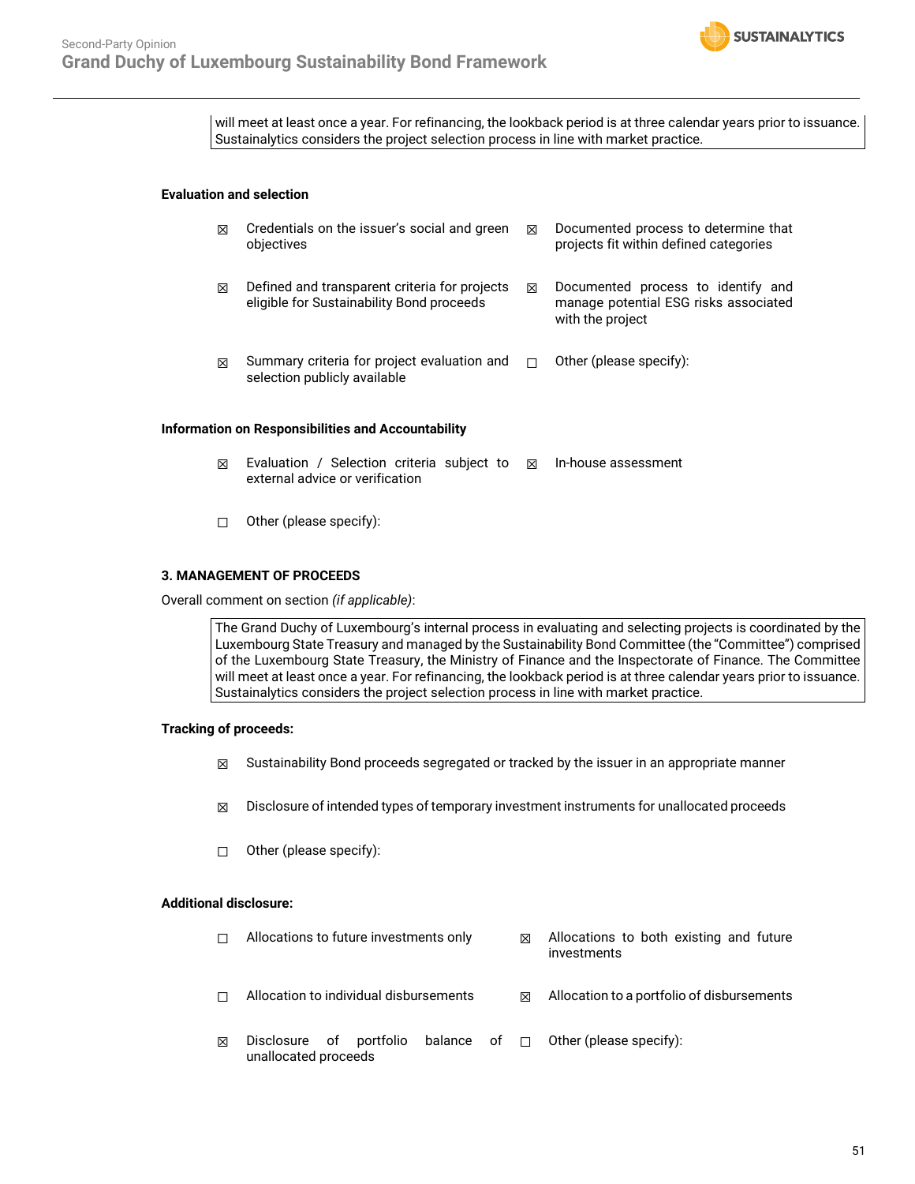will meet at least once a year. For refinancing, the lookback period is at three calendar years prior to issuance. Sustainalytics considers the project selection process in line with market practice.

**Evaluation and selection**

- ☒ Credentials on the issuer's social and green objectives
- ☒ Documented process to determine that projects fit within defined categories
- ☒ Defined and transparent criteria for projects eligible for Sustainability Bond proceeds
- ☒ Documented process to identify and manage potential ESG risks associated with the project
- ☒ Summary criteria for project evaluation and selection publicly available
- ☐ Other (please specify):

**Information on Responsibilities and Accountability**

- ☒ Evaluation / Selection criteria subject to external advice or verification
- ☒ In-house assessment
- ☐ Other (please specify):

**3. MANAGEMENT OF PROCEEDS**

Overall comment on section *(if applicable)*:

The Grand Duchy of Luxembourg's internal process in evaluating and selecting projects is coordinated by the Luxembourg State Treasury and managed by the Sustainability Bond Committee (the "Committee") comprised of the Luxembourg State Treasury, the Ministry of Finance and the Inspectorate of Finance. The Committee will meet at least once a year. For refinancing, the lookback period is at three calendar years prior to issuance. Sustainalytics considers the project selection process in line with market practice.

**Tracking of proceeds:**

- ☒ Sustainability Bond proceeds segregated or tracked by the issuer in an appropriate manner
- ☒ Disclosure of intended types of temporary investment instruments for unallocated proceeds
- ☐ Other (please specify):

**Additional disclosure:**

- ☐ Allocations to future investments only
- ☒ Allocations to both existing and future investments
- ☐ Allocation to individual disbursements
- ☒ Allocation to a portfolio of disbursements
- ☒ Disclosure of portfolio balance of unallocated proceeds
- ☐ Other (please specify):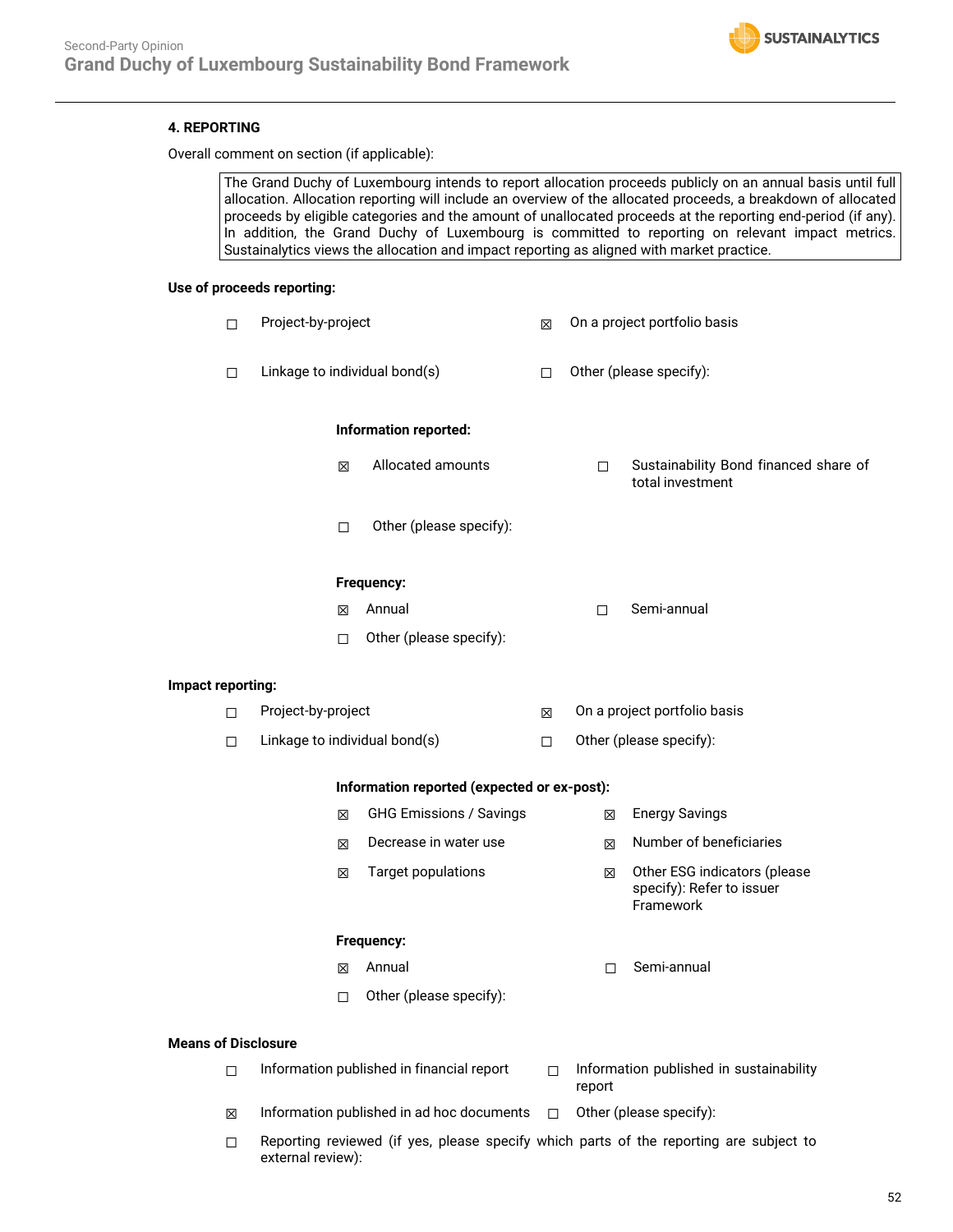### 4. REPORTING

Overall comment on section (if applicable):

> The Grand Duchy of Luxembourg intends to report allocation proceeds publicly on an annual basis until full allocation. Allocation reporting will include an overview of the allocated proceeds, a breakdown of allocated proceeds by eligible categories and the amount of unallocated proceeds at the reporting end-period (if any). In addition, the Grand Duchy of Luxembourg is committed to reporting on relevant impact metrics. Sustainalytics views the allocation and impact reporting as aligned with market practice.

**Use of proceeds reporting:**

- ☐ Project-by-project
- ☒ On a project portfolio basis
- ☐ Linkage to individual bond(s)
- ☐ Other (please specify):

**Information reported:**

- ☒ Allocated amounts
- ☐ Sustainability Bond financed share of total investment
- ☐ Other (please specify):

**Frequency:**

- ☒ Annual
- ☐ Semi-annual
- ☐ Other (please specify):

**Impact reporting:**

- ☐ Project-by-project
- ☒ On a project portfolio basis
- ☐ Linkage to individual bond(s)
- ☐ Other (please specify):

**Information reported (expected or ex-post):**

- ☒ GHG Emissions / Savings
- ☒ Energy Savings
- ☒ Decrease in water use
- ☒ Number of beneficiaries
- ☒ Target populations
- ☒ Other ESG indicators (please specify): Refer to issuer Framework

**Frequency:**

- ☒ Annual
- ☐ Semi-annual
- ☐ Other (please specify):

**Means of Disclosure**

- ☐ Information published in financial report
- ☐ Information published in sustainability report
- ☒ Information published in ad hoc documents
- ☐ Other (please specify):
- ☐ Reporting reviewed (if yes, please specify which parts of the reporting are subject to external review):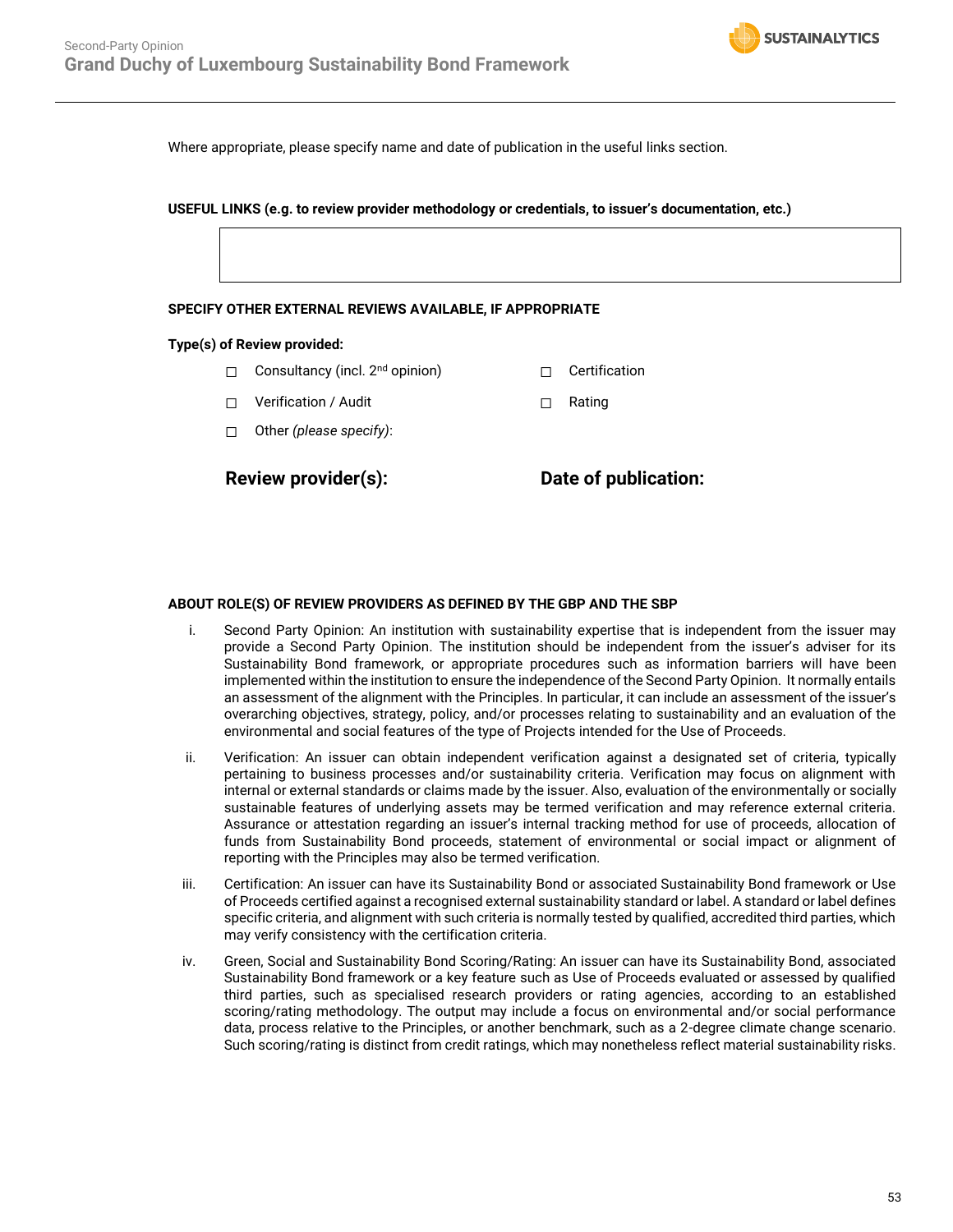Where appropriate, please specify name and date of publication in the useful links section.

**USEFUL LINKS (e.g. to review provider methodology or credentials, to issuer's documentation, etc.)**

| |
|---|
| |

**SPECIFY OTHER EXTERNAL REVIEWS AVAILABLE, IF APPROPRIATE**

**Type(s) of Review provided:**

- ☐ Consultancy (incl. 2nd opinion)
- ☐ Certification
- ☐ Verification / Audit
- ☐ Rating
- ☐ Other *(please specify)*:

**Review provider(s):** **Date of publication:**

**ABOUT ROLE(S) OF REVIEW PROVIDERS AS DEFINED BY THE GBP AND THE SBP**

i. Second Party Opinion: An institution with sustainability expertise that is independent from the issuer may provide a Second Party Opinion. The institution should be independent from the issuer's adviser for its Sustainability Bond framework, or appropriate procedures such as information barriers will have been implemented within the institution to ensure the independence of the Second Party Opinion. It normally entails an assessment of the alignment with the Principles. In particular, it can include an assessment of the issuer's overarching objectives, strategy, policy, and/or processes relating to sustainability and an evaluation of the environmental and social features of the type of Projects intended for the Use of Proceeds.

ii. Verification: An issuer can obtain independent verification against a designated set of criteria, typically pertaining to business processes and/or sustainability criteria. Verification may focus on alignment with internal or external standards or claims made by the issuer. Also, evaluation of the environmentally or socially sustainable features of underlying assets may be termed verification and may reference external criteria. Assurance or attestation regarding an issuer's internal tracking method for use of proceeds, allocation of funds from Sustainability Bond proceeds, statement of environmental or social impact or alignment of reporting with the Principles may also be termed verification.

iii. Certification: An issuer can have its Sustainability Bond or associated Sustainability Bond framework or Use of Proceeds certified against a recognised external sustainability standard or label. A standard or label defines specific criteria, and alignment with such criteria is normally tested by qualified, accredited third parties, which may verify consistency with the certification criteria.

iv. Green, Social and Sustainability Bond Scoring/Rating: An issuer can have its Sustainability Bond, associated Sustainability Bond framework or a key feature such as Use of Proceeds evaluated or assessed by qualified third parties, such as specialised research providers or rating agencies, according to an established scoring/rating methodology. The output may include a focus on environmental and/or social performance data, process relative to the Principles, or another benchmark, such as a 2-degree climate change scenario. Such scoring/rating is distinct from credit ratings, which may nonetheless reflect material sustainability risks.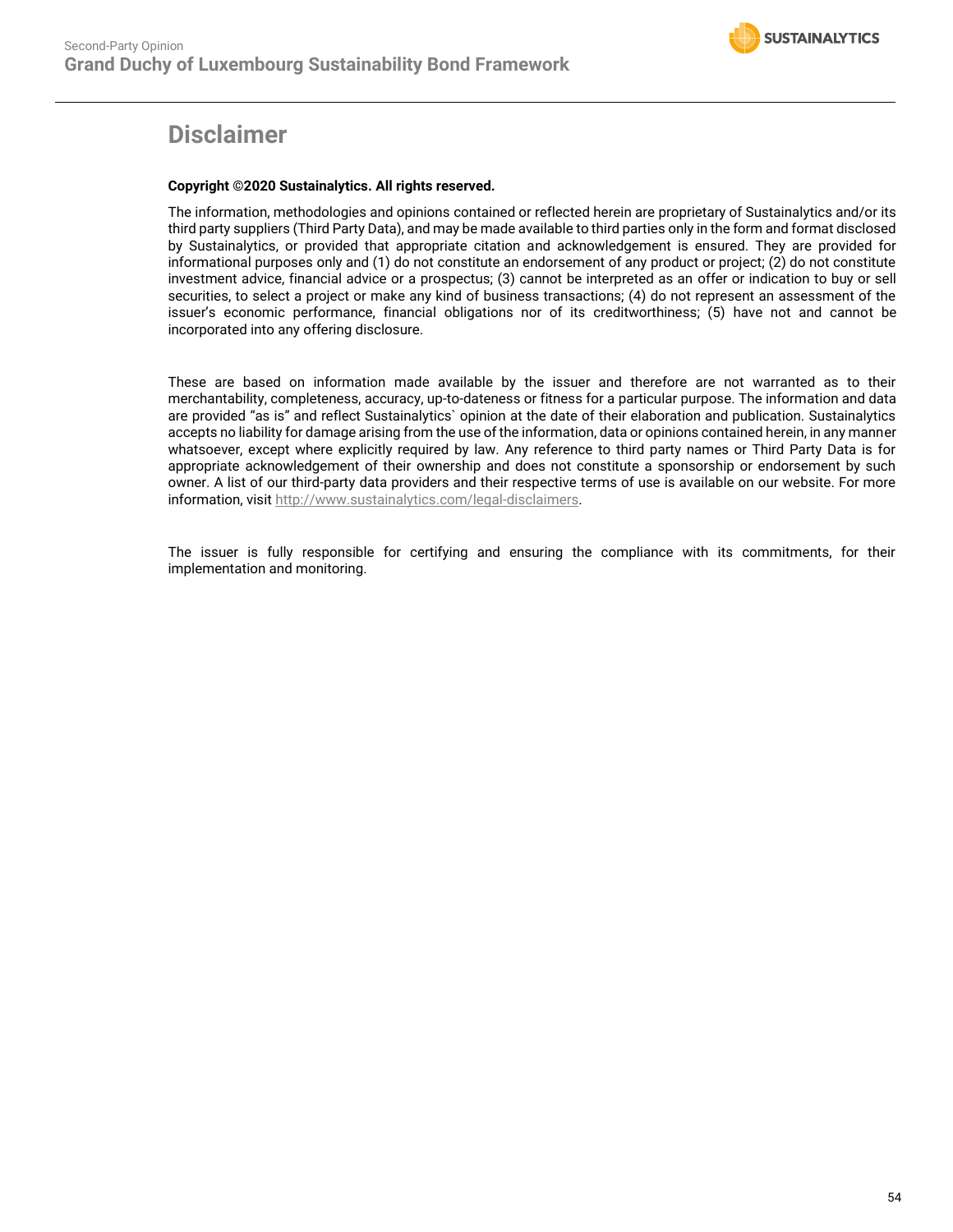# Disclaimer

**Copyright ©2020 Sustainalytics. All rights reserved.**

The information, methodologies and opinions contained or reflected herein are proprietary of Sustainalytics and/or its third party suppliers (Third Party Data), and may be made available to third parties only in the form and format disclosed by Sustainalytics, or provided that appropriate citation and acknowledgement is ensured. They are provided for informational purposes only and (1) do not constitute an endorsement of any product or project; (2) do not constitute investment advice, financial advice or a prospectus; (3) cannot be interpreted as an offer or indication to buy or sell securities, to select a project or make any kind of business transactions; (4) do not represent an assessment of the issuer's economic performance, financial obligations nor of its creditworthiness; (5) have not and cannot be incorporated into any offering disclosure.

These are based on information made available by the issuer and therefore are not warranted as to their merchantability, completeness, accuracy, up-to-dateness or fitness for a particular purpose. The information and data are provided "as is" and reflect Sustainalytics` opinion at the date of their elaboration and publication. Sustainalytics accepts no liability for damage arising from the use of the information, data or opinions contained herein, in any manner whatsoever, except where explicitly required by law. Any reference to third party names or Third Party Data is for appropriate acknowledgement of their ownership and does not constitute a sponsorship or endorsement by such owner. A list of our third-party data providers and their respective terms of use is available on our website. For more information, visit http://www.sustainalytics.com/legal-disclaimers.

The issuer is fully responsible for certifying and ensuring the compliance with its commitments, for their implementation and monitoring.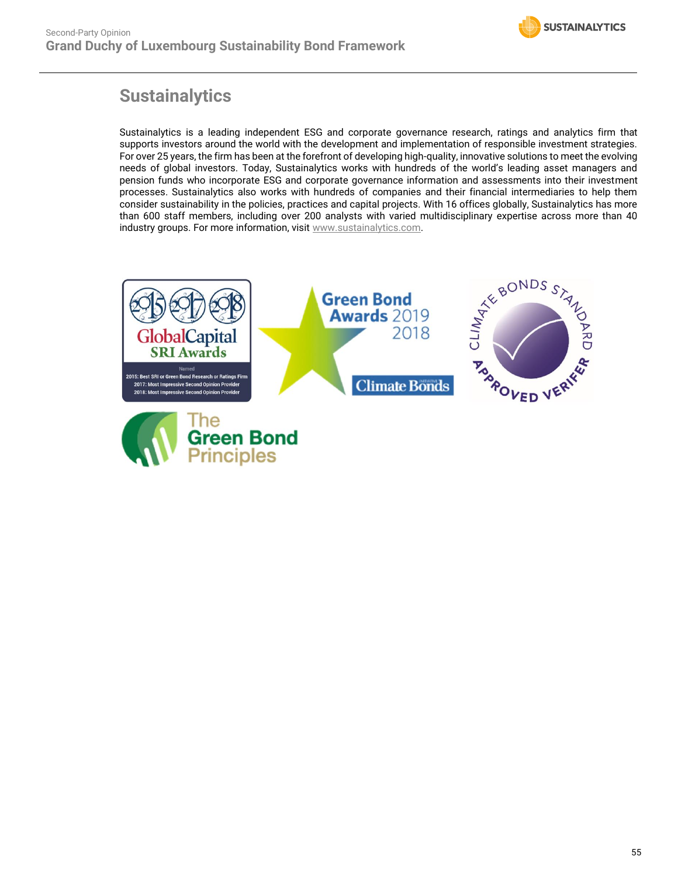# Sustainalytics

Sustainalytics is a leading independent ESG and corporate governance research, ratings and analytics firm that supports investors around the world with the development and implementation of responsible investment strategies. For over 25 years, the firm has been at the forefront of developing high-quality, innovative solutions to meet the evolving needs of global investors. Today, Sustainalytics works with hundreds of the world's leading asset managers and pension funds who incorporate ESG and corporate governance information and assessments into their investment processes. Sustainalytics also works with hundreds of companies and their financial intermediaries to help them consider sustainability in the policies, practices and capital projects. With 16 offices globally, Sustainalytics has more than 600 staff members, including over 200 analysts with varied multidisciplinary expertise across more than 40 industry groups. For more information, visit www.sustainalytics.com.